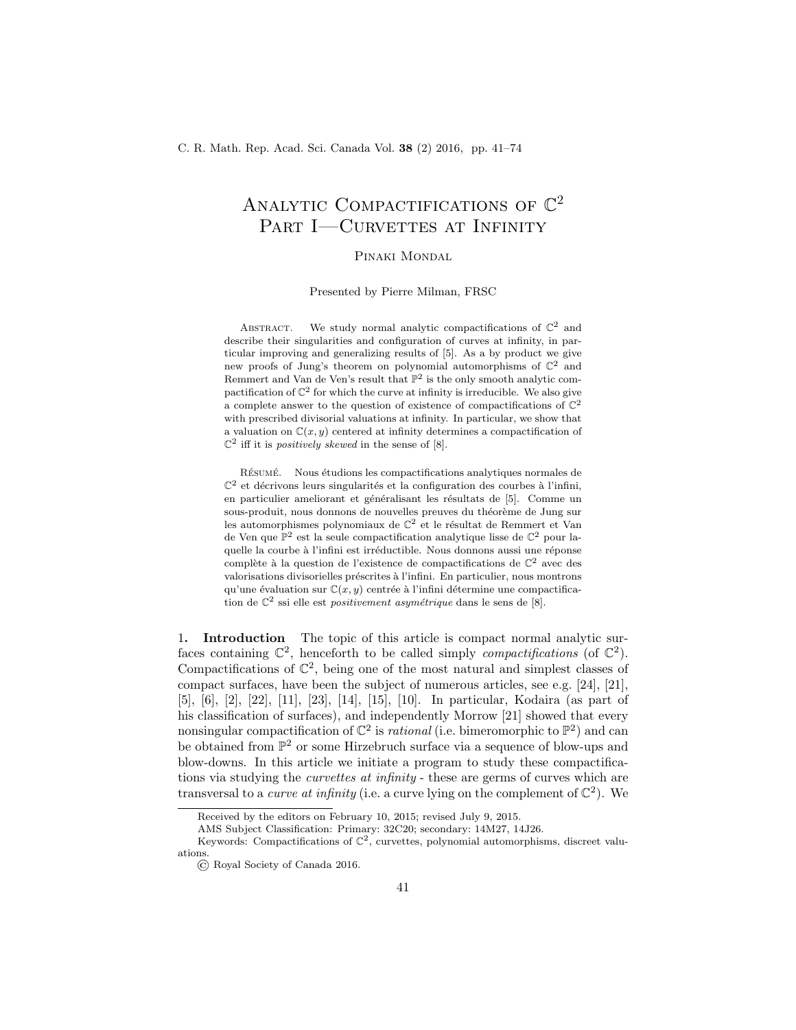# Analytic Compactifications of $\mathbb{C}^2$ Part I—Curvettes at Infinity

Pinaki Mondal

Presented by Pierre Milman, FRSC

Abstract. We study normal analytic compactifications of $\mathbb{C}^2$ and describe their singularities and configuration of curves at infinity, in particular improving and generalizing results of [5]. As a by product we give new proofs of Jung's theorem on polynomial automorphisms of $\mathbb{C}^2$ and Remmert and Van de Ven's result that $\mathbb{P}^2$ is the only smooth analytic compactification of $\mathbb{C}^2$ for which the curve at infinity is irreducible. We also give a complete answer to the question of existence of compactifications of $\mathbb{C}^2$ with prescribed divisorial valuations at infinity. In particular, we show that a valuation on $\mathbb{C}(x, y)$ centered at infinity determines a compactification of $\mathbb{C}^2$ iff it is *positively skewed* in the sense of [8].

Résumé. Nous étudions les compactifications analytiques normales de $\mathbb{C}^2$ et décrivons leurs singularités et la configuration des courbes à l'infini, en particulier ameliorant et généralisant les résultats de [5]. Comme un sous-produit, nous donnons de nouvelles preuves du théorème de Jung sur les automorphismes polynomiaux de $\mathbb{C}^2$ et le résultat de Remmert et Van de Ven que $\mathbb{P}^2$ est la seule compactification analytique lisse de $\mathbb{C}^2$ pour laquelle la courbe à l'infini est irréductible. Nous donnons aussi une réponse complète à la question de l'existence de compactifications de $\mathbb{C}^2$ avec des valorisations divisorielles préscrites à l'infini. En particulier, nous montrons qu'une évaluation sur $\mathbb{C}(x, y)$ centrée à l'infini détermine une compactification de $\mathbb{C}^2$ ssi elle est *positivement asymétrique* dans le sens de [8].

**1. Introduction** The topic of this article is compact normal analytic surfaces containing $\mathbb{C}^2$, henceforth to be called simply *compactifications* (of $\mathbb{C}^2$). Compactifications of $\mathbb{C}^2$, being one of the most natural and simplest classes of compact surfaces, have been the subject of numerous articles, see e.g. [24], [21], [5], [6], [2], [22], [11], [23], [14], [15], [10]. In particular, Kodaira (as part of his classification of surfaces), and independently Morrow [21] showed that every nonsingular compactification of $\mathbb{C}^2$ is *rational* (i.e. bimeromorphic to $\mathbb{P}^2$) and can be obtained from $\mathbb{P}^2$ or some Hirzebruch surface via a sequence of blow-ups and blow-downs. In this article we initiate a program to study these compactifications via studying the *curvettes at infinity* - these are germs of curves which are transversal to a *curve at infinity* (i.e. a curve lying on the complement of $\mathbb{C}^2$). We

---

Received by the editors on February 10, 2015; revised July 9, 2015.

AMS Subject Classification: Primary: 32C20; secondary: 14M27, 14J26.

Keywords: Compactifications of $\mathbb{C}^2$, curvettes, polynomial automorphisms, discreet valuations.

© Royal Society of Canada 2016.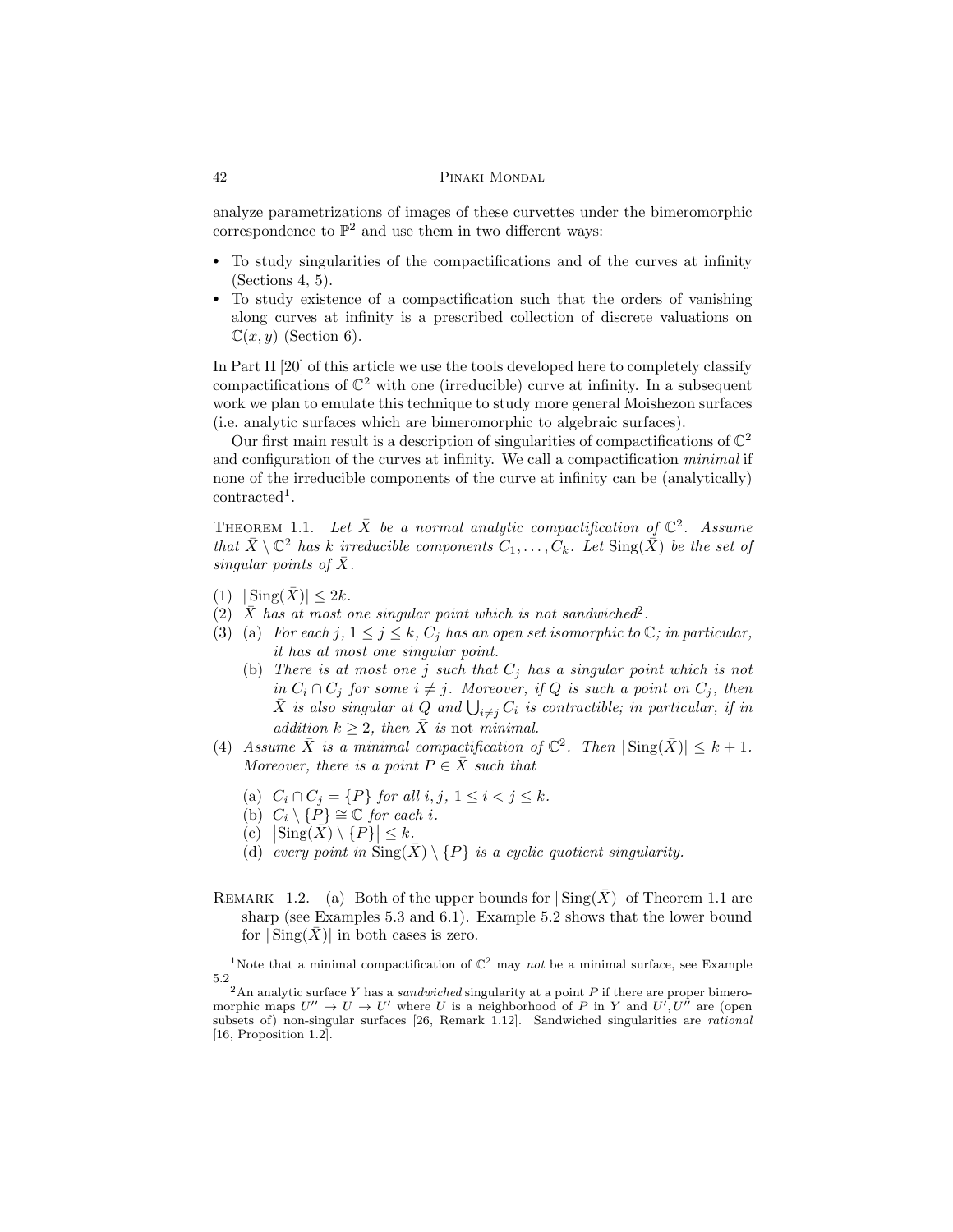analyze parametrizations of images of these curvettes under the bimeromorphic correspondence to $\mathbb{P}^2$ and use them in two different ways:

- To study singularities of the compactifications and of the curves at infinity (Sections 4, 5).
- To study existence of a compactification such that the orders of vanishing along curves at infinity is a prescribed collection of discrete valuations on $\mathbb{C}(x, y)$ (Section 6).

In Part II [20] of this article we use the tools developed here to completely classify compactifications of $\mathbb{C}^2$ with one (irreducible) curve at infinity. In a subsequent work we plan to emulate this technique to study more general Moishezon surfaces (i.e. analytic surfaces which are bimeromorphic to algebraic surfaces).

Our first main result is a description of singularities of compactifications of $\mathbb{C}^2$ and configuration of the curves at infinity. We call a compactification *minimal* if none of the irreducible components of the curve at infinity can be (analytically) contracted[1].

Theorem 1.1. *Let $\bar{X}$ be a normal analytic compactification of $\mathbb{C}^2$. Assume that $\bar{X} \setminus \mathbb{C}^2$ has $k$ irreducible components $C_1, \ldots, C_k$. Let $\operatorname{Sing}(\bar{X})$ be the set of singular points of $\bar{X}$.*

(1) $|\operatorname{Sing}(\bar{X})| \leq 2k$.

(2) *$\bar{X}$ has at most one singular point which is not sandwiched*[2].

(3) (a) *For each $j$, $1 \leq j \leq k$, $C_j$ has an open set isomorphic to $\mathbb{C}$; in particular, it has at most one singular point.*

  (b) *There is at most one $j$ such that $C_j$ has a singular point which is not in $C_i \cap C_j$ for some $i \neq j$. Moreover, if $Q$ is such a point on $C_j$, then $\bar{X}$ is also singular at $Q$ and $\bigcup_{i \neq j} C_i$ is contractible; in particular, if in addition $k \geq 2$, then $\bar{X}$ is* not *minimal.*

(4) *Assume $\bar{X}$ is a minimal compactification of $\mathbb{C}^2$. Then $|\operatorname{Sing}(\bar{X})| \leq k + 1$. Moreover, there is a point $P \in \bar{X}$ such that*

  (a) *$C_i \cap C_j = \{P\}$ for all $i, j$, $1 \leq i < j \leq k$.*

  (b) *$C_i \setminus \{P\} \cong \mathbb{C}$ for each $i$.*

  (c) *$\left|\operatorname{Sing}(\bar{X}) \setminus \{P\}\right| \leq k$.*

  (d) *every point in $\operatorname{Sing}(\bar{X}) \setminus \{P\}$ is a cyclic quotient singularity.*

Remark 1.2. (a) Both of the upper bounds for $|\operatorname{Sing}(\bar{X})|$ of Theorem 1.1 are sharp (see Examples 5.3 and 6.1). Example 5.2 shows that the lower bound for $|\operatorname{Sing}(\bar{X})|$ in both cases is zero.

---

[1] Note that a minimal compactification of $\mathbb{C}^2$ may *not* be a minimal surface, see Example 5.2

[2] An analytic surface $Y$ has a *sandwiched* singularity at a point $P$ if there are proper bimeromorphic maps $U'' \to U \to U'$ where $U$ is a neighborhood of $P$ in $Y$ and $U', U''$ are (open subsets of) non-singular surfaces [26, Remark 1.12]. Sandwiched singularities are *rational* [16, Proposition 1.2].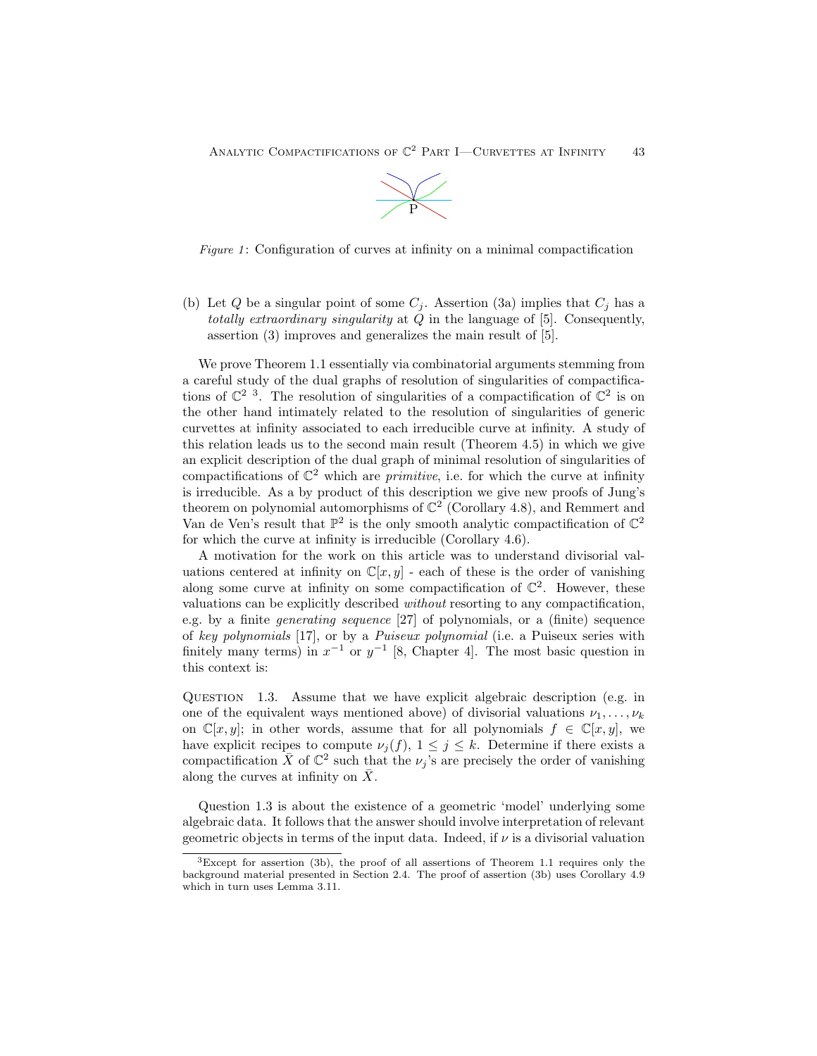*Figure 1*: Configuration of curves at infinity on a minimal compactification

(b) Let $Q$ be a singular point of some $C_j$. Assertion (3a) implies that $C_j$ has a *totally extraordinary singularity* at $Q$ in the language of [5]. Consequently, assertion (3) improves and generalizes the main result of [5].

We prove Theorem 1.1 essentially via combinatorial arguments stemming from a careful study of the dual graphs of resolution of singularities of compactifications of $\mathbb{C}^2$ [3]. The resolution of singularities of a compactification of $\mathbb{C}^2$ is on the other hand intimately related to the resolution of singularities of generic curvettes at infinity associated to each irreducible curve at infinity. A study of this relation leads us to the second main result (Theorem 4.5) in which we give an explicit description of the dual graph of minimal resolution of singularities of compactifications of $\mathbb{C}^2$ which are *primitive*, i.e. for which the curve at infinity is irreducible. As a by product of this description we give new proofs of Jung's theorem on polynomial automorphisms of $\mathbb{C}^2$ (Corollary 4.8), and Remmert and Van de Ven's result that $\mathbb{P}^2$ is the only smooth analytic compactification of $\mathbb{C}^2$ for which the curve at infinity is irreducible (Corollary 4.6).

A motivation for the work on this article was to understand divisorial valuations centered at infinity on $\mathbb{C}[x, y]$ - each of these is the order of vanishing along some curve at infinity on some compactification of $\mathbb{C}^2$. However, these valuations can be explicitly described *without* resorting to any compactification, e.g. by a finite *generating sequence* [27] of polynomials, or a (finite) sequence of *key polynomials* [17], or by a *Puiseux polynomial* (i.e. a Puiseux series with finitely many terms) in $x^{-1}$ or $y^{-1}$ [8, Chapter 4]. The most basic question in this context is:

Question 1.3. Assume that we have explicit algebraic description (e.g. in one of the equivalent ways mentioned above) of divisorial valuations $\nu_1, \ldots, \nu_k$ on $\mathbb{C}[x, y]$; in other words, assume that for all polynomials $f \in \mathbb{C}[x, y]$, we have explicit recipes to compute $\nu_j(f)$, $1 \leq j \leq k$. Determine if there exists a compactification $\bar{X}$ of $\mathbb{C}^2$ such that the $\nu_j$'s are precisely the order of vanishing along the curves at infinity on $\bar{X}$.

Question 1.3 is about the existence of a geometric 'model' underlying some algebraic data. It follows that the answer should involve interpretation of relevant geometric objects in terms of the input data. Indeed, if $\nu$ is a divisorial valuation

[3] Except for assertion (3b), the proof of all assertions of Theorem 1.1 requires only the background material presented in Section 2.4. The proof of assertion (3b) uses Corollary 4.9 which in turn uses Lemma 3.11.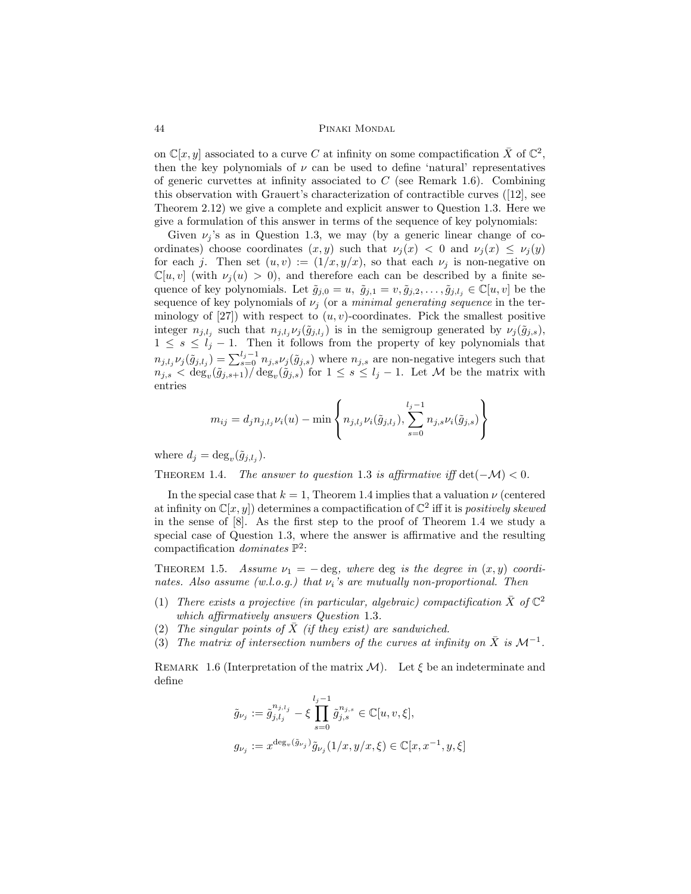on $\mathbb{C}[x,y]$ associated to a curve $C$ at infinity on some compactification $\bar{X}$ of $\mathbb{C}^2$, then the key polynomials of $\nu$ can be used to define 'natural' representatives of generic curvettes at infinity associated to $C$ (see Remark 1.6). Combining this observation with Grauert's characterization of contractible curves ([12], see Theorem 2.12) we give a complete and explicit answer to Question 1.3. Here we give a formulation of this answer in terms of the sequence of key polynomials:

Given $\nu_j$'s as in Question 1.3, we may (by a generic linear change of coordinates) choose coordinates $(x,y)$ such that $\nu_j(x) < 0$ and $\nu_j(x) \leq \nu_j(y)$ for each $j$. Then set $(u,v) := (1/x, y/x)$, so that each $\nu_j$ is non-negative on $\mathbb{C}[u,v]$ (with $\nu_j(u) > 0$), and therefore each can be described by a finite sequence of key polynomials. Let $\tilde{g}_{j,0} = u,\ \tilde{g}_{j,1} = v, \tilde{g}_{j,2}, \ldots, \tilde{g}_{j,l_j} \in \mathbb{C}[u,v]$ be the sequence of key polynomials of $\nu_j$ (or a *minimal generating sequence* in the terminology of [27]) with respect to $(u,v)$-coordinates. Pick the smallest positive integer $n_{j,l_j}$ such that $n_{j,l_j}\nu_j(\tilde{g}_{j,l_j})$ is in the semigroup generated by $\nu_j(\tilde{g}_{j,s})$, $1 \leq s \leq l_j - 1$. Then it follows from the property of key polynomials that $n_{j,l_j}\nu_j(\tilde{g}_{j,l_j}) = \sum_{s=0}^{l_j-1} n_{j,s}\nu_j(\tilde{g}_{j,s})$ where $n_{j,s}$ are non-negative integers such that $n_{j,s} < \deg_v(\tilde{g}_{j,s+1})/\deg_v(\tilde{g}_{j,s})$ for $1 \leq s \leq l_j - 1$. Let $\mathcal{M}$ be the matrix with entries

$$m_{ij} = d_j n_{j,l_j}\nu_i(u) - \min\left\{ n_{j,l_j}\nu_i(\tilde{g}_{j,l_j}), \sum_{s=0}^{l_j-1} n_{j,s}\nu_i(\tilde{g}_{j,s}) \right\}$$

where $d_j = \deg_v(\tilde{g}_{j,l_j})$.

THEOREM 1.4. *The answer to question* 1.3 *is affirmative iff* $\det(-\mathcal{M}) < 0$.

In the special case that $k = 1$, Theorem 1.4 implies that a valuation $\nu$ (centered at infinity on $\mathbb{C}[x,y]$) determines a compactification of $\mathbb{C}^2$ iff it is *positively skewed* in the sense of [8]. As the first step to the proof of Theorem 1.4 we study a special case of Question 1.3, where the answer is affirmative and the resulting compactification *dominates* $\mathbb{P}^2$:

THEOREM 1.5. *Assume* $\nu_1 = -\deg$, *where* $\deg$ *is the degree in* $(x,y)$ *coordinates. Also assume (w.l.o.g.) that* $\nu_i$*'s are mutually non-proportional. Then*

(1) *There exists a projective (in particular, algebraic) compactification* $\bar{X}$ *of* $\mathbb{C}^2$ *which affirmatively answers Question* 1.3.
(2) *The singular points of* $\bar{X}$ *(if they exist) are sandwiched.*
(3) *The matrix of intersection numbers of the curves at infinity on* $\bar{X}$ *is* $\mathcal{M}^{-1}$.

REMARK 1.6 (Interpretation of the matrix $\mathcal{M}$). Let $\xi$ be an indeterminate and define

$$\tilde{g}_{\nu_j} := \tilde{g}_{j,l_j}^{n_{j,l_j}} - \xi \prod_{s=0}^{l_j-1} \tilde{g}_{j,s}^{n_{j,s}} \in \mathbb{C}[u,v,\xi],$$

$$g_{\nu_j} := x^{\deg_v(\tilde{g}_{\nu_j})}\tilde{g}_{\nu_j}(1/x, y/x, \xi) \in \mathbb{C}[x, x^{-1}, y, \xi]$$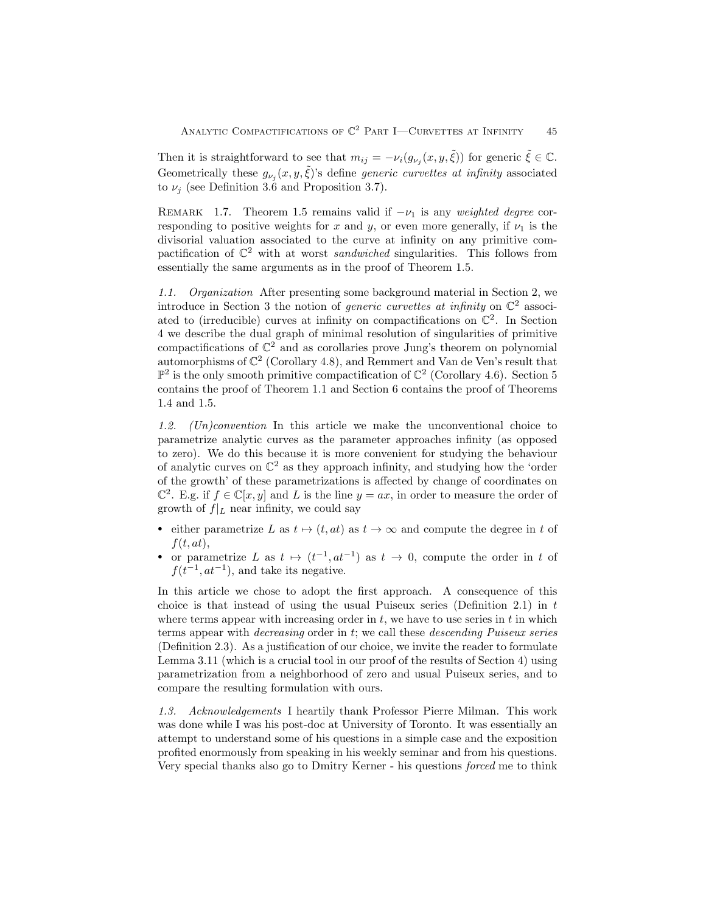Then it is straightforward to see that $m_{ij} = -\nu_i(g_{\nu_j}(x,y,\tilde{\xi}))$ for generic $\tilde{\xi} \in \mathbb{C}$. Geometrically these $g_{\nu_j}(x,y,\tilde{\xi})$'s define *generic curvettes at infinity* associated to $\nu_j$ (see Definition 3.6 and Proposition 3.7).

Remark 1.7. Theorem 1.5 remains valid if $-\nu_1$ is any *weighted degree* corresponding to positive weights for $x$ and $y$, or even more generally, if $\nu_1$ is the divisorial valuation associated to the curve at infinity on any primitive compactification of $\mathbb{C}^2$ with at worst *sandwiched* singularities. This follows from essentially the same arguments as in the proof of Theorem 1.5.

*1.1. Organization* After presenting some background material in Section 2, we introduce in Section 3 the notion of *generic curvettes at infinity* on $\mathbb{C}^2$ associated to (irreducible) curves at infinity on compactifications on $\mathbb{C}^2$. In Section 4 we describe the dual graph of minimal resolution of singularities of primitive compactifications of $\mathbb{C}^2$ and as corollaries prove Jung's theorem on polynomial automorphisms of $\mathbb{C}^2$ (Corollary 4.8), and Remmert and Van de Ven's result that $\mathbb{P}^2$ is the only smooth primitive compactification of $\mathbb{C}^2$ (Corollary 4.6). Section 5 contains the proof of Theorem 1.1 and Section 6 contains the proof of Theorems 1.4 and 1.5.

*1.2. (Un)convention* In this article we make the unconventional choice to parametrize analytic curves as the parameter approaches infinity (as opposed to zero). We do this because it is more convenient for studying the behaviour of analytic curves on $\mathbb{C}^2$ as they approach infinity, and studying how the 'order of the growth' of these parametrizations is affected by change of coordinates on $\mathbb{C}^2$. E.g. if $f \in \mathbb{C}[x,y]$ and $L$ is the line $y = ax$, in order to measure the order of growth of $f|_L$ near infinity, we could say

- either parametrize $L$ as $t \mapsto (t, at)$ as $t \to \infty$ and compute the degree in $t$ of $f(t, at)$,
- or parametrize $L$ as $t \mapsto (t^{-1}, at^{-1})$ as $t \to 0$, compute the order in $t$ of $f(t^{-1}, at^{-1})$, and take its negative.

In this article we chose to adopt the first approach. A consequence of this choice is that instead of using the usual Puiseux series (Definition 2.1) in $t$ where terms appear with increasing order in $t$, we have to use series in $t$ in which terms appear with *decreasing* order in $t$; we call these *descending Puiseux series* (Definition 2.3). As a justification of our choice, we invite the reader to formulate Lemma 3.11 (which is a crucial tool in our proof of the results of Section 4) using parametrization from a neighborhood of zero and usual Puiseux series, and to compare the resulting formulation with ours.

*1.3. Acknowledgements* I heartily thank Professor Pierre Milman. This work was done while I was his post-doc at University of Toronto. It was essentially an attempt to understand some of his questions in a simple case and the exposition profited enormously from speaking in his weekly seminar and from his questions. Very special thanks also go to Dmitry Kerner - his questions *forced* me to think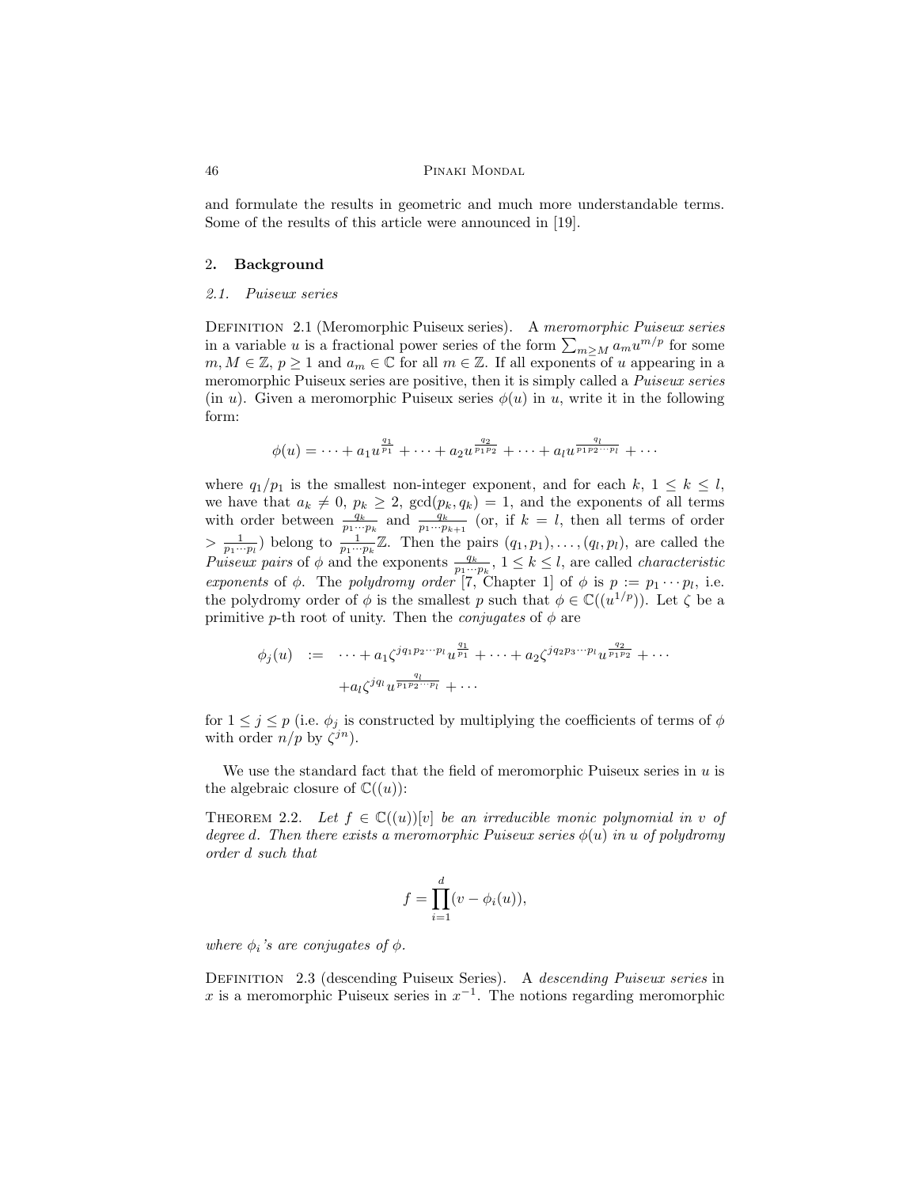and formulate the results in geometric and much more understandable terms. Some of the results of this article were announced in [19].

## 2. Background

### 2.1. Puiseux series

Definition 2.1 (Meromorphic Puiseux series). A *meromorphic Puiseux series* in a variable $u$ is a fractional power series of the form $\sum_{m \geq M} a_m u^{m/p}$ for some $m, M \in \mathbb{Z}$, $p \geq 1$ and $a_m \in \mathbb{C}$ for all $m \in \mathbb{Z}$. If all exponents of $u$ appearing in a meromorphic Puiseux series are positive, then it is simply called a *Puiseux series* (in $u$). Given a meromorphic Puiseux series $\phi(u)$ in $u$, write it in the following form:

$$\phi(u) = \cdots + a_1 u^{\frac{q_1}{p_1}} + \cdots + a_2 u^{\frac{q_2}{p_1 p_2}} + \cdots + a_l u^{\frac{q_l}{p_1 p_2 \cdots p_l}} + \cdots$$

where $q_1/p_1$ is the smallest non-integer exponent, and for each $k$, $1 \leq k \leq l$, we have that $a_k \neq 0$, $p_k \geq 2$, $\gcd(p_k, q_k) = 1$, and the exponents of all terms with order between $\frac{q_k}{p_1 \cdots p_k}$ and $\frac{q_k}{p_1 \cdots p_{k+1}}$ (or, if $k = l$, then all terms of order $> \frac{1}{p_1 \cdots p_l}$) belong to $\frac{1}{p_1 \cdots p_k}\mathbb{Z}$. Then the pairs $(q_1, p_1), \ldots, (q_l, p_l)$, are called the *Puiseux pairs* of $\phi$ and the exponents $\frac{q_k}{p_1 \cdots p_k}$, $1 \leq k \leq l$, are called *characteristic exponents* of $\phi$. The *polydromy order* [7, Chapter 1] of $\phi$ is $p := p_1 \cdots p_l$, i.e. the polydromy order of $\phi$ is the smallest $p$ such that $\phi \in \mathbb{C}((u^{1/p}))$. Let $\zeta$ be a primitive $p$-th root of unity. Then the *conjugates* of $\phi$ are

$$\begin{aligned}
\phi_j(u) \quad := \quad & \cdots + a_1 \zeta^{j q_1 p_2 \cdots p_l} u^{\frac{q_1}{p_1}} + \cdots + a_2 \zeta^{j q_2 p_3 \cdots p_l} u^{\frac{q_2}{p_1 p_2}} + \cdots \\
& + a_l \zeta^{j q_l} u^{\frac{q_l}{p_1 p_2 \cdots p_l}} + \cdots
\end{aligned}$$

for $1 \leq j \leq p$ (i.e. $\phi_j$ is constructed by multiplying the coefficients of terms of $\phi$ with order $n/p$ by $\zeta^{jn}$).

We use the standard fact that the field of meromorphic Puiseux series in $u$ is the algebraic closure of $\mathbb{C}((u))$:

Theorem 2.2. *Let $f \in \mathbb{C}((u))[v]$ be an irreducible monic polynomial in $v$ of degree $d$. Then there exists a meromorphic Puiseux series $\phi(u)$ in $u$ of polydromy order $d$ such that*

$$f = \prod_{i=1}^{d} (v - \phi_i(u)),$$

*where $\phi_i$'s are conjugates of $\phi$.*

Definition 2.3 (descending Puiseux Series). A *descending Puiseux series* in $x$ is a meromorphic Puiseux series in $x^{-1}$. The notions regarding meromorphic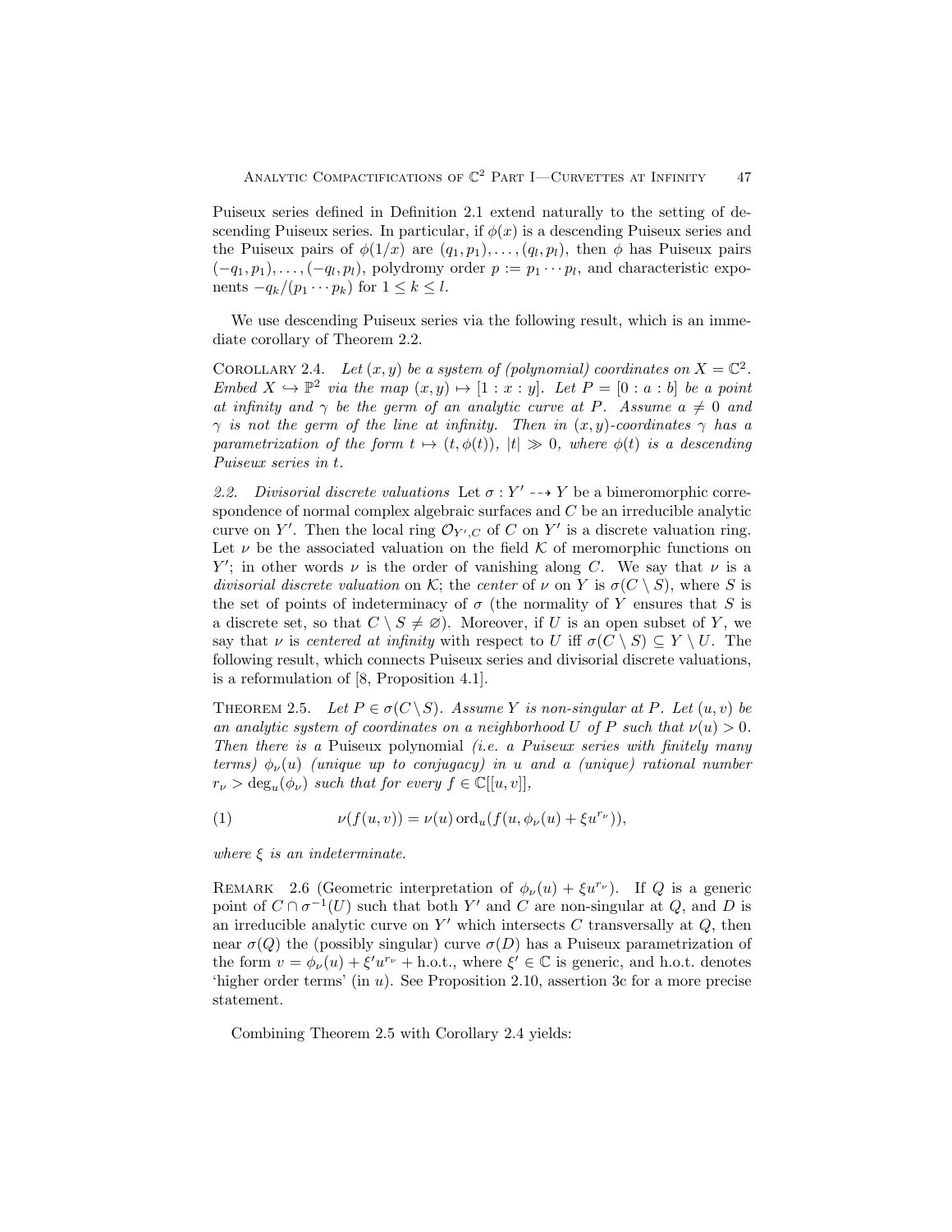Puiseux series defined in Definition 2.1 extend naturally to the setting of descending Puiseux series. In particular, if $\phi(x)$ is a descending Puiseux series and the Puiseux pairs of $\phi(1/x)$ are $(q_1, p_1), \ldots, (q_l, p_l)$, then $\phi$ has Puiseux pairs $(-q_1, p_1), \ldots, (-q_l, p_l)$, polydromy order $p := p_1 \cdots p_l$, and characteristic exponents $-q_k/(p_1 \cdots p_k)$ for $1 \leq k \leq l$.

We use descending Puiseux series via the following result, which is an immediate corollary of Theorem 2.2.

Corollary 2.4. *Let $(x, y)$ be a system of (polynomial) coordinates on $X = \mathbb{C}^2$. Embed $X \hookrightarrow \mathbb{P}^2$ via the map $(x, y) \mapsto [1 : x : y]$. Let $P = [0 : a : b]$ be a point at infinity and $\gamma$ be the germ of an analytic curve at $P$. Assume $a \neq 0$ and $\gamma$ is not the germ of the line at infinity. Then in $(x, y)$-coordinates $\gamma$ has a parametrization of the form $t \mapsto (t, \phi(t))$, $|t| \gg 0$, where $\phi(t)$ is a descending Puiseux series in $t$.*

*2.2. Divisorial discrete valuations* Let $\sigma : Y' \dashrightarrow Y$ be a bimeromorphic correspondence of normal complex algebraic surfaces and $C$ be an irreducible analytic curve on $Y'$. Then the local ring $\mathcal{O}_{Y',C}$ of $C$ on $Y'$ is a discrete valuation ring. Let $\nu$ be the associated valuation on the field $\mathcal{K}$ of meromorphic functions on $Y'$; in other words $\nu$ is the order of vanishing along $C$. We say that $\nu$ is a *divisorial discrete valuation* on $\mathcal{K}$; the *center* of $\nu$ on $Y$ is $\sigma(C \setminus S)$, where $S$ is the set of points of indeterminacy of $\sigma$ (the normality of $Y$ ensures that $S$ is a discrete set, so that $C \setminus S \neq \varnothing$). Moreover, if $U$ is an open subset of $Y$, we say that $\nu$ is *centered at infinity* with respect to $U$ iff $\sigma(C \setminus S) \subseteq Y \setminus U$. The following result, which connects Puiseux series and divisorial discrete valuations, is a reformulation of [8, Proposition 4.1].

Theorem 2.5. *Let $P \in \sigma(C \setminus S)$. Assume $Y$ is non-singular at $P$. Let $(u, v)$ be an analytic system of coordinates on a neighborhood $U$ of $P$ such that $\nu(u) > 0$. Then there is a* Puiseux polynomial *(i.e. a Puiseux series with finitely many terms) $\phi_\nu(u)$ (unique up to conjugacy) in $u$ and a (unique) rational number $r_\nu > \deg_u(\phi_\nu)$ such that for every $f \in \mathbb{C}[[u, v]]$,*

$$\nu(f(u, v)) = \nu(u) \operatorname{ord}_u(f(u, \phi_\nu(u) + \xi u^{r_\nu})), \tag{1}$$

*where $\xi$ is an indeterminate.*

Remark 2.6 (Geometric interpretation of $\phi_\nu(u) + \xi u^{r_\nu}$). If $Q$ is a generic point of $C \cap \sigma^{-1}(U)$ such that both $Y'$ and $C$ are non-singular at $Q$, and $D$ is an irreducible analytic curve on $Y'$ which intersects $C$ transversally at $Q$, then near $\sigma(Q)$ the (possibly singular) curve $\sigma(D)$ has a Puiseux parametrization of the form $v = \phi_\nu(u) + \xi' u^{r_\nu} + \text{h.o.t.}$, where $\xi' \in \mathbb{C}$ is generic, and h.o.t. denotes 'higher order terms' (in $u$). See Proposition 2.10, assertion 3c for a more precise statement.

Combining Theorem 2.5 with Corollary 2.4 yields: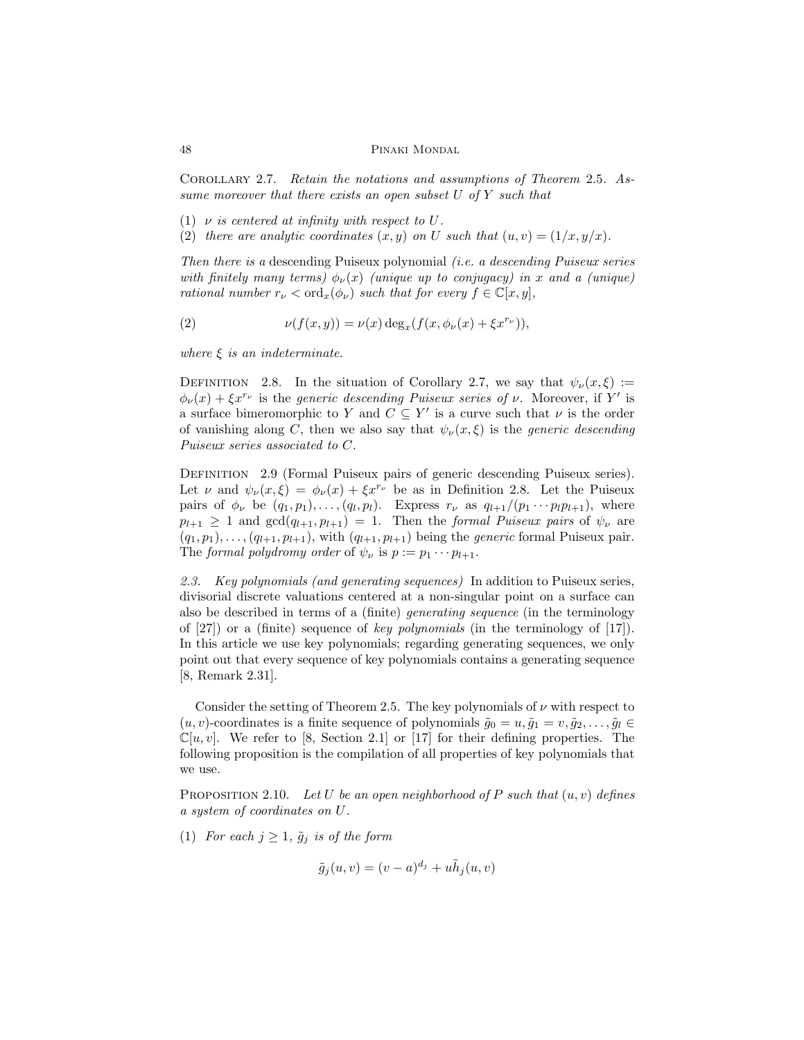Corollary 2.7. *Retain the notations and assumptions of Theorem 2.5. Assume moreover that there exists an open subset $U$ of $Y$ such that*

(1) *$\nu$ is centered at infinity with respect to $U$.*
(2) *there are analytic coordinates $(x, y)$ on $U$ such that $(u, v) = (1/x, y/x)$.*

*Then there is a* descending Puiseux polynomial *(i.e. a descending Puiseux series with finitely many terms) $\phi_\nu(x)$ (unique up to conjugacy) in $x$ and a (unique) rational number $r_\nu < \mathrm{ord}_x(\phi_\nu)$ such that for every $f \in \mathbb{C}[x, y]$,*

$$\nu(f(x, y)) = \nu(x) \deg_x(f(x, \phi_\nu(x) + \xi x^{r_\nu})), \tag{2}$$

*where $\xi$ is an indeterminate.*

Definition 2.8. In the situation of Corollary 2.7, we say that $\psi_\nu(x, \xi) := \phi_\nu(x) + \xi x^{r_\nu}$ is the *generic descending Puiseux series of $\nu$*. Moreover, if $Y'$ is a surface bimeromorphic to $Y$ and $C \subseteq Y'$ is a curve such that $\nu$ is the order of vanishing along $C$, then we also say that $\psi_\nu(x, \xi)$ is the *generic descending Puiseux series associated to $C$*.

Definition 2.9 (Formal Puiseux pairs of generic descending Puiseux series). Let $\nu$ and $\psi_\nu(x, \xi) = \phi_\nu(x) + \xi x^{r_\nu}$ be as in Definition 2.8. Let the Puiseux pairs of $\phi_\nu$ be $(q_1, p_1), \ldots, (q_l, p_l)$. Express $r_\nu$ as $q_{l+1}/(p_1 \cdots p_l p_{l+1})$, where $p_{l+1} \geq 1$ and $\gcd(q_{l+1}, p_{l+1}) = 1$. Then the *formal Puiseux pairs* of $\psi_\nu$ are $(q_1, p_1), \ldots, (q_{l+1}, p_{l+1})$, with $(q_{l+1}, p_{l+1})$ being the *generic* formal Puiseux pair. The *formal polydromy order* of $\psi_\nu$ is $p := p_1 \cdots p_{l+1}$.

*2.3. Key polynomials (and generating sequences)* In addition to Puiseux series, divisorial discrete valuations centered at a non-singular point on a surface can also be described in terms of a (finite) *generating sequence* (in the terminology of [27]) or a (finite) sequence of *key polynomials* (in the terminology of [17]). In this article we use key polynomials; regarding generating sequences, we only point out that every sequence of key polynomials contains a generating sequence [8, Remark 2.31].

Consider the setting of Theorem 2.5. The key polynomials of $\nu$ with respect to $(u, v)$-coordinates is a finite sequence of polynomials $\tilde{g}_0 = u, \tilde{g}_1 = v, \tilde{g}_2, \ldots, \tilde{g}_l \in \mathbb{C}[u, v]$. We refer to [8, Section 2.1] or [17] for their defining properties. The following proposition is the compilation of all properties of key polynomials that we use.

Proposition 2.10. *Let $U$ be an open neighborhood of $P$ such that $(u, v)$ defines a system of coordinates on $U$.*

(1) *For each $j \geq 1$, $\tilde{g}_j$ is of the form*

$$\tilde{g}_j(u, v) = (v - a)^{d_j} + u\tilde{h}_j(u, v)$$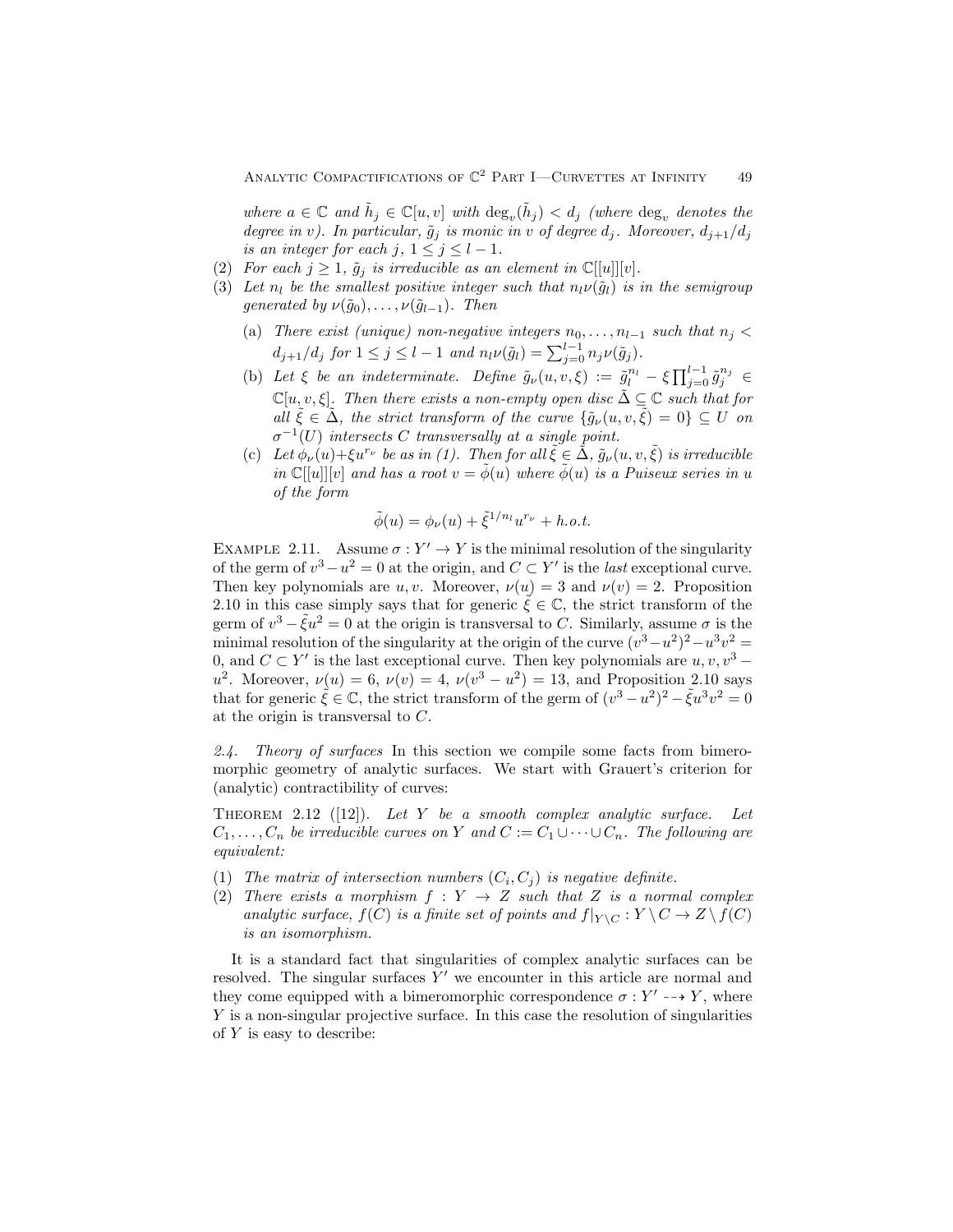where $a \in \mathbb{C}$ and $\tilde{h}_j \in \mathbb{C}[u,v]$ with $\deg_v(\tilde{h}_j) < d_j$ (where $\deg_v$ denotes the degree in $v$). In particular, $\tilde{g}_j$ is monic in $v$ of degree $d_j$. Moreover, $d_{j+1}/d_j$ is an integer for each $j$, $1 \leq j \leq l-1$.

(2) *For each $j \geq 1$, $\tilde{g}_j$ is irreducible as an element in $\mathbb{C}[[u]][v]$.*

(3) *Let $n_l$ be the smallest positive integer such that $n_l\nu(\tilde{g}_l)$ is in the semigroup generated by $\nu(\tilde{g}_0), \ldots, \nu(\tilde{g}_{l-1})$. Then*

   (a) *There exist (unique) non-negative integers $n_0, \ldots, n_{l-1}$ such that $n_j < d_{j+1}/d_j$ for $1 \leq j \leq l-1$ and $n_l\nu(\tilde{g}_l) = \sum_{j=0}^{l-1} n_j \nu(\tilde{g}_j)$.*

   (b) *Let $\xi$ be an indeterminate. Define $\tilde{g}_\nu(u,v,\xi) := \tilde{g}_l^{n_l} - \xi \prod_{j=0}^{l-1} \tilde{g}_j^{n_j} \in \mathbb{C}[u,v,\xi]$. Then there exists a non-empty open disc $\tilde{\Delta} \subseteq \mathbb{C}$ such that for all $\tilde{\xi} \in \tilde{\Delta}$, the strict transform of the curve $\{\tilde{g}_\nu(u,v,\tilde{\xi}) = 0\} \subseteq U$ on $\sigma^{-1}(U)$ intersects $C$ transversally at a single point.*

   (c) *Let $\phi_\nu(u) + \xi u^{r_\nu}$ be as in (1). Then for all $\tilde{\xi} \in \tilde{\Delta}$, $\tilde{g}_\nu(u,v,\tilde{\xi})$ is irreducible in $\mathbb{C}[[u]][v]$ and has a root $v = \tilde{\phi}(u)$ where $\tilde{\phi}(u)$ is a Puiseux series in $u$ of the form*

$$\tilde{\phi}(u) = \phi_\nu(u) + \tilde{\xi}^{1/n_l} u^{r_\nu} + h.o.t.$$

Example 2.11. Assume $\sigma : Y' \to Y$ is the minimal resolution of the singularity of the germ of $v^3 - u^2 = 0$ at the origin, and $C \subset Y'$ is the *last* exceptional curve. Then key polynomials are $u, v$. Moreover, $\nu(u) = 3$ and $\nu(v) = 2$. Proposition 2.10 in this case simply says that for generic $\tilde{\xi} \in \mathbb{C}$, the strict transform of the germ of $v^3 - \tilde{\xi}u^2 = 0$ at the origin is transversal to $C$. Similarly, assume $\sigma$ is the minimal resolution of the singularity at the origin of the curve $(v^3 - u^2)^2 - u^3v^2 = 0$, and $C \subset Y'$ is the last exceptional curve. Then key polynomials are $u, v, v^3 - u^2$. Moreover, $\nu(u) = 6$, $\nu(v) = 4$, $\nu(v^3 - u^2) = 13$, and Proposition 2.10 says that for generic $\tilde{\xi} \in \mathbb{C}$, the strict transform of the germ of $(v^3 - u^2)^2 - \tilde{\xi}u^3v^2 = 0$ at the origin is transversal to $C$.

*2.4. Theory of surfaces* In this section we compile some facts from bimeromorphic geometry of analytic surfaces. We start with Grauert's criterion for (analytic) contractibility of curves:

Theorem 2.12 ([12]). *Let $Y$ be a smooth complex analytic surface. Let $C_1, \ldots, C_n$ be irreducible curves on $Y$ and $C := C_1 \cup \cdots \cup C_n$. The following are equivalent:*

(1) *The matrix of intersection numbers $(C_i, C_j)$ is negative definite.*

(2) *There exists a morphism $f : Y \to Z$ such that $Z$ is a normal complex analytic surface, $f(C)$ is a finite set of points and $f|_{Y \setminus C} : Y \setminus C \to Z \setminus f(C)$ is an isomorphism.*

It is a standard fact that singularities of complex analytic surfaces can be resolved. The singular surfaces $Y'$ we encounter in this article are normal and they come equipped with a bimeromorphic correspondence $\sigma : Y' \dashrightarrow Y$, where $Y$ is a non-singular projective surface. In this case the resolution of singularities of $Y$ is easy to describe: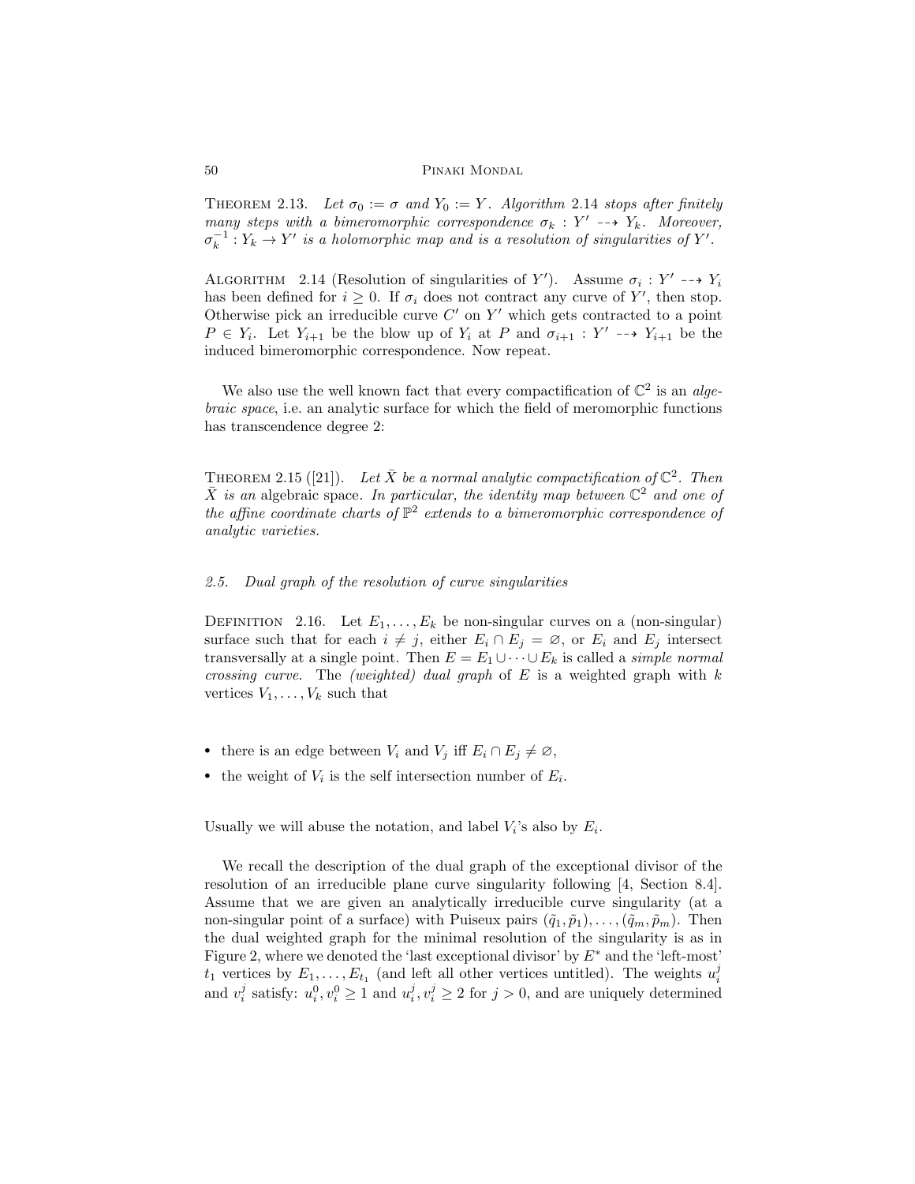THEOREM 2.13. *Let $\sigma_0 := \sigma$ and $Y_0 := Y$. Algorithm 2.14 stops after finitely many steps with a bimeromorphic correspondence $\sigma_k : Y' \dashrightarrow Y_k$. Moreover, $\sigma_k^{-1} : Y_k \to Y'$ is a holomorphic map and is a resolution of singularities of $Y'$.*

ALGORITHM 2.14 (Resolution of singularities of $Y'$). Assume $\sigma_i : Y' \dashrightarrow Y_i$ has been defined for $i \geq 0$. If $\sigma_i$ does not contract any curve of $Y'$, then stop. Otherwise pick an irreducible curve $C'$ on $Y'$ which gets contracted to a point $P \in Y_i$. Let $Y_{i+1}$ be the blow up of $Y_i$ at $P$ and $\sigma_{i+1} : Y' \dashrightarrow Y_{i+1}$ be the induced bimeromorphic correspondence. Now repeat.

We also use the well known fact that every compactification of $\mathbb{C}^2$ is an *algebraic space*, i.e. an analytic surface for which the field of meromorphic functions has transcendence degree 2:

THEOREM 2.15 ([21]). *Let $\bar{X}$ be a normal analytic compactification of $\mathbb{C}^2$. Then $\bar{X}$ is an* algebraic space*. In particular, the identity map between $\mathbb{C}^2$ and one of the affine coordinate charts of $\mathbb{P}^2$ extends to a bimeromorphic correspondence of analytic varieties.*

### 2.5. Dual graph of the resolution of curve singularities

DEFINITION 2.16. Let $E_1, \ldots, E_k$ be non-singular curves on a (non-singular) surface such that for each $i \neq j$, either $E_i \cap E_j = \varnothing$, or $E_i$ and $E_j$ intersect transversally at a single point. Then $E = E_1 \cup \cdots \cup E_k$ is called a *simple normal crossing curve*. The *(weighted) dual graph* of $E$ is a weighted graph with $k$ vertices $V_1, \ldots, V_k$ such that

- there is an edge between $V_i$ and $V_j$ iff $E_i \cap E_j \neq \varnothing$,
- the weight of $V_i$ is the self intersection number of $E_i$.

Usually we will abuse the notation, and label $V_i$'s also by $E_i$.

We recall the description of the dual graph of the exceptional divisor of the resolution of an irreducible plane curve singularity following [4, Section 8.4]. Assume that we are given an analytically irreducible curve singularity (at a non-singular point of a surface) with Puiseux pairs $(\tilde{q}_1, \tilde{p}_1), \ldots, (\tilde{q}_m, \tilde{p}_m)$. Then the dual weighted graph for the minimal resolution of the singularity is as in Figure 2, where we denoted the 'last exceptional divisor' by $E^*$ and the 'left-most' $t_1$ vertices by $E_1, \ldots, E_{t_1}$ (and left all other vertices untitled). The weights $u_i^j$ and $v_i^j$ satisfy: $u_i^0, v_i^0 \geq 1$ and $u_i^j, v_i^j \geq 2$ for $j > 0$, and are uniquely determined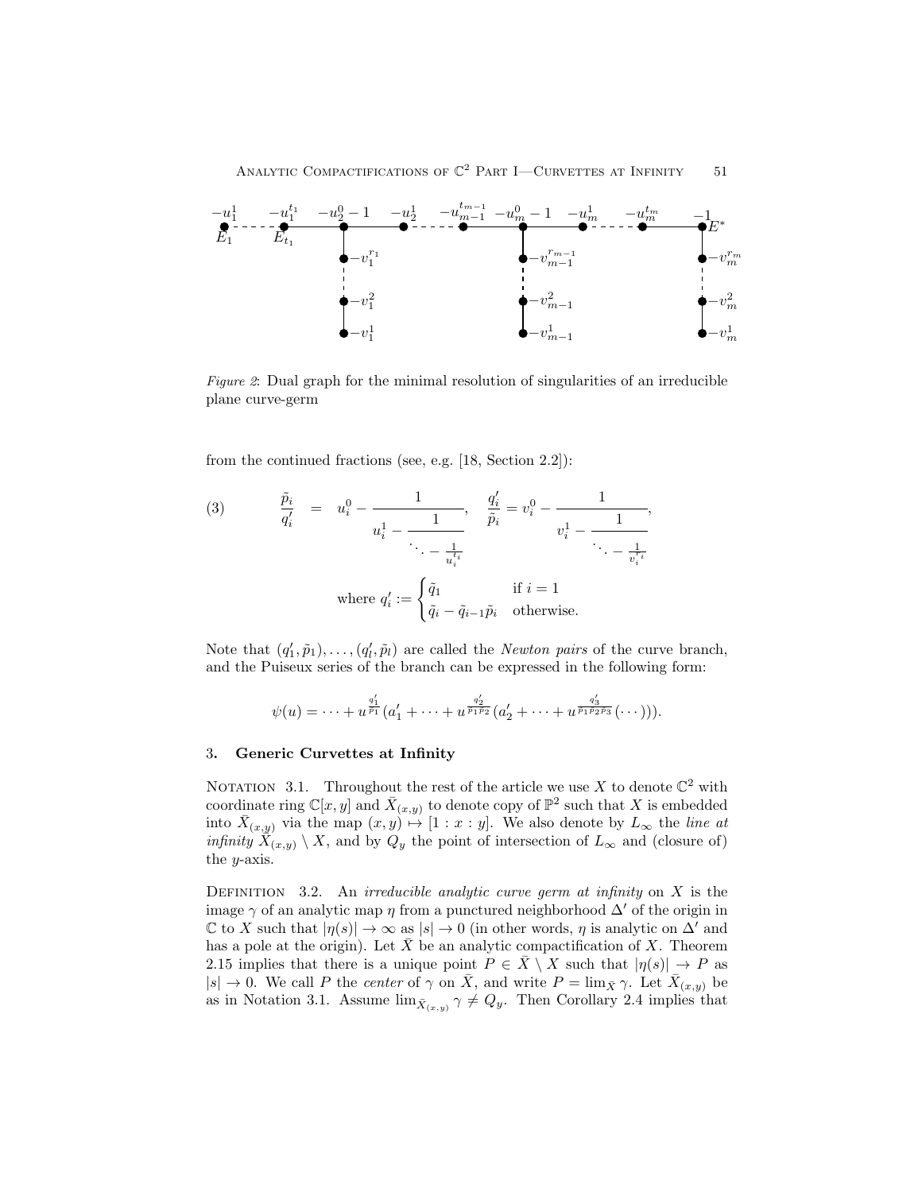*Figure 2*: Dual graph for the minimal resolution of singularities of an irreducible plane curve-germ

from the continued fractions (see, e.g. [18, Section 2.2]):

$$
\frac{\tilde{p}_i}{q'_i} = u_i^0 - \cfrac{1}{u_i^1 - \cfrac{1}{\ddots - \frac{1}{u_i^{t_i}}}}, \quad \frac{q'_i}{\tilde{p}_i} = v_i^0 - \cfrac{1}{v_i^1 - \cfrac{1}{\ddots - \frac{1}{v_i^{r_i}}}}, \tag{3}
$$

$$
\text{where } q'_i := \begin{cases} \tilde{q}_1 & \text{if } i = 1 \\ \tilde{q}_i - \tilde{q}_{i-1}\tilde{p}_i & \text{otherwise.} \end{cases}
$$

Note that $(q'_1, \tilde{p}_1), \ldots, (q'_l, \tilde{p}_l)$ are called the *Newton pairs* of the curve branch, and the Puiseux series of the branch can be expressed in the following form:

$$
\psi(u) = \cdots + u^{\frac{q'_1}{p_1}}(a'_1 + \cdots + u^{\frac{q'_2}{p_1 p_2}}(a'_2 + \cdots + u^{\frac{q'_3}{p_1 p_2 p_3}}(\cdots))).
$$

## 3. Generic Curvettes at Infinity

Notation 3.1. Throughout the rest of the article we use $X$ to denote $\mathbb{C}^2$ with coordinate ring $\mathbb{C}[x, y]$ and $\bar{X}_{(x,y)}$ to denote copy of $\mathbb{P}^2$ such that $X$ is embedded into $\bar{X}_{(x,y)}$ via the map $(x, y) \mapsto [1 : x : y]$. We also denote by $L_\infty$ the *line at infinity* $\bar{X}_{(x,y)} \setminus X$, and by $Q_y$ the point of intersection of $L_\infty$ and (closure of) the $y$-axis.

Definition 3.2. An *irreducible analytic curve germ at infinity* on $X$ is the image $\gamma$ of an analytic map $\eta$ from a punctured neighborhood $\Delta'$ of the origin in $\mathbb{C}$ to $X$ such that $|\eta(s)| \to \infty$ as $|s| \to 0$ (in other words, $\eta$ is analytic on $\Delta'$ and has a pole at the origin). Let $\bar{X}$ be an analytic compactification of $X$. Theorem 2.15 implies that there is a unique point $P \in \bar{X} \setminus X$ such that $|\eta(s)| \to P$ as $|s| \to 0$. We call $P$ the *center* of $\gamma$ on $\bar{X}$, and write $P = \lim_{\bar{X}} \gamma$. Let $\bar{X}_{(x,y)}$ be as in Notation 3.1. Assume $\lim_{\bar{X}_{(x,y)}} \gamma \neq Q_y$. Then Corollary 2.4 implies that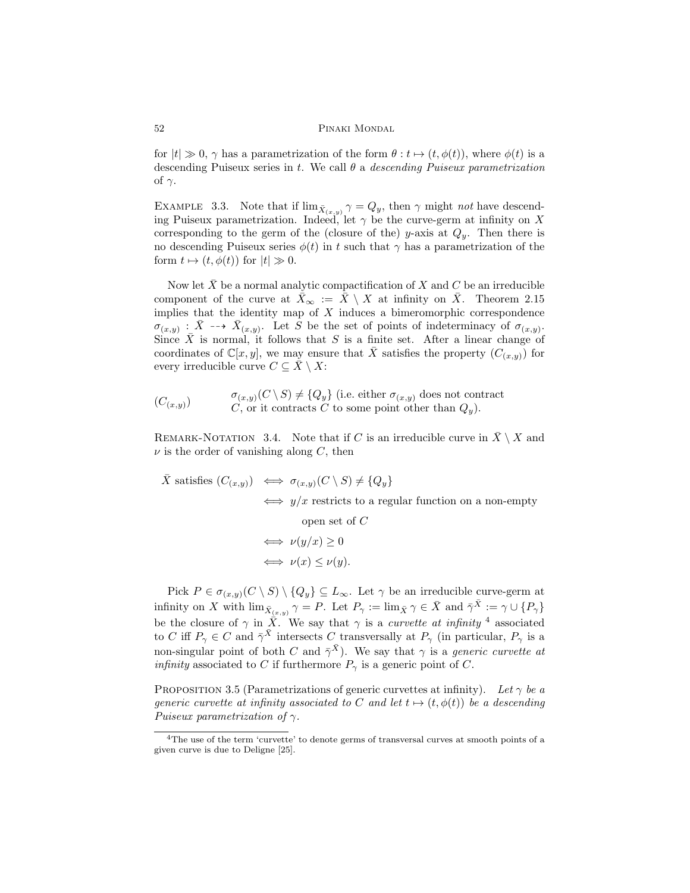for $|t| \gg 0$, $\gamma$ has a parametrization of the form $\theta : t \mapsto (t, \phi(t))$, where $\phi(t)$ is a descending Puiseux series in $t$. We call $\theta$ a *descending Puiseux parametrization* of $\gamma$.

EXAMPLE 3.3. Note that if $\lim_{\bar{X}_{(x,y)}} \gamma = Q_y$, then $\gamma$ might *not* have descending Puiseux parametrization. Indeed, let $\gamma$ be the curve-germ at infinity on $X$ corresponding to the germ of the (closure of the) $y$-axis at $Q_y$. Then there is no descending Puiseux series $\phi(t)$ in $t$ such that $\gamma$ has a parametrization of the form $t \mapsto (t, \phi(t))$ for $|t| \gg 0$.

Now let $\bar{X}$ be a normal analytic compactification of $X$ and $C$ be an irreducible component of the curve at $\bar{X}_\infty := \bar{X} \setminus X$ at infinity on $\bar{X}$. Theorem 2.15 implies that the identity map of $X$ induces a bimeromorphic correspondence $\sigma_{(x,y)} : \bar{X} \dashrightarrow \bar{X}_{(x,y)}$. Let $S$ be the set of points of indeterminacy of $\sigma_{(x,y)}$. Since $\bar{X}$ is normal, it follows that $S$ is a finite set. After a linear change of coordinates of $\mathbb{C}[x, y]$, we may ensure that $\bar{X}$ satisfies the property $(C_{(x,y)})$ for every irreducible curve $C \subseteq \bar{X} \setminus X$:

$(C_{(x,y)})$ $\qquad$ $\sigma_{(x,y)}(C \setminus S) \neq \{Q_y\}$ (i.e. either $\sigma_{(x,y)}$ does not contract $C$, or it contracts $C$ to some point other than $Q_y$).

REMARK-NOTATION 3.4. Note that if $C$ is an irreducible curve in $\bar{X} \setminus X$ and $\nu$ is the order of vanishing along $C$, then

$$
\begin{aligned}
\bar{X} \text{ satisfies } (C_{(x,y)}) &\iff \sigma_{(x,y)}(C \setminus S) \neq \{Q_y\} \\
&\iff y/x \text{ restricts to a regular function on a non-empty} \\
&\qquad \text{open set of } C \\
&\iff \nu(y/x) \geq 0 \\
&\iff \nu(x) \leq \nu(y).
\end{aligned}
$$

Pick $P \in \sigma_{(x,y)}(C \setminus S) \setminus \{Q_y\} \subseteq L_\infty$. Let $\gamma$ be an irreducible curve-germ at infinity on $X$ with $\lim_{\bar{X}_{(x,y)}} \gamma = P$. Let $P_\gamma := \lim_{\bar{X}} \gamma \in \bar{X}$ and $\bar{\gamma}^{\bar{X}} := \gamma \cup \{P_\gamma\}$ be the closure of $\gamma$ in $\bar{X}$. We say that $\gamma$ is a *curvette at infinity* [4] associated to $C$ iff $P_\gamma \in C$ and $\bar{\gamma}^{\bar{X}}$ intersects $C$ transversally at $P_\gamma$ (in particular, $P_\gamma$ is a non-singular point of both $C$ and $\bar{\gamma}^{\bar{X}}$). We say that $\gamma$ is a *generic curvette at infinity* associated to $C$ if furthermore $P_\gamma$ is a generic point of $C$.

PROPOSITION 3.5 (Parametrizations of generic curvettes at infinity). *Let $\gamma$ be a generic curvette at infinity associated to $C$ and let $t \mapsto (t, \phi(t))$ be a descending Puiseux parametrization of $\gamma$.*

---

[4] The use of the term 'curvette' to denote germs of transversal curves at smooth points of a given curve is due to Deligne [25].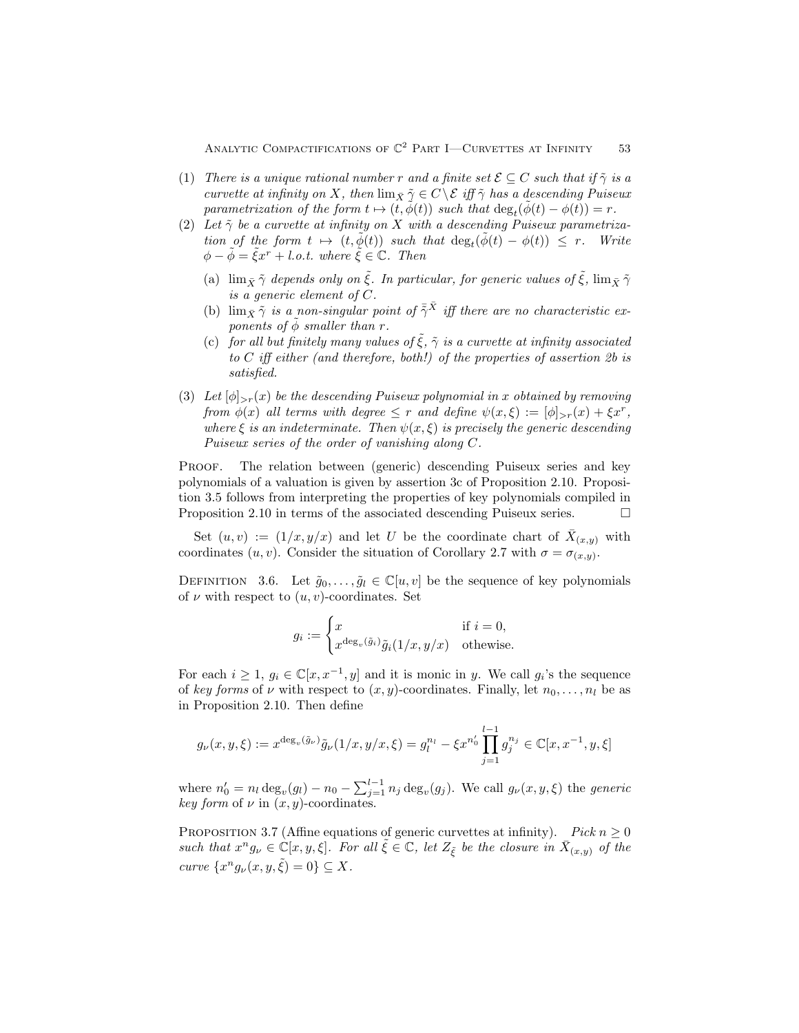(1) *There is a unique rational number $r$ and a finite set $\mathcal{E} \subseteq C$ such that if $\tilde{\gamma}$ is a curvette at infinity on $X$, then $\lim_{\bar{X}} \tilde{\gamma} \in C \setminus \mathcal{E}$ iff $\tilde{\gamma}$ has a descending Puiseux parametrization of the form $t \mapsto (t, \tilde{\phi}(t))$ such that $\deg_t(\tilde{\phi}(t) - \phi(t)) = r$.*

(2) *Let $\tilde{\gamma}$ be a curvette at infinity on $X$ with a descending Puiseux parametrization of the form $t \mapsto (t, \tilde{\phi}(t))$ such that $\deg_t(\tilde{\phi}(t) - \phi(t)) \leq r$. Write $\phi - \tilde{\phi} = \tilde{\xi} x^r + l.o.t.$ where $\tilde{\xi} \in \mathbb{C}$. Then*

   (a) *$\lim_{\bar{X}} \tilde{\gamma}$ depends only on $\tilde{\xi}$. In particular, for generic values of $\tilde{\xi}$, $\lim_{\bar{X}} \tilde{\gamma}$ is a generic element of $C$.*

   (b) *$\lim_{\bar{X}} \tilde{\gamma}$ is a non-singular point of $\bar{\tilde{\gamma}}^{\bar{X}}$ iff there are no characteristic exponents of $\tilde{\phi}$ smaller than $r$.*

   (c) *for all but finitely many values of $\tilde{\xi}$, $\tilde{\gamma}$ is a curvette at infinity associated to $C$ iff either (and therefore, both!) of the properties of assertion 2b is satisfied.*

(3) *Let $[\phi]_{>r}(x)$ be the descending Puiseux polynomial in $x$ obtained by removing from $\phi(x)$ all terms with degree $\leq r$ and define $\psi(x, \xi) := [\phi]_{>r}(x) + \xi x^r$, where $\xi$ is an indeterminate. Then $\psi(x, \xi)$ is precisely the generic descending Puiseux series of the order of vanishing along $C$.*

Proof. The relation between (generic) descending Puiseux series and key polynomials of a valuation is given by assertion 3c of Proposition 2.10. Proposition 3.5 follows from interpreting the properties of key polynomials compiled in Proposition 2.10 in terms of the associated descending Puiseux series. $\square$

Set $(u, v) := (1/x, y/x)$ and let $U$ be the coordinate chart of $\bar{X}_{(x,y)}$ with coordinates $(u, v)$. Consider the situation of Corollary 2.7 with $\sigma = \sigma_{(x,y)}$.

Definition 3.6. Let $\tilde{g}_0, \ldots, \tilde{g}_l \in \mathbb{C}[u, v]$ be the sequence of key polynomials of $\nu$ with respect to $(u, v)$-coordinates. Set

$$g_i := \begin{cases} x & \text{if } i = 0, \\ x^{\deg_v(\tilde{g}_i)} \tilde{g}_i(1/x, y/x) & \text{othewise.} \end{cases}$$

For each $i \geq 1$, $g_i \in \mathbb{C}[x, x^{-1}, y]$ and it is monic in $y$. We call $g_i$'s the sequence of *key forms* of $\nu$ with respect to $(x, y)$-coordinates. Finally, let $n_0, \ldots, n_l$ be as in Proposition 2.10. Then define

$$g_\nu(x, y, \xi) := x^{\deg_v(\tilde{g}_\nu)} \tilde{g}_\nu(1/x, y/x, \xi) = g_l^{n_l} - \xi x^{n_0'} \prod_{j=1}^{l-1} g_j^{n_j} \in \mathbb{C}[x, x^{-1}, y, \xi]$$

where $n_0' = n_l \deg_v(g_l) - n_0 - \sum_{j=1}^{l-1} n_j \deg_v(g_j)$. We call $g_\nu(x, y, \xi)$ the *generic key form* of $\nu$ in $(x, y)$-coordinates.

Proposition 3.7 (Affine equations of generic curvettes at infinity). *Pick $n \geq 0$ such that $x^n g_\nu \in \mathbb{C}[x, y, \xi]$. For all $\tilde{\xi} \in \mathbb{C}$, let $Z_{\tilde{\xi}}$ be the closure in $\bar{X}_{(x,y)}$ of the curve $\{x^n g_\nu(x, y, \tilde{\xi}) = 0\} \subseteq X$.*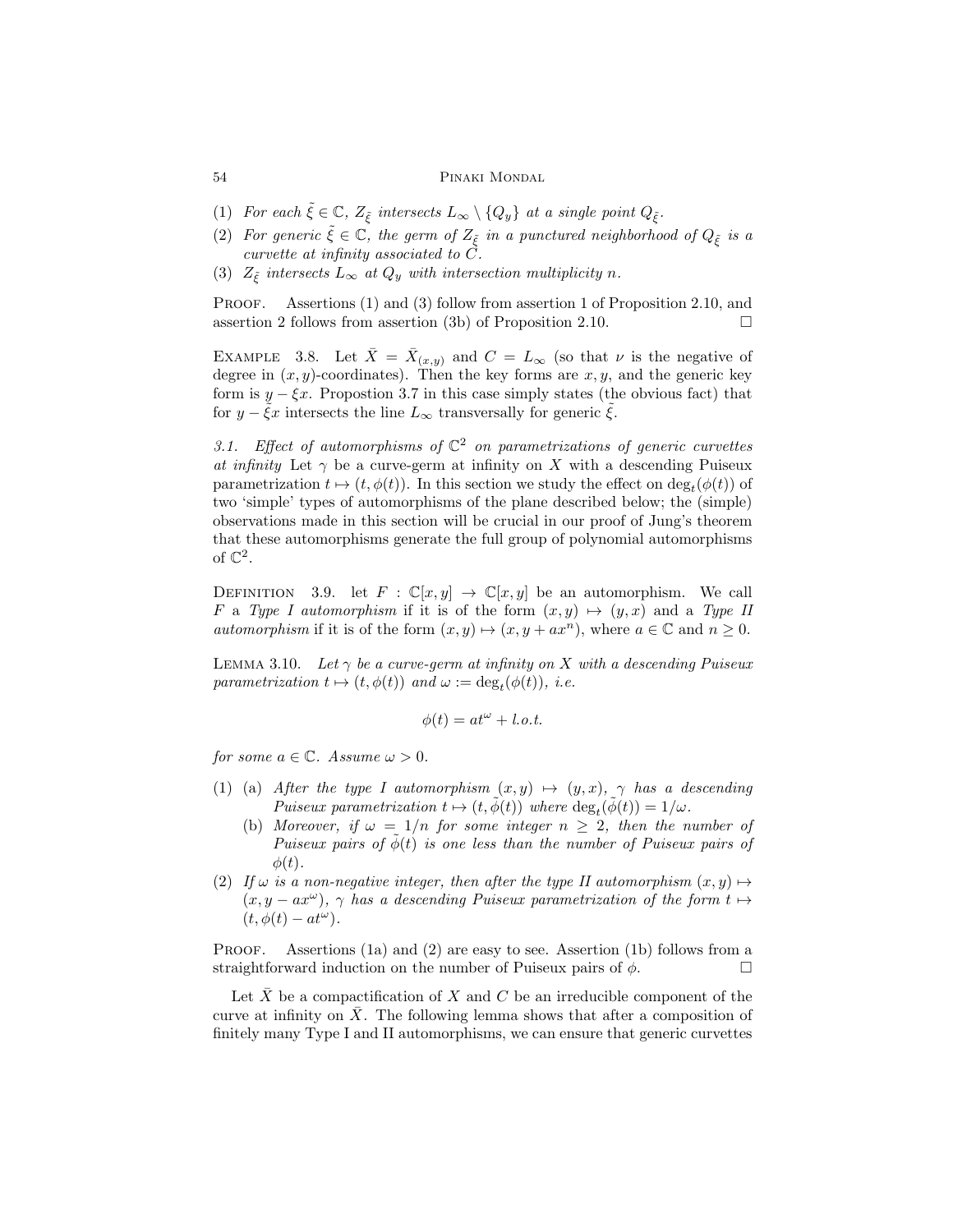(1) *For each* $\tilde{\xi} \in \mathbb{C}$, $Z_{\tilde{\xi}}$ *intersects* $L_\infty \setminus \{Q_y\}$ *at a single point* $Q_{\tilde{\xi}}$.
(2) *For generic* $\tilde{\xi} \in \mathbb{C}$, *the germ of* $Z_{\tilde{\xi}}$ *in a punctured neighborhood of* $Q_{\tilde{\xi}}$ *is a curvette at infinity associated to* $C$.
(3) $Z_{\tilde{\xi}}$ *intersects* $L_\infty$ *at* $Q_y$ *with intersection multiplicity* $n$.

Proof. Assertions (1) and (3) follow from assertion 1 of Proposition 2.10, and assertion 2 follows from assertion (3b) of Proposition 2.10. □

Example 3.8. Let $\bar{X} = \bar{X}_{(x,y)}$ and $C = L_\infty$ (so that $\nu$ is the negative of degree in $(x,y)$-coordinates). Then the key forms are $x, y$, and the generic key form is $y - \xi x$. Propostion 3.7 in this case simply states (the obvious fact) that for $y - \tilde{\xi} x$ intersects the line $L_\infty$ transversally for generic $\tilde{\xi}$.

*3.1. Effect of automorphisms of $\mathbb{C}^2$ on parametrizations of generic curvettes at infinity* Let $\gamma$ be a curve-germ at infinity on $X$ with a descending Puiseux parametrization $t \mapsto (t, \phi(t))$. In this section we study the effect on $\deg_t(\phi(t))$ of two 'simple' types of automorphisms of the plane described below; the (simple) observations made in this section will be crucial in our proof of Jung's theorem that these automorphisms generate the full group of polynomial automorphisms of $\mathbb{C}^2$.

Definition 3.9. let $F : \mathbb{C}[x,y] \to \mathbb{C}[x,y]$ be an automorphism. We call $F$ a *Type I automorphism* if it is of the form $(x,y) \mapsto (y,x)$ and a *Type II automorphism* if it is of the form $(x,y) \mapsto (x, y + ax^n)$, where $a \in \mathbb{C}$ and $n \geq 0$.

Lemma 3.10. *Let $\gamma$ be a curve-germ at infinity on $X$ with a descending Puiseux parametrization $t \mapsto (t, \phi(t))$ and $\omega := \deg_t(\phi(t))$, i.e.*

$$\phi(t) = at^\omega + l.o.t.$$

*for some $a \in \mathbb{C}$. Assume $\omega > 0$.*

(1) (a) *After the type I automorphism $(x,y) \mapsto (y,x)$, $\gamma$ has a descending Puiseux parametrization $t \mapsto (t, \tilde{\phi}(t))$ where $\deg_t(\tilde{\phi}(t)) = 1/\omega$.*
    (b) *Moreover, if $\omega = 1/n$ for some integer $n \geq 2$, then the number of Puiseux pairs of $\tilde{\phi}(t)$ is one less than the number of Puiseux pairs of $\phi(t)$.*
(2) *If $\omega$ is a non-negative integer, then after the type II automorphism $(x,y) \mapsto (x, y - ax^\omega)$, $\gamma$ has a descending Puiseux parametrization of the form $t \mapsto (t, \phi(t) - at^\omega)$.*

Proof. Assertions (1a) and (2) are easy to see. Assertion (1b) follows from a straightforward induction on the number of Puiseux pairs of $\phi$. □

Let $\bar{X}$ be a compactification of $X$ and $C$ be an irreducible component of the curve at infinity on $\bar{X}$. The following lemma shows that after a composition of finitely many Type I and II automorphisms, we can ensure that generic curvettes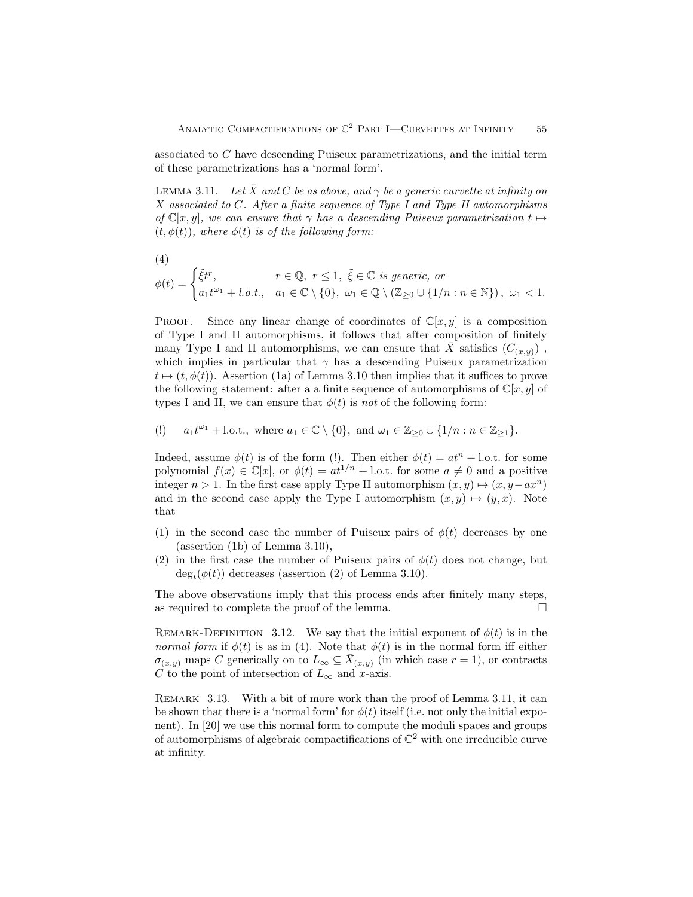associated to $C$ have descending Puiseux parametrizations, and the initial term of these parametrizations has a 'normal form'.

**Lemma 3.11.** *Let $\bar{X}$ and $C$ be as above, and $\gamma$ be a generic curvette at infinity on $X$ associated to $C$. After a finite sequence of Type I and Type II automorphisms of $\mathbb{C}[x,y]$, we can ensure that $\gamma$ has a descending Puiseux parametrization $t \mapsto (t, \phi(t))$, where $\phi(t)$ is of the following form:*

(4)

$$\phi(t) = \begin{cases} \tilde{\xi} t^r, & r \in \mathbb{Q},\ r \leq 1,\ \tilde{\xi} \in \mathbb{C} \text{ is generic, or} \\ a_1 t^{\omega_1} + \textit{l.o.t.}, & a_1 \in \mathbb{C} \setminus \{0\},\ \omega_1 \in \mathbb{Q} \setminus \left(\mathbb{Z}_{\geq 0} \cup \{1/n : n \in \mathbb{N}\}\right),\ \omega_1 < 1. \end{cases}$$

Proof. Since any linear change of coordinates of $\mathbb{C}[x,y]$ is a composition of Type I and II automorphisms, it follows that after composition of finitely many Type I and II automorphisms, we can ensure that $\bar{X}$ satisfies $(C_{(x,y)})$ , which implies in particular that $\gamma$ has a descending Puiseux parametrization $t \mapsto (t, \phi(t))$. Assertion (1a) of Lemma 3.10 then implies that it suffices to prove the following statement: after a a finite sequence of automorphisms of $\mathbb{C}[x,y]$ of types I and II, we can ensure that $\phi(t)$ is *not* of the following form:

(!) $\quad a_1 t^{\omega_1} + \text{l.o.t., where } a_1 \in \mathbb{C} \setminus \{0\}, \text{ and } \omega_1 \in \mathbb{Z}_{\geq 0} \cup \{1/n : n \in \mathbb{Z}_{\geq 1}\}.$

Indeed, assume $\phi(t)$ is of the form (!). Then either $\phi(t) = at^n + \text{l.o.t.}$ for some polynomial $f(x) \in \mathbb{C}[x]$, or $\phi(t) = at^{1/n} + \text{l.o.t.}$ for some $a \neq 0$ and a positive integer $n > 1$. In the first case apply Type II automorphism $(x,y) \mapsto (x, y - ax^n)$ and in the second case apply the Type I automorphism $(x,y) \mapsto (y,x)$. Note that

(1) in the second case the number of Puiseux pairs of $\phi(t)$ decreases by one (assertion (1b) of Lemma 3.10),
(2) in the first case the number of Puiseux pairs of $\phi(t)$ does not change, but $\deg_t(\phi(t))$ decreases (assertion (2) of Lemma 3.10).

The above observations imply that this process ends after finitely many steps, as required to complete the proof of the lemma. □

**Remark-Definition 3.12.** We say that the initial exponent of $\phi(t)$ is in the *normal form* if $\phi(t)$ is as in (4). Note that $\phi(t)$ is in the normal form iff either $\sigma_{(x,y)}$ maps $C$ generically on to $L_\infty \subseteq \bar{X}_{(x,y)}$ (in which case $r = 1$), or contracts $C$ to the point of intersection of $L_\infty$ and $x$-axis.

**Remark 3.13.** With a bit of more work than the proof of Lemma 3.11, it can be shown that there is a 'normal form' for $\phi(t)$ itself (i.e. not only the initial exponent). In [20] we use this normal form to compute the moduli spaces and groups of automorphisms of algebraic compactifications of $\mathbb{C}^2$ with one irreducible curve at infinity.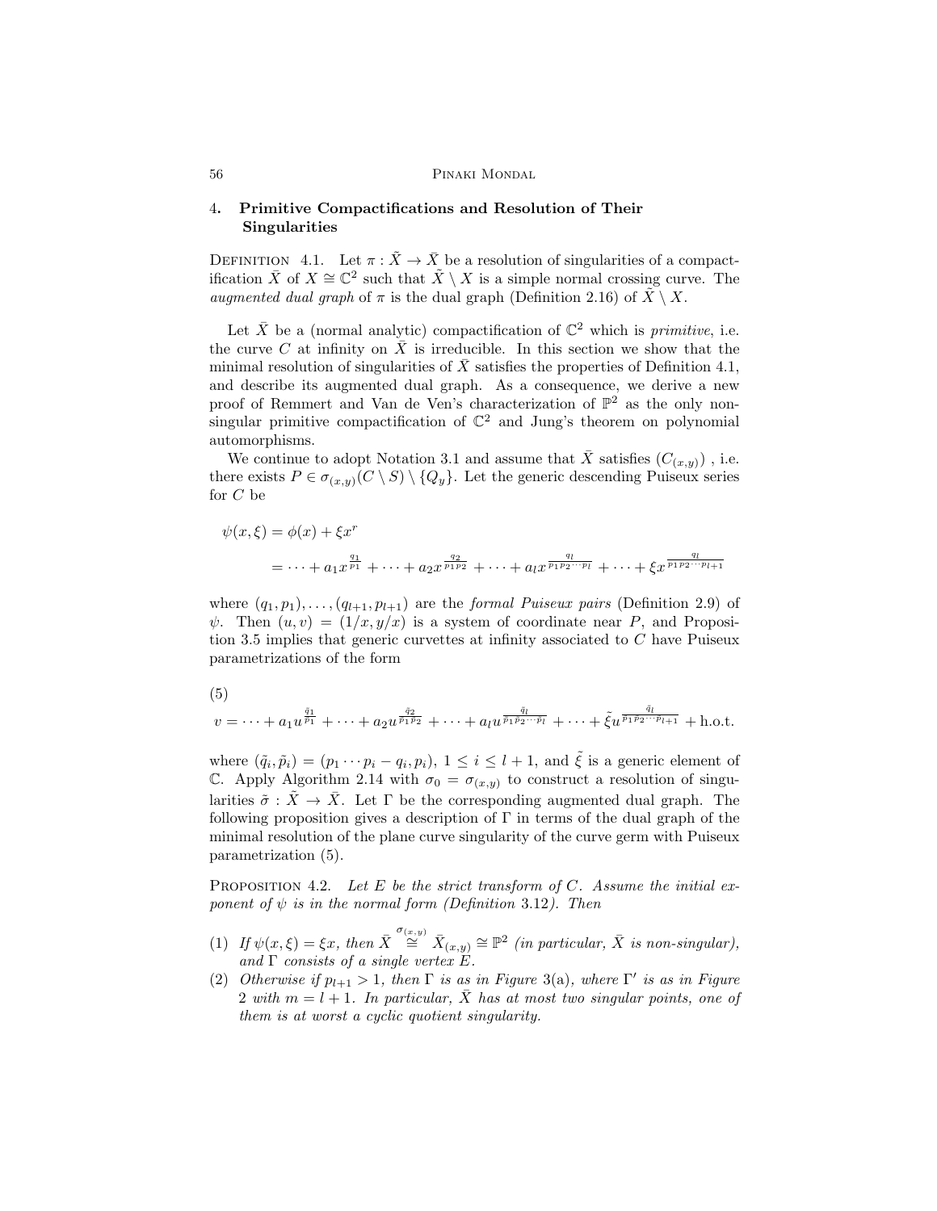## 4. Primitive Compactifications and Resolution of Their Singularities

Definition 4.1. Let $\pi : \tilde{X} \to \bar{X}$ be a resolution of singularities of a compactification $\bar{X}$ of $X \cong \mathbb{C}^2$ such that $\tilde{X} \setminus X$ is a simple normal crossing curve. The *augmented dual graph* of $\pi$ is the dual graph (Definition 2.16) of $\tilde{X} \setminus X$.

Let $\bar{X}$ be a (normal analytic) compactification of $\mathbb{C}^2$ which is *primitive*, i.e. the curve $C$ at infinity on $\bar{X}$ is irreducible. In this section we show that the minimal resolution of singularities of $\bar{X}$ satisfies the properties of Definition 4.1, and describe its augmented dual graph. As a consequence, we derive a new proof of Remmert and Van de Ven's characterization of $\mathbb{P}^2$ as the only non-singular primitive compactification of $\mathbb{C}^2$ and Jung's theorem on polynomial automorphisms.

We continue to adopt Notation 3.1 and assume that $\bar{X}$ satisfies $(C_{(x,y)})$ , i.e. there exists $P \in \sigma_{(x,y)}(C \setminus S) \setminus \{Q_y\}$. Let the generic descending Puiseux series for $C$ be

$$
\begin{aligned}
\psi(x,\xi) &= \phi(x) + \xi x^r \\
&= \cdots + a_1 x^{\frac{q_1}{p_1}} + \cdots + a_2 x^{\frac{q_2}{p_1 p_2}} + \cdots + a_l x^{\frac{q_l}{p_1 p_2 \cdots p_l}} + \cdots + \xi x^{\frac{q_l}{p_1 p_2 \cdots p_{l+1}}}
\end{aligned}
$$

where $(q_1, p_1), \ldots, (q_{l+1}, p_{l+1})$ are the *formal Puiseux pairs* (Definition 2.9) of $\psi$. Then $(u, v) = (1/x, y/x)$ is a system of coordinate near $P$, and Proposition 3.5 implies that generic curvettes at infinity associated to $C$ have Puiseux parametrizations of the form

(5)
$$
v = \cdots + a_1 u^{\frac{\tilde{q}_1}{\tilde{p}_1}} + \cdots + a_2 u^{\frac{\tilde{q}_2}{\tilde{p}_1 \tilde{p}_2}} + \cdots + a_l u^{\frac{\tilde{q}_l}{\tilde{p}_1 \tilde{p}_2 \cdots \tilde{p}_l}} + \cdots + \tilde{\xi} u^{\frac{\tilde{q}_l}{\tilde{p}_1 \tilde{p}_2 \cdots \tilde{p}_{l+1}}} + \text{h.o.t.}
$$

where $(\tilde{q}_i, \tilde{p}_i) = (p_1 \cdots p_i - q_i, p_i)$, $1 \leq i \leq l+1$, and $\tilde{\xi}$ is a generic element of $\mathbb{C}$. Apply Algorithm 2.14 with $\sigma_0 = \sigma_{(x,y)}$ to construct a resolution of singularities $\tilde{\sigma} : \tilde{X} \to \bar{X}$. Let $\Gamma$ be the corresponding augmented dual graph. The following proposition gives a description of $\Gamma$ in terms of the dual graph of the minimal resolution of the plane curve singularity of the curve germ with Puiseux parametrization (5).

Proposition 4.2. *Let $E$ be the strict transform of $C$. Assume the initial exponent of $\psi$ is in the normal form (Definition 3.12). Then*

1. *If $\psi(x,\xi) = \xi x$, then $\bar{X} \overset{\sigma_{(x,y)}}{\cong} \bar{X}_{(x,y)} \cong \mathbb{P}^2$ (in particular, $\bar{X}$ is non-singular), and $\Gamma$ consists of a single vertex $E$.*
2. *Otherwise if $p_{l+1} > 1$, then $\Gamma$ is as in Figure 3(a), where $\Gamma'$ is as in Figure 2 with $m = l+1$. In particular, $\bar{X}$ has at most two singular points, one of them is at worst a cyclic quotient singularity.*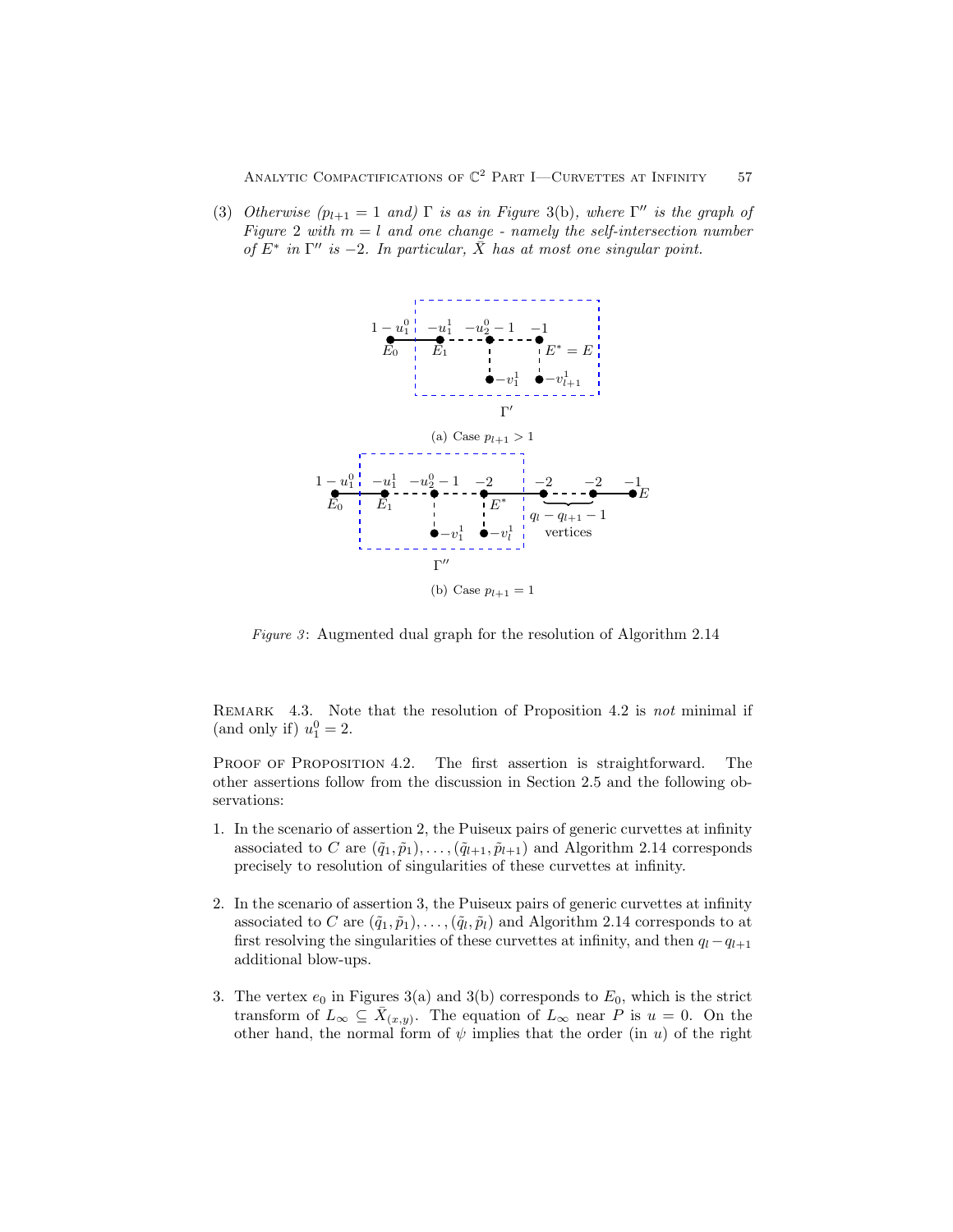(3) *Otherwise ($p_{l+1} = 1$ and) $\Gamma$ is as in Figure 3(b), where $\Gamma''$ is the graph of Figure 2 with $m = l$ and one change - namely the self-intersection number of $E^*$ in $\Gamma''$ is $-2$. In particular, $\bar{X}$ has at most one singular point.*

(a) Case $p_{l+1} > 1$

(b) Case $p_{l+1} = 1$

*Figure 3*: Augmented dual graph for the resolution of Algorithm 2.14

REMARK 4.3. Note that the resolution of Proposition 4.2 is *not* minimal if (and only if) $u_1^0 = 2$.

PROOF OF PROPOSITION 4.2. The first assertion is straightforward. The other assertions follow from the discussion in Section 2.5 and the following observations:

1. In the scenario of assertion 2, the Puiseux pairs of generic curvettes at infinity associated to $C$ are $(\tilde{q}_1, \tilde{p}_1), \ldots, (\tilde{q}_{l+1}, \tilde{p}_{l+1})$ and Algorithm 2.14 corresponds precisely to resolution of singularities of these curvettes at infinity.

2. In the scenario of assertion 3, the Puiseux pairs of generic curvettes at infinity associated to $C$ are $(\tilde{q}_1, \tilde{p}_1), \ldots, (\tilde{q}_l, \tilde{p}_l)$ and Algorithm 2.14 corresponds to at first resolving the singularities of these curvettes at infinity, and then $q_l - q_{l+1}$ additional blow-ups.

3. The vertex $e_0$ in Figures 3(a) and 3(b) corresponds to $E_0$, which is the strict transform of $L_\infty \subseteq \bar{X}_{(x,y)}$. The equation of $L_\infty$ near $P$ is $u = 0$. On the other hand, the normal form of $\psi$ implies that the order (in $u$) of the right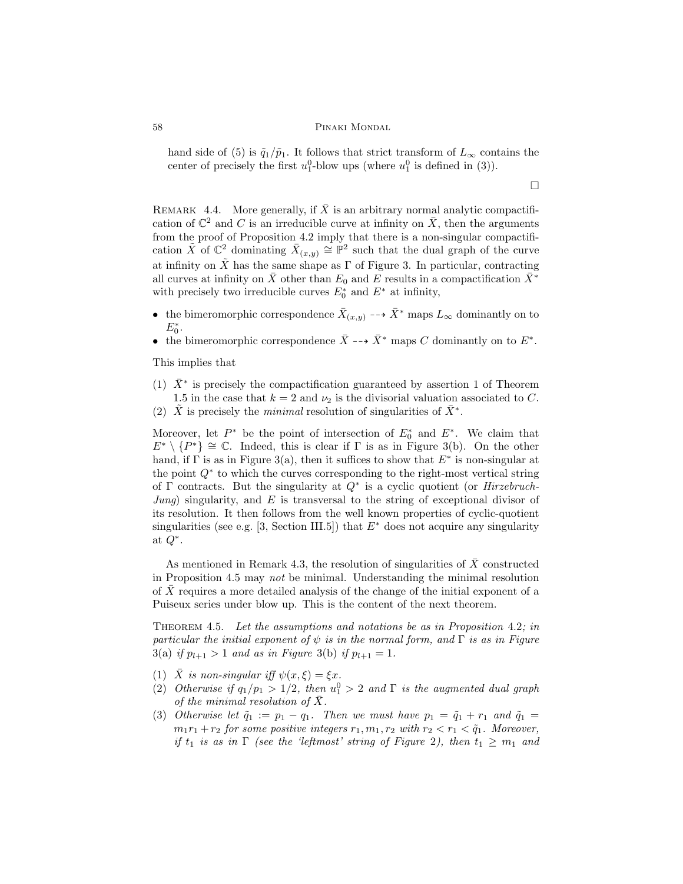hand side of (5) is $\tilde{q}_1/\tilde{p}_1$. It follows that strict transform of $L_\infty$ contains the center of precisely the first $u_1^0$-blow ups (where $u_1^0$ is defined in (3)).

□

Remark 4.4. More generally, if $\bar{X}$ is an arbitrary normal analytic compactification of $\mathbb{C}^2$ and $C$ is an irreducible curve at infinity on $\bar{X}$, then the arguments from the proof of Proposition 4.2 imply that there is a non-singular compactification $\tilde{X}$ of $\mathbb{C}^2$ dominating $\bar{X}_{(x,y)} \cong \mathbb{P}^2$ such that the dual graph of the curve at infinity on $\tilde{X}$ has the same shape as $\Gamma$ of Figure 3. In particular, contracting all curves at infinity on $\tilde{X}$ other than $E_0$ and $E$ results in a compactification $\bar{X}^*$ with precisely two irreducible curves $E_0^*$ and $E^*$ at infinity,

- the bimeromorphic correspondence $\bar{X}_{(x,y)} \dashrightarrow \bar{X}^*$ maps $L_\infty$ dominantly on to $E_0^*$.
- the bimeromorphic correspondence $\bar{X} \dashrightarrow \bar{X}^*$ maps $C$ dominantly on to $E^*$.

This implies that

(1) $\bar{X}^*$ is precisely the compactification guaranteed by assertion 1 of Theorem 1.5 in the case that $k = 2$ and $\nu_2$ is the divisorial valuation associated to $C$.
(2) $\tilde{X}$ is precisely the *minimal* resolution of singularities of $\bar{X}^*$.

Moreover, let $P^*$ be the point of intersection of $E_0^*$ and $E^*$. We claim that $E^* \setminus \{P^*\} \cong \mathbb{C}$. Indeed, this is clear if $\Gamma$ is as in Figure 3(b). On the other hand, if $\Gamma$ is as in Figure 3(a), then it suffices to show that $E^*$ is non-singular at the point $Q^*$ to which the curves corresponding to the right-most vertical string of $\Gamma$ contracts. But the singularity at $Q^*$ is a cyclic quotient (or *Hirzebruch-Jung*) singularity, and $E$ is transversal to the string of exceptional divisor of its resolution. It then follows from the well known properties of cyclic-quotient singularities (see e.g. [3, Section III.5]) that $E^*$ does not acquire any singularity at $Q^*$.

As mentioned in Remark 4.3, the resolution of singularities of $\bar{X}$ constructed in Proposition 4.5 may *not* be minimal. Understanding the minimal resolution of $\bar{X}$ requires a more detailed analysis of the change of the initial exponent of a Puiseux series under blow up. This is the content of the next theorem.

Theorem 4.5. *Let the assumptions and notations be as in Proposition 4.2; in particular the initial exponent of $\psi$ is in the normal form, and $\Gamma$ is as in Figure 3(a) if $p_{l+1} > 1$ and as in Figure 3(b) if $p_{l+1} = 1$.*

(1) *$\bar{X}$ is non-singular iff $\psi(x,\xi) = \xi x$.*
(2) *Otherwise if $q_1/p_1 > 1/2$, then $u_1^0 > 2$ and $\Gamma$ is the augmented dual graph of the minimal resolution of $\bar{X}$.*
(3) *Otherwise let $\tilde{q}_1 := p_1 - q_1$. Then we must have $p_1 = \tilde{q}_1 + r_1$ and $\tilde{q}_1 = m_1 r_1 + r_2$ for some positive integers $r_1, m_1, r_2$ with $r_2 < r_1 < \tilde{q}_1$. Moreover, if $t_1$ is as in $\Gamma$ (see the 'leftmost' string of Figure 2), then $t_1 \geq m_1$ and*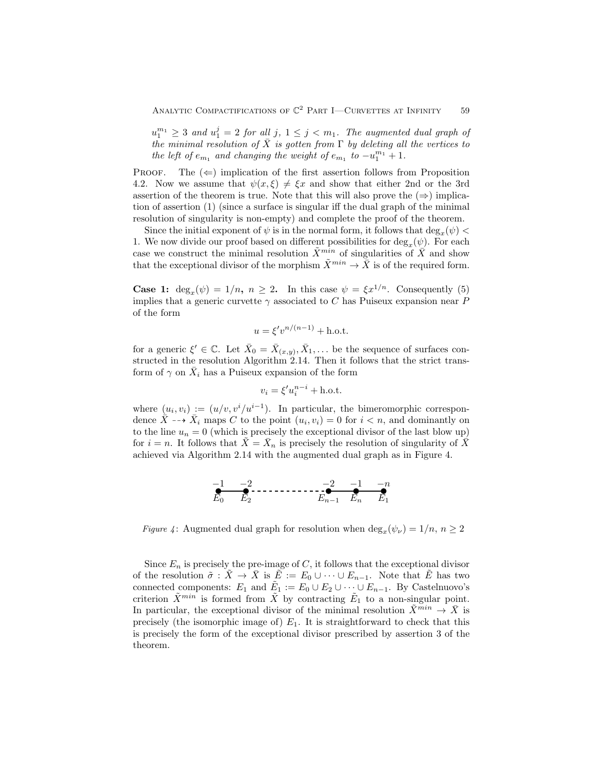$u_1^{m_1} \geq 3$ *and* $u_1^j = 2$ *for all* $j$, $1 \leq j < m_1$. *The augmented dual graph of the minimal resolution of* $\bar{X}$ *is gotten from* $\Gamma$ *by deleting all the vertices to the left of* $e_{m_1}$ *and changing the weight of* $e_{m_1}$ *to* $-u_1^{m_1} + 1$.

PROOF. The ($\Leftarrow$) implication of the first assertion follows from Proposition 4.2. Now we assume that $\psi(x, \xi) \neq \xi x$ and show that either 2nd or the 3rd assertion of the theorem is true. Note that this will also prove the ($\Rightarrow$) implication of assertion (1) (since a surface is singular iff the dual graph of the minimal resolution of singularity is non-empty) and complete the proof of the theorem.

Since the initial exponent of $\psi$ is in the normal form, it follows that $\deg_x(\psi) < 1$. We now divide our proof based on different possibilities for $\deg_x(\psi)$. For each case we construct the minimal resolution $\tilde{X}^{min}$ of singularities of $\bar{X}$ and show that the exceptional divisor of the morphism $\tilde{X}^{min} \to \bar{X}$ is of the required form.

**Case 1:** $\deg_x(\psi) = 1/n$**,** $n \geq 2$**.** In this case $\psi = \xi x^{1/n}$. Consequently (5) implies that a generic curvette $\gamma$ associated to $C$ has Puiseux expansion near $P$ of the form

$$u = \xi' v^{n/(n-1)} + \text{h.o.t.}$$

for a generic $\xi' \in \mathbb{C}$. Let $\bar{X}_0 = \bar{X}_{(x,y)}, \bar{X}_1, \ldots$ be the sequence of surfaces constructed in the resolution Algorithm 2.14. Then it follows that the strict transform of $\gamma$ on $\bar{X}_i$ has a Puiseux expansion of the form

$$v_i = \xi' u_i^{n-i} + \text{h.o.t.}$$

where $(u_i, v_i) := (u/v, v^i/u^{i-1})$. In particular, the bimeromorphic correspondence $\bar{X} \dashrightarrow \bar{X}_i$ maps $C$ to the point $(u_i, v_i) = 0$ for $i < n$, and dominantly on to the line $u_n = 0$ (which is precisely the exceptional divisor of the last blow up) for $i = n$. It follows that $\tilde{X} = \bar{X}_n$ is precisely the resolution of singularity of $\bar{X}$ achieved via Algorithm 2.14 with the augmented dual graph as in Figure 4.

*Figure 4*: Augmented dual graph for resolution when $\deg_x(\psi_\nu) = 1/n$, $n \geq 2$

Since $E_n$ is precisely the pre-image of $C$, it follows that the exceptional divisor of the resolution $\tilde{\sigma} : \tilde{X} \to \bar{X}$ is $\tilde{E} := E_0 \cup \cdots \cup E_{n-1}$. Note that $\tilde{E}$ has two connected components: $E_1$ and $\tilde{E}_1 := E_0 \cup E_2 \cup \cdots \cup E_{n-1}$. By Castelnuovo's criterion $\tilde{X}^{min}$ is formed from $\tilde{X}$ by contracting $\tilde{E}_1$ to a non-singular point. In particular, the exceptional divisor of the minimal resolution $\tilde{X}^{min} \to \bar{X}$ is precisely (the isomorphic image of) $E_1$. It is straightforward to check that this is precisely the form of the exceptional divisor prescribed by assertion 3 of the theorem.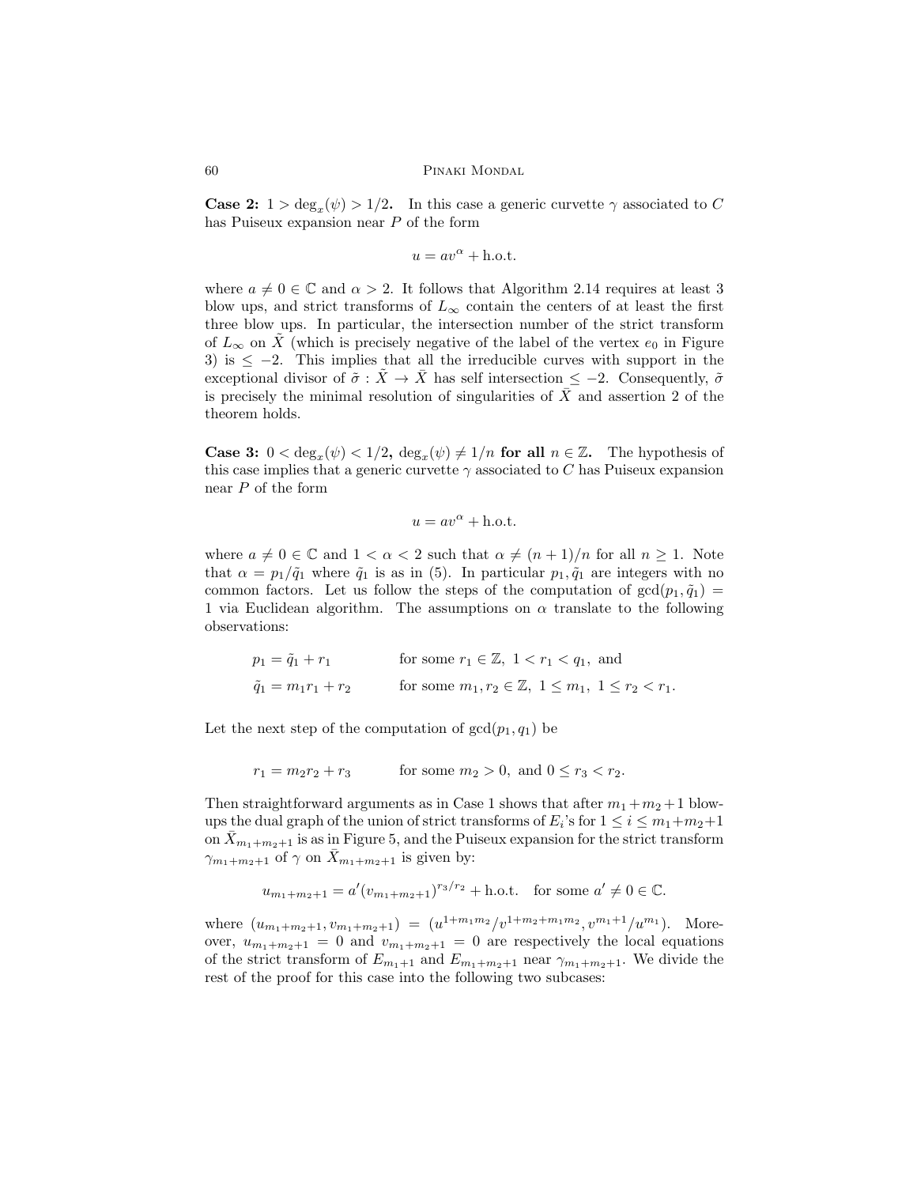**Case 2: $1 > \deg_x(\psi) > 1/2$.** In this case a generic curvette $\gamma$ associated to $C$ has Puiseux expansion near $P$ of the form

$$u = av^{\alpha} + \text{h.o.t.}$$

where $a \neq 0 \in \mathbb{C}$ and $\alpha > 2$. It follows that Algorithm 2.14 requires at least 3 blow ups, and strict transforms of $L_\infty$ contain the centers of at least the first three blow ups. In particular, the intersection number of the strict transform of $L_\infty$ on $\tilde{X}$ (which is precisely negative of the label of the vertex $e_0$ in Figure 3) is $\leq -2$. This implies that all the irreducible curves with support in the exceptional divisor of $\tilde{\sigma} : \tilde{X} \to \bar{X}$ has self intersection $\leq -2$. Consequently, $\tilde{\sigma}$ is precisely the minimal resolution of singularities of $\bar{X}$ and assertion 2 of the theorem holds.

**Case 3: $0 < \deg_x(\psi) < 1/2$, $\deg_x(\psi) \neq 1/n$ for all $n \in \mathbb{Z}$.** The hypothesis of this case implies that a generic curvette $\gamma$ associated to $C$ has Puiseux expansion near $P$ of the form

$$u = av^{\alpha} + \text{h.o.t.}$$

where $a \neq 0 \in \mathbb{C}$ and $1 < \alpha < 2$ such that $\alpha \neq (n+1)/n$ for all $n \geq 1$. Note that $\alpha = p_1/\tilde{q}_1$ where $\tilde{q}_1$ is as in (5). In particular $p_1, \tilde{q}_1$ are integers with no common factors. Let us follow the steps of the computation of $\gcd(p_1, \tilde{q}_1) = 1$ via Euclidean algorithm. The assumptions on $\alpha$ translate to the following observations:

$$
\begin{aligned}
p_1 &= \tilde{q}_1 + r_1 && \text{for some } r_1 \in \mathbb{Z},\ 1 < r_1 < q_1, \text{ and} \\
\tilde{q}_1 &= m_1 r_1 + r_2 && \text{for some } m_1, r_2 \in \mathbb{Z},\ 1 \leq m_1,\ 1 \leq r_2 < r_1.
\end{aligned}
$$

Let the next step of the computation of $\gcd(p_1, q_1)$ be

$$r_1 = m_2 r_2 + r_3 \qquad \text{for some } m_2 > 0, \text{ and } 0 \leq r_3 < r_2.$$

Then straightforward arguments as in Case 1 shows that after $m_1 + m_2 + 1$ blow-ups the dual graph of the union of strict transforms of $E_i$'s for $1 \leq i \leq m_1 + m_2 + 1$ on $\bar{X}_{m_1+m_2+1}$ is as in Figure 5, and the Puiseux expansion for the strict transform $\gamma_{m_1+m_2+1}$ of $\gamma$ on $\bar{X}_{m_1+m_2+1}$ is given by:

$$u_{m_1+m_2+1} = a'(v_{m_1+m_2+1})^{r_3/r_2} + \text{h.o.t.} \quad \text{for some } a' \neq 0 \in \mathbb{C}.$$

where $(u_{m_1+m_2+1}, v_{m_1+m_2+1}) = (u^{1+m_1m_2}/v^{1+m_2+m_1m_2}, v^{m_1+1}/u^{m_1})$. Moreover, $u_{m_1+m_2+1} = 0$ and $v_{m_1+m_2+1} = 0$ are respectively the local equations of the strict transform of $E_{m_1+1}$ and $E_{m_1+m_2+1}$ near $\gamma_{m_1+m_2+1}$. We divide the rest of the proof for this case into the following two subcases: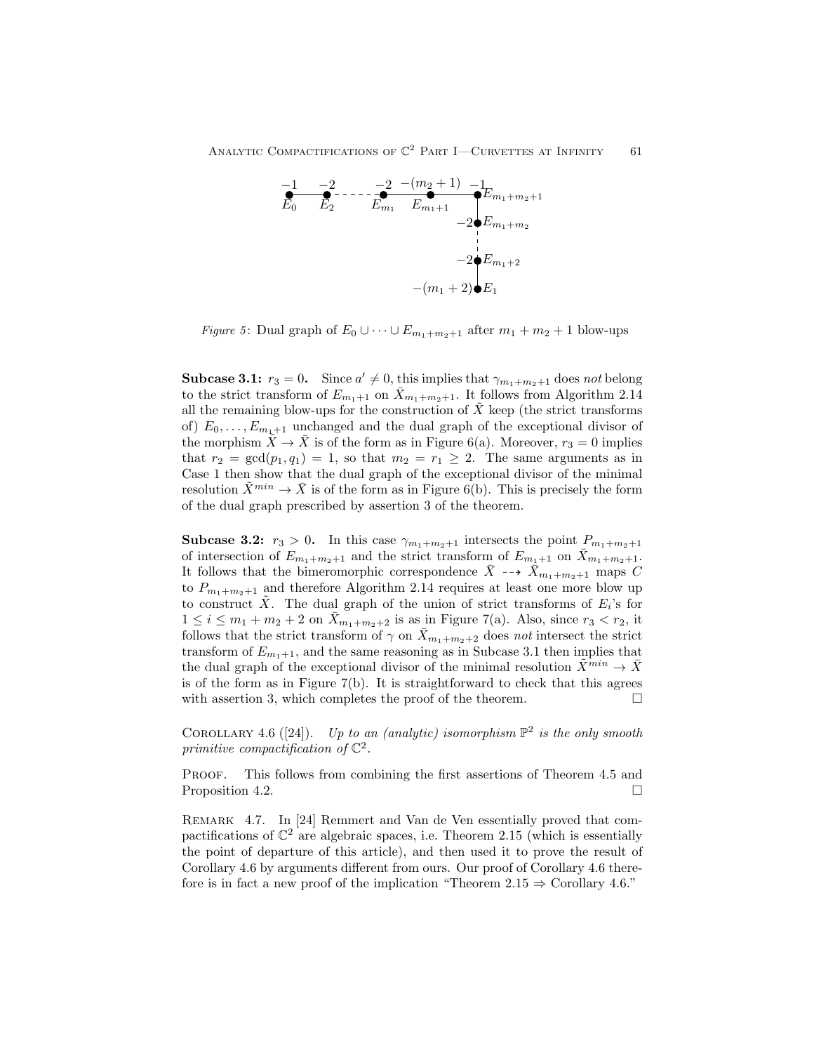*Figure 5*: Dual graph of $E_0 \cup \cdots \cup E_{m_1+m_2+1}$ after $m_1 + m_2 + 1$ blow-ups

**Subcase 3.1:** $r_3 = 0$. Since $a' \neq 0$, this implies that $\gamma_{m_1+m_2+1}$ does *not* belong to the strict transform of $E_{m_1+1}$ on $\bar{X}_{m_1+m_2+1}$. It follows from Algorithm 2.14 all the remaining blow-ups for the construction of $\tilde{X}$ keep (the strict transforms of) $E_0, \ldots, E_{m_1+1}$ unchanged and the dual graph of the exceptional divisor of the morphism $\tilde{X} \to \bar{X}$ is of the form as in Figure 6(a). Moreover, $r_3 = 0$ implies that $r_2 = \gcd(p_1, q_1) = 1$, so that $m_2 = r_1 \geq 2$. The same arguments as in Case 1 then show that the dual graph of the exceptional divisor of the minimal resolution $\tilde{X}^{min} \to \bar{X}$ is of the form as in Figure 6(b). This is precisely the form of the dual graph prescribed by assertion 3 of the theorem.

**Subcase 3.2:** $r_3 > 0$. In this case $\gamma_{m_1+m_2+1}$ intersects the point $P_{m_1+m_2+1}$ of intersection of $E_{m_1+m_2+1}$ and the strict transform of $E_{m_1+1}$ on $\bar{X}_{m_1+m_2+1}$. It follows that the bimeromorphic correspondence $\bar{X} \dashrightarrow \bar{X}_{m_1+m_2+1}$ maps $C$ to $P_{m_1+m_2+1}$ and therefore Algorithm 2.14 requires at least one more blow up to construct $\tilde{X}$. The dual graph of the union of strict transforms of $E_i$'s for $1 \leq i \leq m_1 + m_2 + 2$ on $\bar{X}_{m_1+m_2+2}$ is as in Figure 7(a). Also, since $r_3 < r_2$, it follows that the strict transform of $\gamma$ on $\bar{X}_{m_1+m_2+2}$ does *not* intersect the strict transform of $E_{m_1+1}$, and the same reasoning as in Subcase 3.1 then implies that the dual graph of the exceptional divisor of the minimal resolution $\tilde{X}^{min} \to \bar{X}$ is of the form as in Figure 7(b). It is straightforward to check that this agrees with assertion 3, which completes the proof of the theorem. □

COROLLARY 4.6 ([24]). *Up to an (analytic) isomorphism $\mathbb{P}^2$ is the only smooth primitive compactification of $\mathbb{C}^2$.*

PROOF. This follows from combining the first assertions of Theorem 4.5 and Proposition 4.2. □

REMARK 4.7. In [24] Remmert and Van de Ven essentially proved that compactifications of $\mathbb{C}^2$ are algebraic spaces, i.e. Theorem 2.15 (which is essentially the point of departure of this article), and then used it to prove the result of Corollary 4.6 by arguments different from ours. Our proof of Corollary 4.6 therefore is in fact a new proof of the implication "Theorem 2.15 ⇒ Corollary 4.6."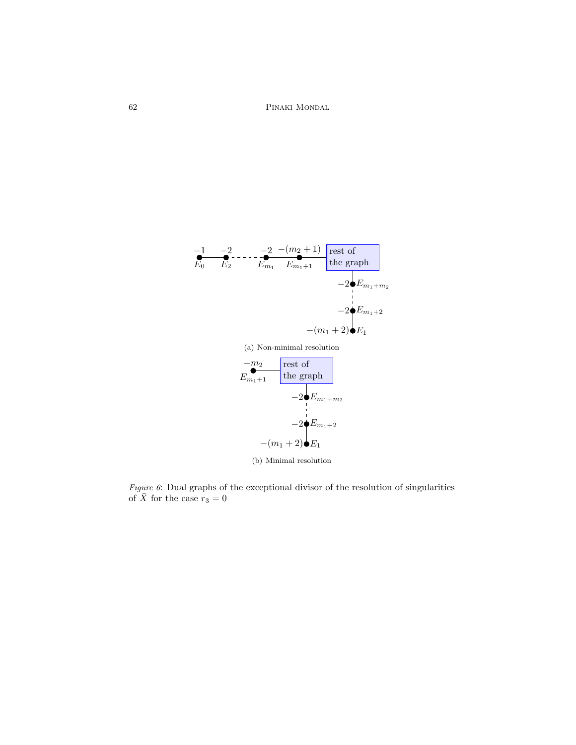(a) Non-minimal resolution

(b) Minimal resolution

*Figure 6*: Dual graphs of the exceptional divisor of the resolution of singularities of $\bar{X}$ for the case $r_3 = 0$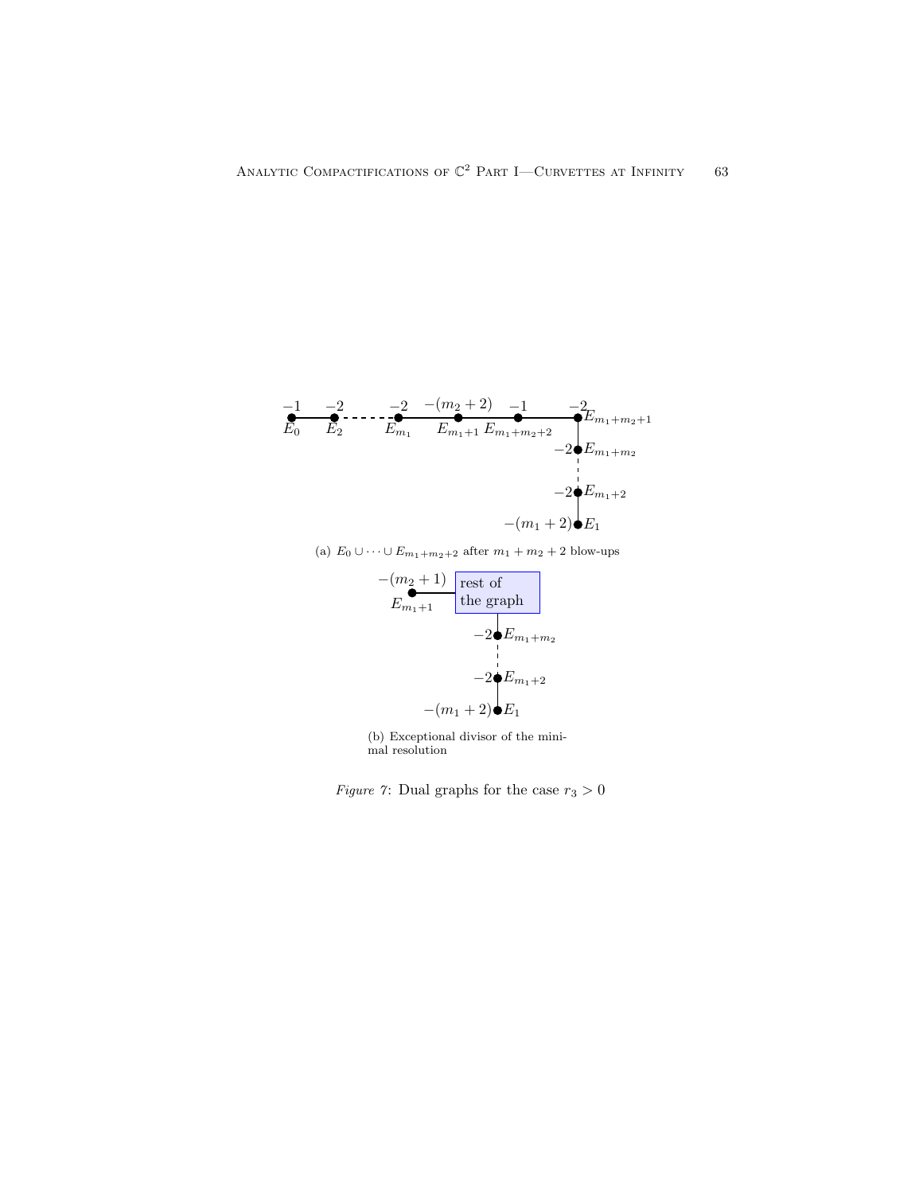(a) $E_0 \cup \cdots \cup E_{m_1+m_2+2}$ after $m_1 + m_2 + 2$ blow-ups

(b) Exceptional divisor of the minimal resolution

*Figure 7*: Dual graphs for the case $r_3 > 0$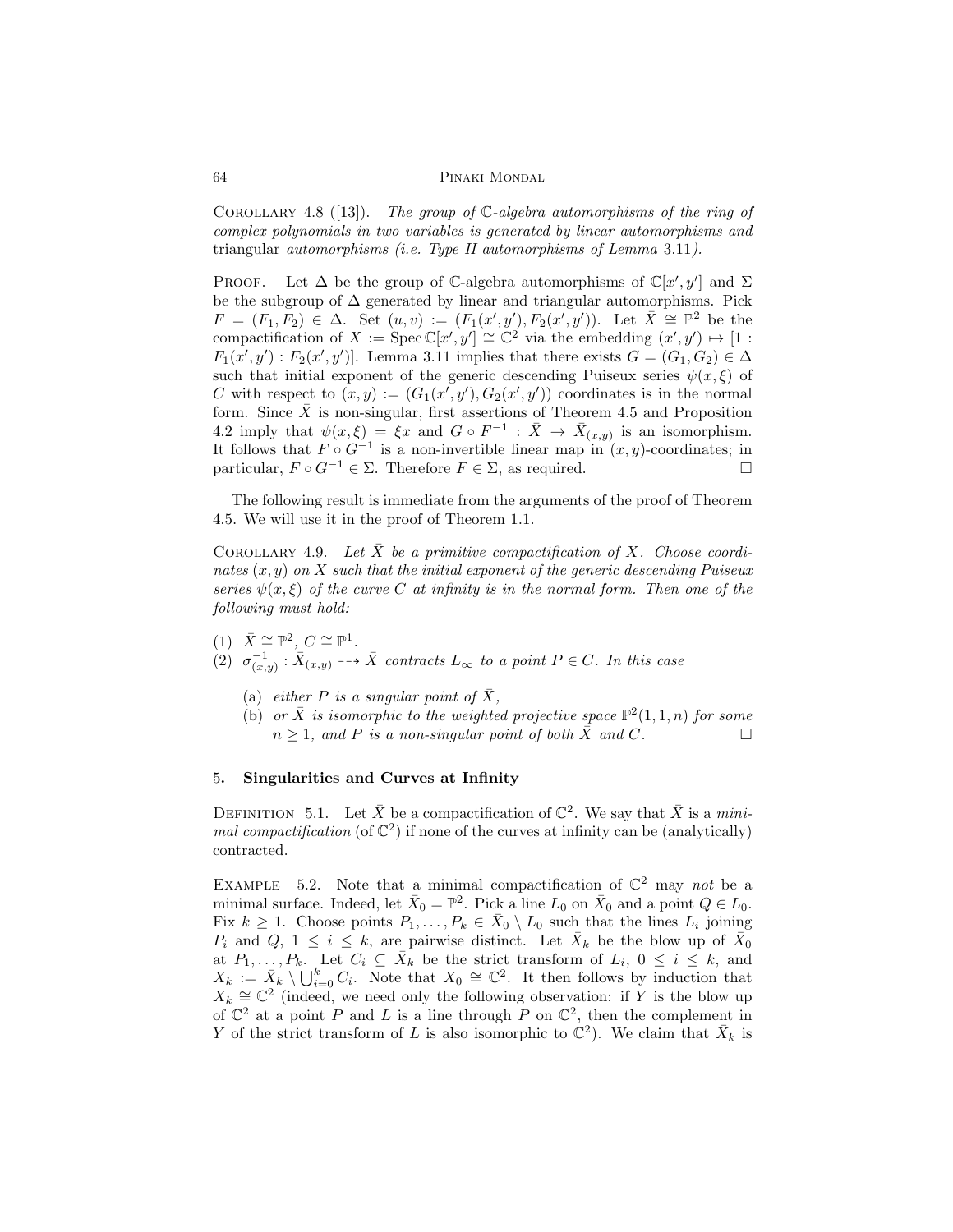Corollary 4.8 ([13]). *The group of $\mathbb{C}$-algebra automorphisms of the ring of complex polynomials in two variables is generated by linear automorphisms and* triangular *automorphisms (i.e. Type II automorphisms of Lemma* 3.11*).*

Proof. Let $\Delta$ be the group of $\mathbb{C}$-algebra automorphisms of $\mathbb{C}[x', y']$ and $\Sigma$ be the subgroup of $\Delta$ generated by linear and triangular automorphisms. Pick $F = (F_1, F_2) \in \Delta$. Set $(u, v) := (F_1(x', y'), F_2(x', y'))$. Let $\bar{X} \cong \mathbb{P}^2$ be the compactification of $X := \operatorname{Spec} \mathbb{C}[x', y'] \cong \mathbb{C}^2$ via the embedding $(x', y') \mapsto [1 : F_1(x', y') : F_2(x', y')]$. Lemma 3.11 implies that there exists $G = (G_1, G_2) \in \Delta$ such that initial exponent of the generic descending Puiseux series $\psi(x, \xi)$ of $C$ with respect to $(x, y) := (G_1(x', y'), G_2(x', y'))$ coordinates is in the normal form. Since $\bar{X}$ is non-singular, first assertions of Theorem 4.5 and Proposition 4.2 imply that $\psi(x, \xi) = \xi x$ and $G \circ F^{-1} : \bar{X} \to \bar{X}_{(x,y)}$ is an isomorphism. It follows that $F \circ G^{-1}$ is a non-invertible linear map in $(x, y)$-coordinates; in particular, $F \circ G^{-1} \in \Sigma$. Therefore $F \in \Sigma$, as required. $\square$

The following result is immediate from the arguments of the proof of Theorem 4.5. We will use it in the proof of Theorem 1.1.

Corollary 4.9. *Let $\bar{X}$ be a primitive compactification of $X$. Choose coordinates $(x, y)$ on $X$ such that the initial exponent of the generic descending Puiseux series $\psi(x, \xi)$ of the curve $C$ at infinity is in the normal form. Then one of the following must hold:*

1. $\bar{X} \cong \mathbb{P}^2$, $C \cong \mathbb{P}^1$.
2. $\sigma_{(x,y)}^{-1} : \bar{X}_{(x,y)} \dashrightarrow \bar{X}$ *contracts $L_\infty$ to a point $P \in C$. In this case*
   - (a) *either $P$ is a singular point of $\bar{X}$,*
   - (b) *or $\bar{X}$ is isomorphic to the weighted projective space $\mathbb{P}^2(1, 1, n)$ for some $n \geq 1$, and $P$ is a non-singular point of both $\bar{X}$ and $C$.* $\square$

## 5. Singularities and Curves at Infinity

Definition 5.1. Let $\bar{X}$ be a compactification of $\mathbb{C}^2$. We say that $\bar{X}$ is a *minimal compactification* (of $\mathbb{C}^2$) if none of the curves at infinity can be (analytically) contracted.

Example 5.2. Note that a minimal compactification of $\mathbb{C}^2$ may *not* be a minimal surface. Indeed, let $\bar{X}_0 = \mathbb{P}^2$. Pick a line $L_0$ on $\bar{X}_0$ and a point $Q \in L_0$. Fix $k \geq 1$. Choose points $P_1, \ldots, P_k \in \bar{X}_0 \setminus L_0$ such that the lines $L_i$ joining $P_i$ and $Q$, $1 \leq i \leq k$, are pairwise distinct. Let $\bar{X}_k$ be the blow up of $\bar{X}_0$ at $P_1, \ldots, P_k$. Let $C_i \subseteq \bar{X}_k$ be the strict transform of $L_i$, $0 \leq i \leq k$, and $X_k := \bar{X}_k \setminus \bigcup_{i=0}^k C_i$. Note that $X_0 \cong \mathbb{C}^2$. It then follows by induction that $X_k \cong \mathbb{C}^2$ (indeed, we need only the following observation: if $Y$ is the blow up of $\mathbb{C}^2$ at a point $P$ and $L$ is a line through $P$ on $\mathbb{C}^2$, then the complement in $Y$ of the strict transform of $L$ is also isomorphic to $\mathbb{C}^2$). We claim that $\bar{X}_k$ is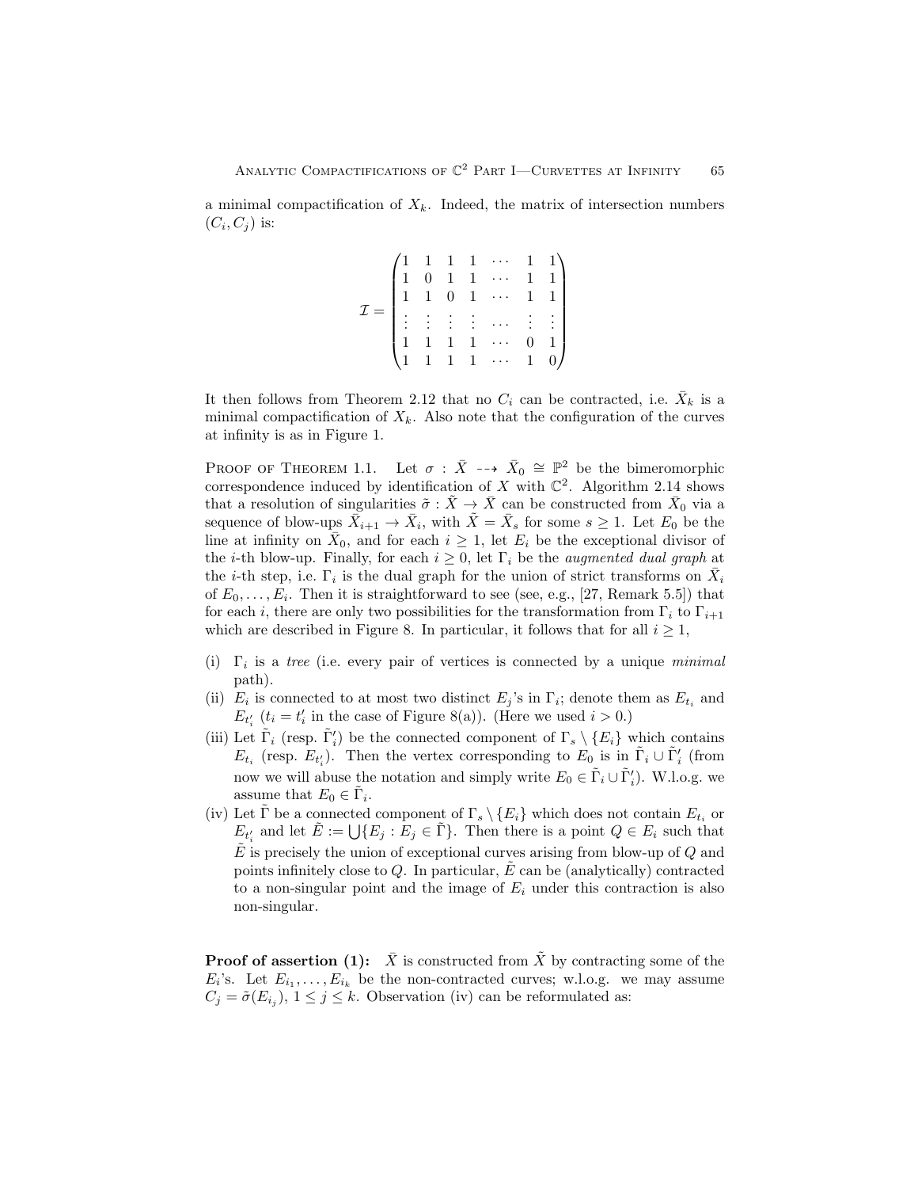a minimal compactification of $X_k$. Indeed, the matrix of intersection numbers $(C_i, C_j)$ is:

$$\mathcal{I} = \begin{pmatrix} 1 & 1 & 1 & 1 & \cdots & 1 & 1 \\ 1 & 0 & 1 & 1 & \cdots & 1 & 1 \\ 1 & 1 & 0 & 1 & \cdots & 1 & 1 \\ \vdots & \vdots & \vdots & \vdots & \cdots & \vdots & \vdots \\ 1 & 1 & 1 & 1 & \cdots & 0 & 1 \\ 1 & 1 & 1 & 1 & \cdots & 1 & 0 \end{pmatrix}$$

It then follows from Theorem 2.12 that no $C_i$ can be contracted, i.e. $\bar{X}_k$ is a minimal compactification of $X_k$. Also note that the configuration of the curves at infinity is as in Figure 1.

Proof of Theorem 1.1. Let $\sigma : \bar{X} \dashrightarrow \bar{X}_0 \cong \mathbb{P}^2$ be the bimeromorphic correspondence induced by identification of $X$ with $\mathbb{C}^2$. Algorithm 2.14 shows that a resolution of singularities $\tilde{\sigma} : \tilde{X} \to \bar{X}$ can be constructed from $\bar{X}_0$ via a sequence of blow-ups $\bar{X}_{i+1} \to \bar{X}_i$, with $\tilde{X} = \bar{X}_s$ for some $s \geq 1$. Let $E_0$ be the line at infinity on $\bar{X}_0$, and for each $i \geq 1$, let $E_i$ be the exceptional divisor of the $i$-th blow-up. Finally, for each $i \geq 0$, let $\Gamma_i$ be the *augmented dual graph* at the $i$-th step, i.e. $\Gamma_i$ is the dual graph for the union of strict transforms on $\bar{X}_i$ of $E_0, \ldots, E_i$. Then it is straightforward to see (see, e.g., [27, Remark 5.5]) that for each $i$, there are only two possibilities for the transformation from $\Gamma_i$ to $\Gamma_{i+1}$ which are described in Figure 8. In particular, it follows that for all $i \geq 1$,

(i) $\Gamma_i$ is a *tree* (i.e. every pair of vertices is connected by a unique *minimal* path).

(ii) $E_i$ is connected to at most two distinct $E_j$'s in $\Gamma_i$; denote them as $E_{t_i}$ and $E_{t'_i}$ ($t_i = t'_i$ in the case of Figure 8(a)). (Here we used $i > 0$.)

(iii) Let $\tilde{\Gamma}_i$ (resp. $\tilde{\Gamma}'_i$) be the connected component of $\Gamma_s \setminus \{E_i\}$ which contains $E_{t_i}$ (resp. $E_{t'_i}$). Then the vertex corresponding to $E_0$ is in $\tilde{\Gamma}_i \cup \tilde{\Gamma}'_i$ (from now we will abuse the notation and simply write $E_0 \in \tilde{\Gamma}_i \cup \tilde{\Gamma}'_i$). W.l.o.g. we assume that $E_0 \in \tilde{\Gamma}_i$.

(iv) Let $\tilde{\Gamma}$ be a connected component of $\Gamma_s \setminus \{E_i\}$ which does not contain $E_{t_i}$ or $E_{t'_i}$ and let $\tilde{E} := \bigcup \{E_j : E_j \in \tilde{\Gamma}\}$. Then there is a point $Q \in E_i$ such that $\tilde{E}$ is precisely the union of exceptional curves arising from blow-up of $Q$ and points infinitely close to $Q$. In particular, $\tilde{E}$ can be (analytically) contracted to a non-singular point and the image of $E_i$ under this contraction is also non-singular.

**Proof of assertion (1):** $\bar{X}$ is constructed from $\tilde{X}$ by contracting some of the $E_i$'s. Let $E_{i_1}, \ldots, E_{i_k}$ be the non-contracted curves; w.l.o.g. we may assume $C_j = \tilde{\sigma}(E_{i_j})$, $1 \leq j \leq k$. Observation (iv) can be reformulated as: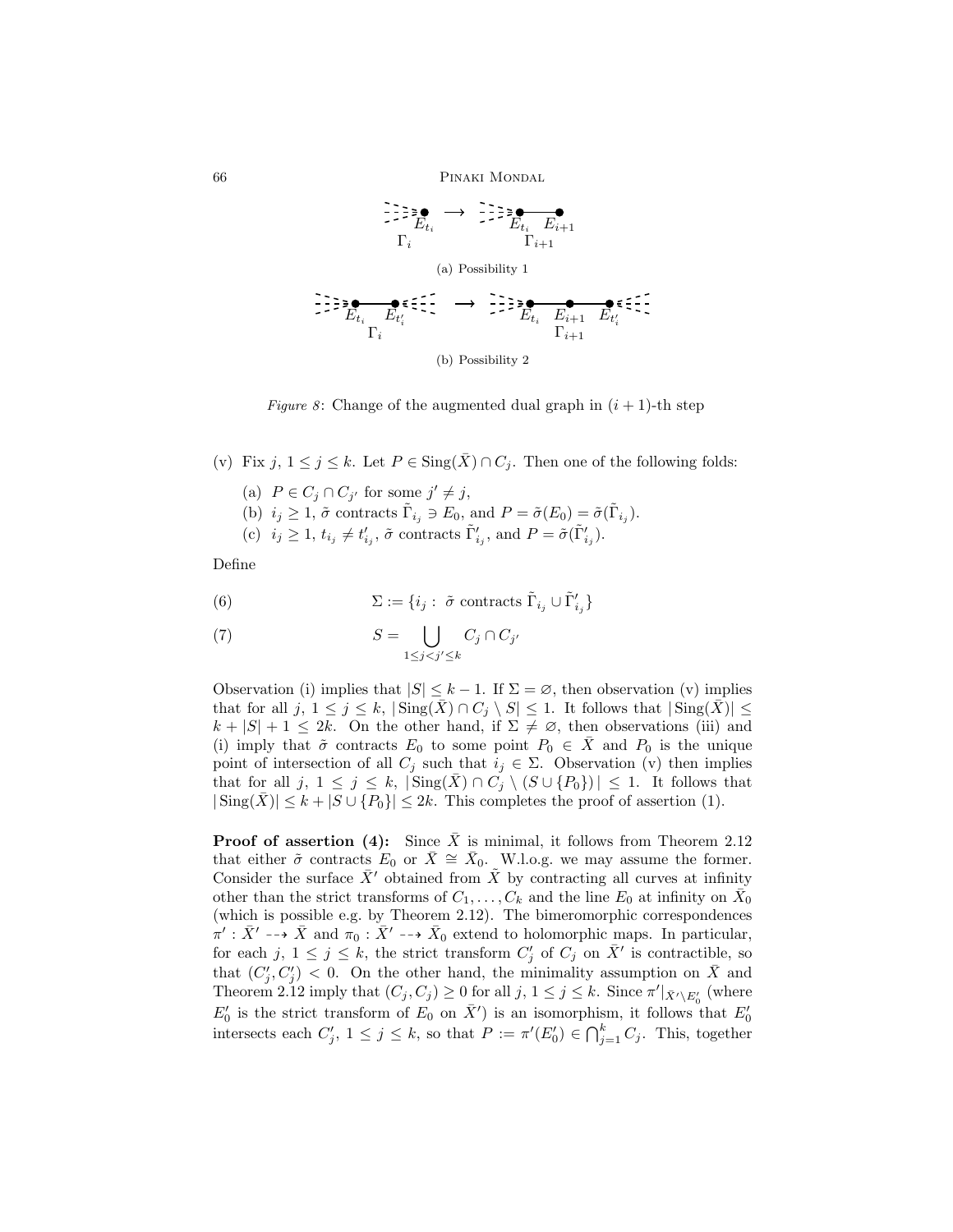(a) Possibility 1

(b) Possibility 2

*Figure 8*: Change of the augmented dual graph in $(i+1)$-th step

(v) Fix $j$, $1 \leq j \leq k$. Let $P \in \operatorname{Sing}(\bar{X}) \cap C_j$. Then one of the following folds:

   (a) $P \in C_j \cap C_{j'}$ for some $j' \neq j$,

   (b) $i_j \geq 1$, $\tilde{\sigma}$ contracts $\tilde{\Gamma}_{i_j} \ni E_0$, and $P = \tilde{\sigma}(E_0) = \tilde{\sigma}(\tilde{\Gamma}_{i_j})$.

   (c) $i_j \geq 1$, $t_{i_j} \neq t'_{i_j}$, $\tilde{\sigma}$ contracts $\tilde{\Gamma}'_{i_j}$, and $P = \tilde{\sigma}(\tilde{\Gamma}'_{i_j})$.

Define

$$\Sigma := \{i_j :\ \tilde{\sigma} \text{ contracts } \tilde{\Gamma}_{i_j} \cup \tilde{\Gamma}'_{i_j}\} \tag{6}$$

$$S = \bigcup_{1 \leq j < j' \leq k} C_j \cap C_{j'} \tag{7}$$

Observation (i) implies that $|S| \leq k-1$. If $\Sigma = \varnothing$, then observation (v) implies that for all $j$, $1 \leq j \leq k$, $|\operatorname{Sing}(\bar{X}) \cap C_j \setminus S| \leq 1$. It follows that $|\operatorname{Sing}(\bar{X})| \leq k + |S| + 1 \leq 2k$. On the other hand, if $\Sigma \neq \varnothing$, then observations (iii) and (i) imply that $\tilde{\sigma}$ contracts $E_0$ to some point $P_0 \in \bar{X}$ and $P_0$ is the unique point of intersection of all $C_j$ such that $i_j \in \Sigma$. Observation (v) then implies that for all $j$, $1 \leq j \leq k$, $|\operatorname{Sing}(\bar{X}) \cap C_j \setminus (S \cup \{P_0\})| \leq 1$. It follows that $|\operatorname{Sing}(\bar{X})| \leq k + |S \cup \{P_0\}| \leq 2k$. This completes the proof of assertion (1).

**Proof of assertion (4):** Since $\bar{X}$ is minimal, it follows from Theorem 2.12 that either $\tilde{\sigma}$ contracts $E_0$ or $\bar{X} \cong \bar{X}_0$. W.l.o.g. we may assume the former. Consider the surface $\bar{X}'$ obtained from $\tilde{X}$ by contracting all curves at infinity other than the strict transforms of $C_1, \ldots, C_k$ and the line $E_0$ at infinity on $\bar{X}_0$ (which is possible e.g. by Theorem 2.12). The bimeromorphic correspondences $\pi' : \bar{X}' \dashrightarrow \bar{X}$ and $\pi_0 : \bar{X}' \dashrightarrow \bar{X}_0$ extend to holomorphic maps. In particular, for each $j$, $1 \leq j \leq k$, the strict transform $C'_j$ of $C_j$ on $\bar{X}'$ is contractible, so that $(C'_j, C'_j) < 0$. On the other hand, the minimality assumption on $\bar{X}$ and Theorem 2.12 imply that $(C_j, C_j) \geq 0$ for all $j$, $1 \leq j \leq k$. Since $\pi'|_{\bar{X}' \setminus E'_0}$ (where $E'_0$ is the strict transform of $E_0$ on $\bar{X}'$) is an isomorphism, it follows that $E'_0$ intersects each $C'_j$, $1 \leq j \leq k$, so that $P := \pi'(E'_0) \in \bigcap_{j=1}^{k} C_j$. This, together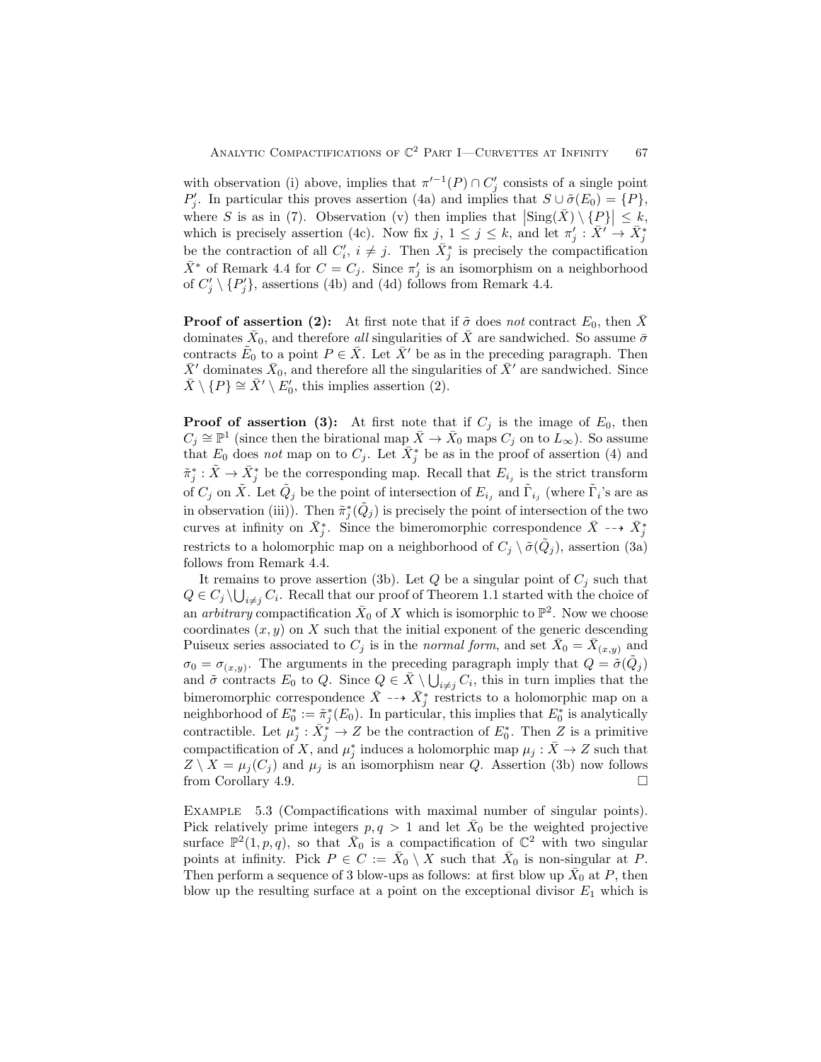with observation (i) above, implies that $\pi'^{-1}(P) \cap C'_j$ consists of a single point $P'_j$. In particular this proves assertion (4a) and implies that $S \cup \tilde{\sigma}(E_0) = \{P\}$, where $S$ is as in (7). Observation (v) then implies that $|\mathrm{Sing}(\bar{X}) \setminus \{P\}| \leq k$, which is precisely assertion (4c). Now fix $j$, $1 \leq j \leq k$, and let $\pi'_j : \bar{X}' \to \bar{X}^*_j$ be the contraction of all $C'_i$, $i \neq j$. Then $\bar{X}^*_j$ is precisely the compactification $\bar{X}^*$ of Remark 4.4 for $C = C_j$. Since $\pi'_j$ is an isomorphism on a neighborhood of $C'_j \setminus \{P'_j\}$, assertions (4b) and (4d) follows from Remark 4.4.

**Proof of assertion (2):** At first note that if $\tilde{\sigma}$ does *not* contract $E_0$, then $\bar{X}$ dominates $\bar{X}_0$, and therefore *all* singularities of $\bar{X}$ are sandwiched. So assume $\tilde{\sigma}$ contracts $\tilde{E}_0$ to a point $P \in \bar{X}$. Let $\bar{X}'$ be as in the preceding paragraph. Then $\bar{X}'$ dominates $\bar{X}_0$, and therefore all the singularities of $\bar{X}'$ are sandwiched. Since $\bar{X} \setminus \{P\} \cong \bar{X}' \setminus E'_0$, this implies assertion (2).

**Proof of assertion (3):** At first note that if $C_j$ is the image of $E_0$, then $C_j \cong \mathbb{P}^1$ (since then the birational map $\bar{X} \to \bar{X}_0$ maps $C_j$ on to $L_\infty$). So assume that $E_0$ does *not* map on to $C_j$. Let $\bar{X}^*_j$ be as in the proof of assertion (4) and $\tilde{\pi}^*_j : \tilde{X} \to \bar{X}^*_j$ be the corresponding map. Recall that $E_{i_j}$ is the strict transform of $C_j$ on $\tilde{X}$. Let $\tilde{Q}_j$ be the point of intersection of $E_{i_j}$ and $\tilde{\Gamma}_{i_j}$ (where $\tilde{\Gamma}_i$'s are as in observation (iii)). Then $\tilde{\pi}^*_j(\tilde{Q}_j)$ is precisely the point of intersection of the two curves at infinity on $\bar{X}^*_j$. Since the bimeromorphic correspondence $\bar{X} \dashrightarrow \bar{X}^*_j$ restricts to a holomorphic map on a neighborhood of $C_j \setminus \tilde{\sigma}(\tilde{Q}_j)$, assertion (3a) follows from Remark 4.4.

It remains to prove assertion (3b). Let $Q$ be a singular point of $C_j$ such that $Q \in C_j \setminus \bigcup_{i \neq j} C_i$. Recall that our proof of Theorem 1.1 started with the choice of an *arbitrary* compactification $\bar{X}_0$ of $X$ which is isomorphic to $\mathbb{P}^2$. Now we choose coordinates $(x, y)$ on $X$ such that the initial exponent of the generic descending Puiseux series associated to $C_j$ is in the *normal form*, and set $\bar{X}_0 = \bar{X}_{(x,y)}$ and $\sigma_0 = \sigma_{(x,y)}$. The arguments in the preceding paragraph imply that $Q = \tilde{\sigma}(\tilde{Q}_j)$ and $\tilde{\sigma}$ contracts $E_0$ to $Q$. Since $Q \in \bar{X} \setminus \bigcup_{i \neq j} C_i$, this in turn implies that the bimeromorphic correspondence $\bar{X} \dashrightarrow \bar{X}^*_j$ restricts to a holomorphic map on a neighborhood of $E^*_0 := \tilde{\pi}^*_j(E_0)$. In particular, this implies that $E^*_0$ is analytically contractible. Let $\mu^*_j : \bar{X}^*_j \to Z$ be the contraction of $E^*_0$. Then $Z$ is a primitive compactification of $X$, and $\mu^*_j$ induces a holomorphic map $\mu_j : \bar{X} \to Z$ such that $Z \setminus X = \mu_j(C_j)$ and $\mu_j$ is an isomorphism near $Q$. Assertion (3b) now follows from Corollary 4.9. $\square$

Example 5.3 (Compactifications with maximal number of singular points). Pick relatively prime integers $p, q > 1$ and let $\bar{X}_0$ be the weighted projective surface $\mathbb{P}^2(1, p, q)$, so that $\bar{X}_0$ is a compactification of $\mathbb{C}^2$ with two singular points at infinity. Pick $P \in C := \bar{X}_0 \setminus X$ such that $\bar{X}_0$ is non-singular at $P$. Then perform a sequence of 3 blow-ups as follows: at first blow up $\bar{X}_0$ at $P$, then blow up the resulting surface at a point on the exceptional divisor $E_1$ which is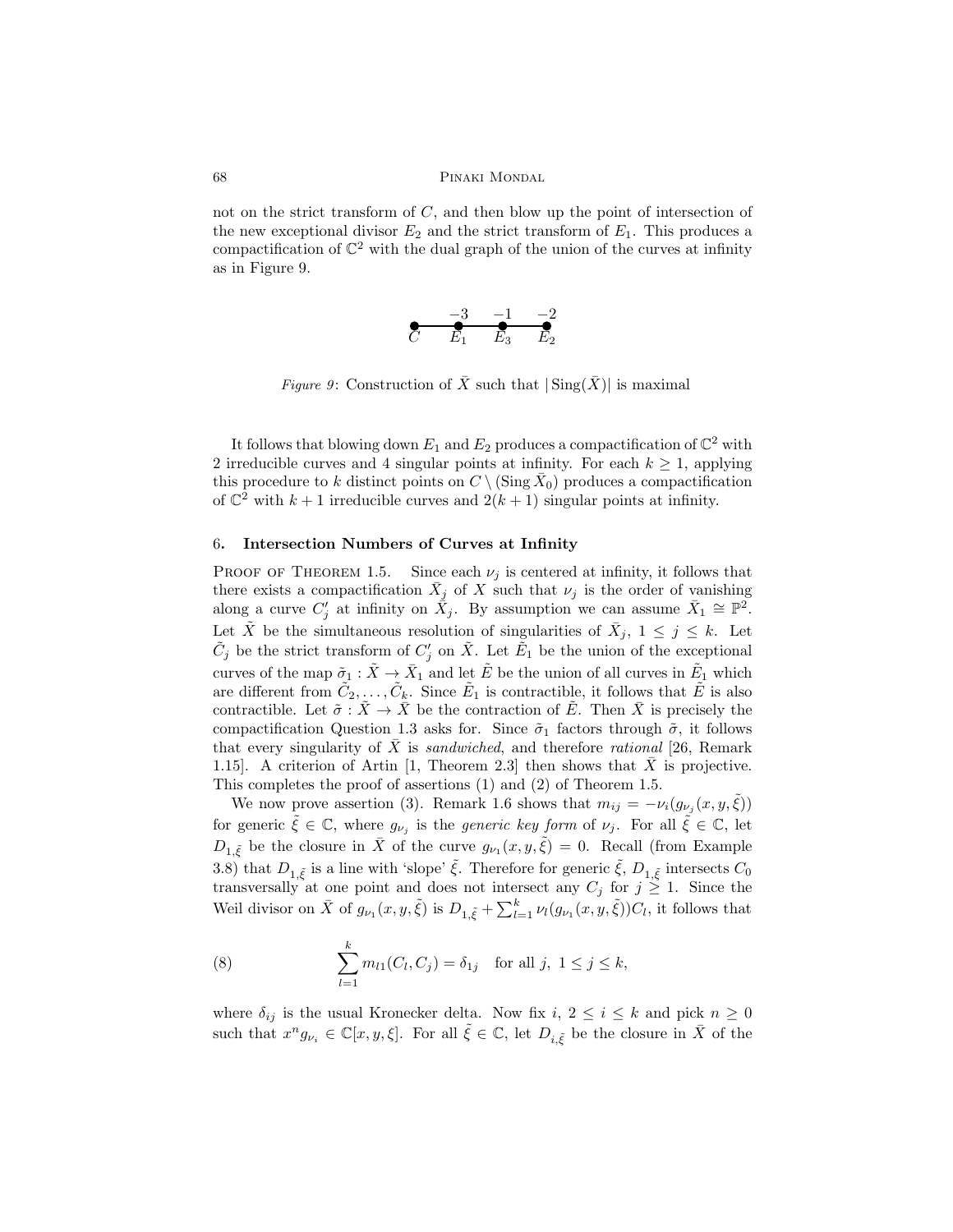not on the strict transform of $C$, and then blow up the point of intersection of the new exceptional divisor $E_2$ and the strict transform of $E_1$. This produces a compactification of $\mathbb{C}^2$ with the dual graph of the union of the curves at infinity as in Figure 9.

$$
\underset{C}{\bullet} \text{---} \overset{-3}{\underset{E_1}{\bullet}} \text{---} \overset{-1}{\underset{E_3}{\bullet}} \text{---} \overset{-2}{\underset{E_2}{\bullet}}
$$

*Figure 9*: Construction of $\bar{X}$ such that $|\operatorname{Sing}(\bar{X})|$ is maximal

It follows that blowing down $E_1$ and $E_2$ produces a compactification of $\mathbb{C}^2$ with 2 irreducible curves and 4 singular points at infinity. For each $k \geq 1$, applying this procedure to $k$ distinct points on $C \setminus (\operatorname{Sing} \bar{X}_0)$ produces a compactification of $\mathbb{C}^2$ with $k+1$ irreducible curves and $2(k+1)$ singular points at infinity.

## 6. Intersection Numbers of Curves at Infinity

Proof of Theorem 1.5. Since each $\nu_j$ is centered at infinity, it follows that there exists a compactification $\bar{X}_j$ of $X$ such that $\nu_j$ is the order of vanishing along a curve $C'_j$ at infinity on $\bar{X}_j$. By assumption we can assume $\bar{X}_1 \cong \mathbb{P}^2$. Let $\tilde{X}$ be the simultaneous resolution of singularities of $\bar{X}_j$, $1 \leq j \leq k$. Let $\tilde{C}_j$ be the strict transform of $C'_j$ on $\tilde{X}$. Let $\tilde{E}_1$ be the union of the exceptional curves of the map $\tilde{\sigma}_1 : \tilde{X} \to \bar{X}_1$ and let $\tilde{E}$ be the union of all curves in $\tilde{E}_1$ which are different from $\tilde{C}_2, \ldots, \tilde{C}_k$. Since $\tilde{E}_1$ is contractible, it follows that $\tilde{E}$ is also contractible. Let $\tilde{\sigma} : \tilde{X} \to \bar{X}$ be the contraction of $\tilde{E}$. Then $\bar{X}$ is precisely the compactification Question 1.3 asks for. Since $\tilde{\sigma}_1$ factors through $\tilde{\sigma}$, it follows that every singularity of $\bar{X}$ is *sandwiched*, and therefore *rational* [26, Remark 1.15]. A criterion of Artin [1, Theorem 2.3] then shows that $\bar{X}$ is projective. This completes the proof of assertions (1) and (2) of Theorem 1.5.

We now prove assertion (3). Remark 1.6 shows that $m_{ij} = -\nu_i(g_{\nu_j}(x, y, \tilde{\xi}))$ for generic $\tilde{\xi} \in \mathbb{C}$, where $g_{\nu_j}$ is the *generic key form* of $\nu_j$. For all $\tilde{\xi} \in \mathbb{C}$, let $D_{1,\tilde{\xi}}$ be the closure in $\bar{X}$ of the curve $g_{\nu_1}(x, y, \tilde{\xi}) = 0$. Recall (from Example 3.8) that $D_{1,\tilde{\xi}}$ is a line with 'slope' $\tilde{\xi}$. Therefore for generic $\tilde{\xi}$, $D_{1,\tilde{\xi}}$ intersects $C_0$ transversally at one point and does not intersect any $C_j$ for $j \geq 1$. Since the Weil divisor on $\bar{X}$ of $g_{\nu_1}(x, y, \tilde{\xi})$ is $D_{1,\tilde{\xi}} + \sum_{l=1}^{k} \nu_l(g_{\nu_1}(x, y, \tilde{\xi}))C_l$, it follows that

$$
\sum_{l=1}^{k} m_{l1}(C_l, C_j) = \delta_{1j} \quad \text{for all } j,\ 1 \leq j \leq k, \tag{8}
$$

where $\delta_{ij}$ is the usual Kronecker delta. Now fix $i$, $2 \leq i \leq k$ and pick $n \geq 0$ such that $x^n g_{\nu_i} \in \mathbb{C}[x, y, \xi]$. For all $\tilde{\xi} \in \mathbb{C}$, let $D_{i,\tilde{\xi}}$ be the closure in $\bar{X}$ of the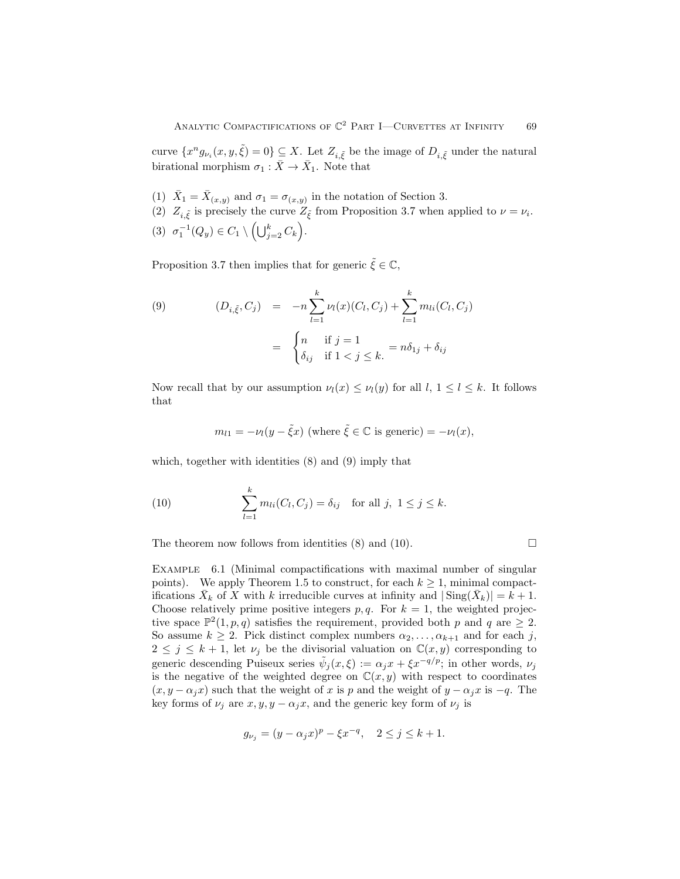curve $\{x^n g_{\nu_i}(x,y,\tilde{\xi}) = 0\} \subseteq X$. Let $Z_{i,\tilde{\xi}}$ be the image of $D_{i,\tilde{\xi}}$ under the natural birational morphism $\sigma_1 : \bar{X} \to \bar{X}_1$. Note that

(1) $\bar{X}_1 = \bar{X}_{(x,y)}$ and $\sigma_1 = \sigma_{(x,y)}$ in the notation of Section 3.
(2) $Z_{i,\tilde{\xi}}$ is precisely the curve $Z_{\tilde{\xi}}$ from Proposition 3.7 when applied to $\nu = \nu_i$.
(3) $\sigma_1^{-1}(Q_y) \in C_1 \setminus \left(\bigcup_{j=2}^k C_k\right)$.

Proposition 3.7 then implies that for generic $\tilde{\xi} \in \mathbb{C}$,

$$
(9) \qquad (D_{i,\tilde{\xi}}, C_j) = -n\sum_{l=1}^k \nu_l(x)(C_l, C_j) + \sum_{l=1}^k m_{li}(C_l, C_j) = \begin{cases} n & \text{if } j = 1 \\ \delta_{ij} & \text{if } 1 < j \leq k. \end{cases} = n\delta_{1j} + \delta_{ij}
$$

Now recall that by our assumption $\nu_l(x) \leq \nu_l(y)$ for all $l$, $1 \leq l \leq k$. It follows that

$$
m_{l1} = -\nu_l(y - \tilde{\xi}x) \text{ (where } \tilde{\xi} \in \mathbb{C} \text{ is generic)} = -\nu_l(x),
$$

which, together with identities (8) and (9) imply that

$$
(10) \qquad \sum_{l=1}^k m_{li}(C_l, C_j) = \delta_{ij} \quad \text{for all } j,\ 1 \leq j \leq k.
$$

The theorem now follows from identities (8) and (10). $\square$

Example 6.1 (Minimal compactifications with maximal number of singular points). We apply Theorem 1.5 to construct, for each $k \geq 1$, minimal compactifications $\bar{X}_k$ of $X$ with $k$ irreducible curves at infinity and $|\operatorname{Sing}(\bar{X}_k)| = k+1$. Choose relatively prime positive integers $p, q$. For $k = 1$, the weighted projective space $\mathbb{P}^2(1,p,q)$ satisfies the requirement, provided both $p$ and $q$ are $\geq 2$. So assume $k \geq 2$. Pick distinct complex numbers $\alpha_2, \ldots, \alpha_{k+1}$ and for each $j$, $2 \leq j \leq k+1$, let $\nu_j$ be the divisorial valuation on $\mathbb{C}(x,y)$ corresponding to generic descending Puiseux series $\tilde{\psi}_j(x,\xi) := \alpha_j x + \xi x^{-q/p}$; in other words, $\nu_j$ is the negative of the weighted degree on $\mathbb{C}(x,y)$ with respect to coordinates $(x, y - \alpha_j x)$ such that the weight of $x$ is $p$ and the weight of $y - \alpha_j x$ is $-q$. The key forms of $\nu_j$ are $x, y, y - \alpha_j x$, and the generic key form of $\nu_j$ is

$$
g_{\nu_j} = (y - \alpha_j x)^p - \xi x^{-q}, \quad 2 \leq j \leq k+1.
$$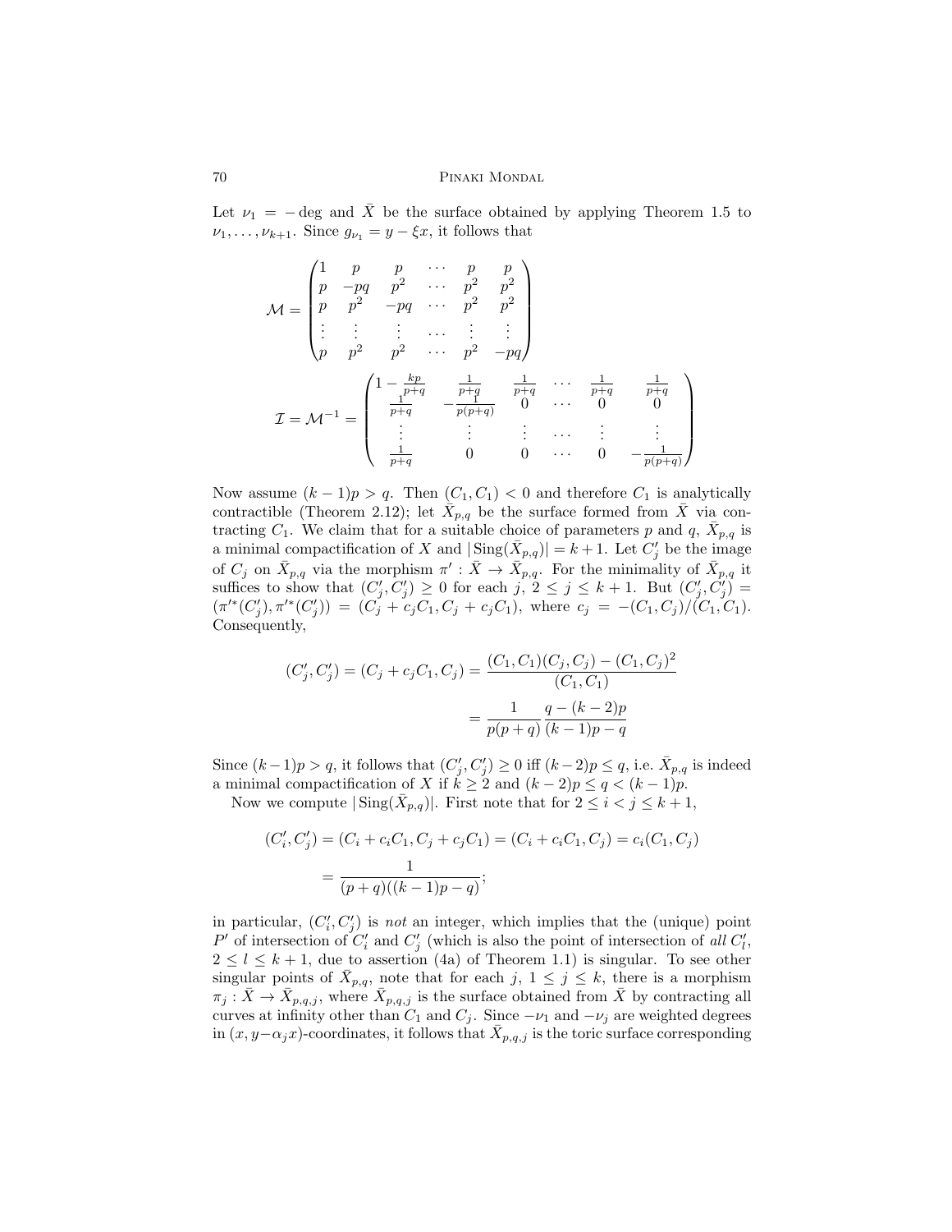Let $\nu_1 = -\deg$ and $\bar{X}$ be the surface obtained by applying Theorem 1.5 to $\nu_1, \ldots, \nu_{k+1}$. Since $g_{\nu_1} = y - \xi x$, it follows that

$$\mathcal{M} = \begin{pmatrix} 1 & p & p & \cdots & p & p \\ p & -pq & p^2 & \cdots & p^2 & p^2 \\ p & p^2 & -pq & \cdots & p^2 & p^2 \\ \vdots & \vdots & \vdots & \cdots & \vdots & \vdots \\ p & p^2 & p^2 & \cdots & p^2 & -pq \end{pmatrix}$$

$$\mathcal{I} = \mathcal{M}^{-1} = \begin{pmatrix} 1 - \frac{kp}{p+q} & \frac{1}{p+q} & \frac{1}{p+q} & \cdots & \frac{1}{p+q} & \frac{1}{p+q} \\ \frac{1}{p+q} & -\frac{1}{p(p+q)} & 0 & \cdots & 0 & 0 \\ \vdots & \vdots & \vdots & \cdots & \vdots & \vdots \\ \frac{1}{p+q} & 0 & 0 & \cdots & 0 & -\frac{1}{p(p+q)} \end{pmatrix}$$

Now assume $(k-1)p > q$. Then $(C_1, C_1) < 0$ and therefore $C_1$ is analytically contractible (Theorem 2.12); let $\bar{X}_{p,q}$ be the surface formed from $\bar{X}$ via contracting $C_1$. We claim that for a suitable choice of parameters $p$ and $q$, $\bar{X}_{p,q}$ is a minimal compactification of $X$ and $|\operatorname{Sing}(\bar{X}_{p,q})| = k+1$. Let $C'_j$ be the image of $C_j$ on $\bar{X}_{p,q}$ via the morphism $\pi' : \bar{X} \to \bar{X}_{p,q}$. For the minimality of $\bar{X}_{p,q}$ it suffices to show that $(C'_j, C'_j) \geq 0$ for each $j$, $2 \leq j \leq k+1$. But $(C'_j, C'_j) = (\pi'^*(C'_j), \pi'^*(C'_j)) = (C_j + c_j C_1, C_j + c_j C_1)$, where $c_j = -(C_1, C_j)/(C_1, C_1)$. Consequently,

$$\begin{aligned}
(C'_j, C'_j) = (C_j + c_j C_1, C_j) &= \frac{(C_1, C_1)(C_j, C_j) - (C_1, C_j)^2}{(C_1, C_1)} \\
&= \frac{1}{p(p+q)} \frac{q - (k-2)p}{(k-1)p - q}
\end{aligned}$$

Since $(k-1)p > q$, it follows that $(C'_j, C'_j) \geq 0$ iff $(k-2)p \leq q$, i.e. $\bar{X}_{p,q}$ is indeed a minimal compactification of $X$ if $k \geq 2$ and $(k-2)p \leq q < (k-1)p$.

Now we compute $|\operatorname{Sing}(\bar{X}_{p,q})|$. First note that for $2 \leq i < j \leq k+1$,

$$\begin{aligned}
(C'_i, C'_j) &= (C_i + c_i C_1, C_j + c_j C_1) = (C_i + c_i C_1, C_j) = c_i (C_1, C_j) \\
&= \frac{1}{(p+q)((k-1)p - q)};
\end{aligned}$$

in particular, $(C'_i, C'_j)$ is *not* an integer, which implies that the (unique) point $P'$ of intersection of $C'_i$ and $C'_j$ (which is also the point of intersection of *all* $C'_l$, $2 \leq l \leq k+1$, due to assertion (4a) of Theorem 1.1) is singular. To see other singular points of $\bar{X}_{p,q}$, note that for each $j$, $1 \leq j \leq k$, there is a morphism $\pi_j : \bar{X} \to \bar{X}_{p,q,j}$, where $\bar{X}_{p,q,j}$ is the surface obtained from $\bar{X}$ by contracting all curves at infinity other than $C_1$ and $C_j$. Since $-\nu_1$ and $-\nu_j$ are weighted degrees in $(x, y - \alpha_j x)$-coordinates, it follows that $\bar{X}_{p,q,j}$ is the toric surface corresponding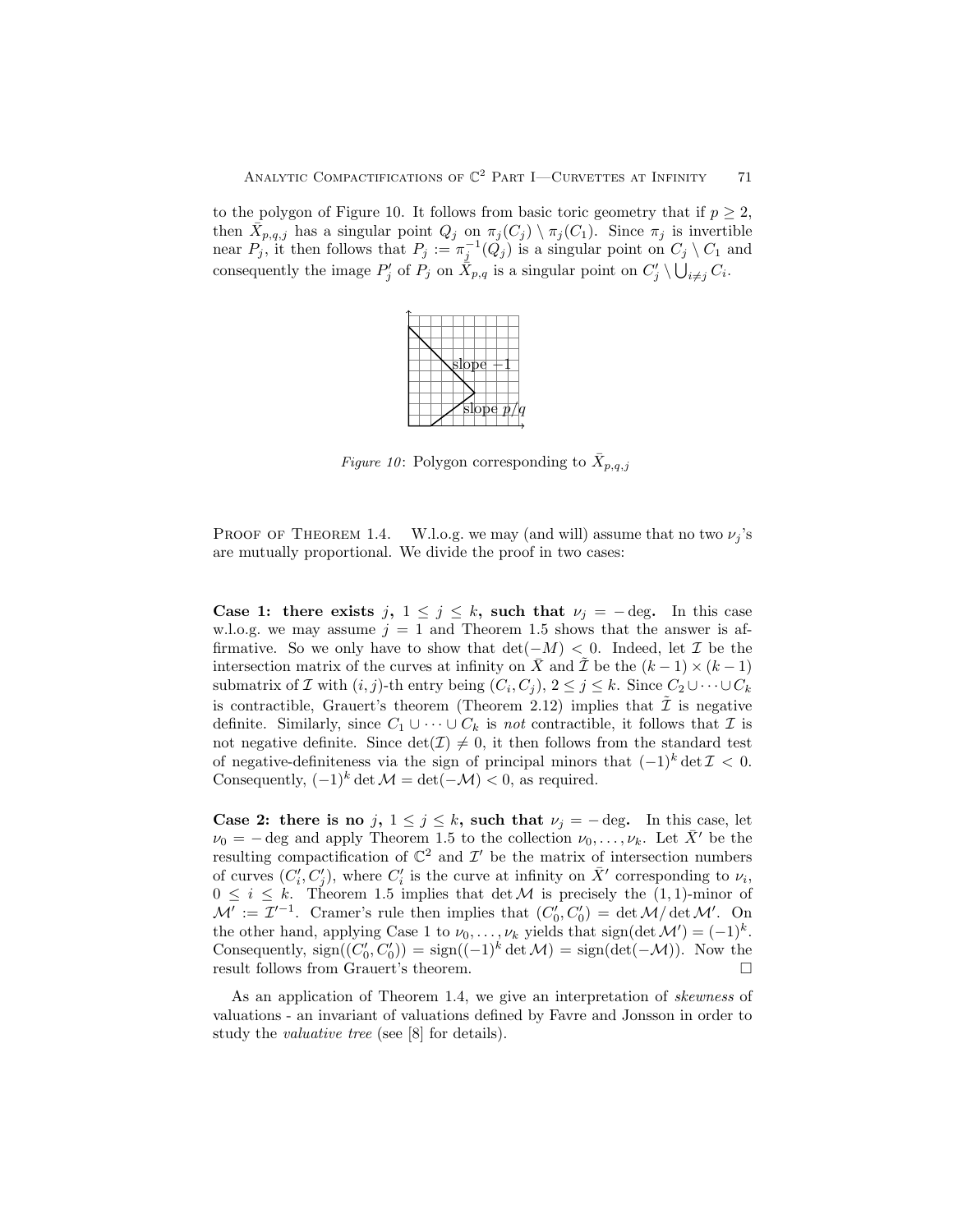to the polygon of Figure 10. It follows from basic toric geometry that if $p \geq 2$, then $\bar{X}_{p,q,j}$ has a singular point $Q_j$ on $\pi_j(C_j) \setminus \pi_j(C_1)$. Since $\pi_j$ is invertible near $P_j$, it then follows that $P_j := \pi_j^{-1}(Q_j)$ is a singular point on $C_j \setminus C_1$ and consequently the image $P'_j$ of $P_j$ on $\bar{X}_{p,q}$ is a singular point on $C'_j \setminus \bigcup_{i \neq j} C_i$.

slope $-1$

slope $p/q$

*Figure 10*: Polygon corresponding to $\bar{X}_{p,q,j}$

Proof of Theorem 1.4. W.l.o.g. we may (and will) assume that no two $\nu_j$'s are mutually proportional. We divide the proof in two cases:

**Case 1: there exists $j$, $1 \leq j \leq k$, such that $\nu_j = -\deg$.** In this case w.l.o.g. we may assume $j = 1$ and Theorem 1.5 shows that the answer is affirmative. So we only have to show that $\det(-M) < 0$. Indeed, let $\mathcal{I}$ be the intersection matrix of the curves at infinity on $\bar{X}$ and $\tilde{\mathcal{I}}$ be the $(k-1) \times (k-1)$ submatrix of $\mathcal{I}$ with $(i,j)$-th entry being $(C_i, C_j)$, $2 \leq j \leq k$. Since $C_2 \cup \cdots \cup C_k$ is contractible, Grauert's theorem (Theorem 2.12) implies that $\tilde{\mathcal{I}}$ is negative definite. Similarly, since $C_1 \cup \cdots \cup C_k$ is *not* contractible, it follows that $\mathcal{I}$ is not negative definite. Since $\det(\mathcal{I}) \neq 0$, it then follows from the standard test of negative-definiteness via the sign of principal minors that $(-1)^k \det \mathcal{I} < 0$. Consequently, $(-1)^k \det \mathcal{M} = \det(-\mathcal{M}) < 0$, as required.

**Case 2: there is no $j$, $1 \leq j \leq k$, such that $\nu_j = -\deg$.** In this case, let $\nu_0 = -\deg$ and apply Theorem 1.5 to the collection $\nu_0, \ldots, \nu_k$. Let $\bar{X}'$ be the resulting compactification of $\mathbb{C}^2$ and $\mathcal{I}'$ be the matrix of intersection numbers of curves $(C'_i, C'_j)$, where $C'_i$ is the curve at infinity on $\bar{X}'$ corresponding to $\nu_i$, $0 \leq i \leq k$. Theorem 1.5 implies that $\det \mathcal{M}$ is precisely the $(1,1)$-minor of $\mathcal{M}' := \mathcal{I}'^{-1}$. Cramer's rule then implies that $(C'_0, C'_0) = \det \mathcal{M} / \det \mathcal{M}'$. On the other hand, applying Case 1 to $\nu_0, \ldots, \nu_k$ yields that $\operatorname{sign}(\det \mathcal{M}') = (-1)^k$. Consequently, $\operatorname{sign}((C'_0, C'_0)) = \operatorname{sign}((-1)^k \det \mathcal{M}) = \operatorname{sign}(\det(-\mathcal{M}))$. Now the result follows from Grauert's theorem. □

As an application of Theorem 1.4, we give an interpretation of *skewness* of valuations - an invariant of valuations defined by Favre and Jonsson in order to study the *valuative tree* (see [8] for details).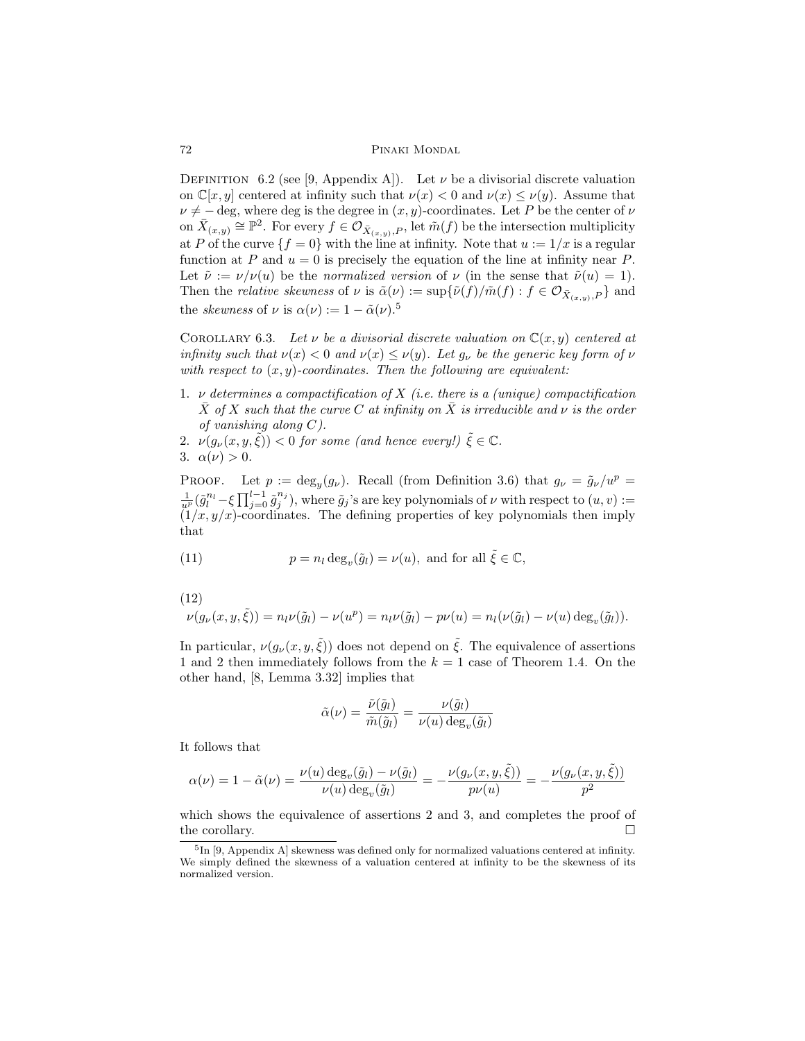Definition 6.2 (see [9, Appendix A]). Let $\nu$ be a divisorial discrete valuation on $\mathbb{C}[x,y]$ centered at infinity such that $\nu(x) < 0$ and $\nu(x) \leq \nu(y)$. Assume that $\nu \neq -\deg$, where deg is the degree in $(x,y)$-coordinates. Let $P$ be the center of $\nu$ on $\bar{X}_{(x,y)} \cong \mathbb{P}^2$. For every $f \in \mathcal{O}_{\bar{X}_{(x,y)},P}$, let $\tilde{m}(f)$ be the intersection multiplicity at $P$ of the curve $\{f = 0\}$ with the line at infinity. Note that $u := 1/x$ is a regular function at $P$ and $u = 0$ is precisely the equation of the line at infinity near $P$. Let $\tilde{\nu} := \nu/\nu(u)$ be the *normalized version* of $\nu$ (in the sense that $\tilde{\nu}(u) = 1$). Then the *relative skewness* of $\nu$ is $\tilde{\alpha}(\nu) := \sup\{\tilde{\nu}(f)/\tilde{m}(f) : f \in \mathcal{O}_{\bar{X}_{(x,y)},P}\}$ and the *skewness* of $\nu$ is $\alpha(\nu) := 1 - \tilde{\alpha}(\nu)$.[5]

Corollary 6.3. *Let $\nu$ be a divisorial discrete valuation on $\mathbb{C}(x,y)$ centered at infinity such that $\nu(x) < 0$ and $\nu(x) \leq \nu(y)$. Let $g_\nu$ be the generic key form of $\nu$ with respect to $(x,y)$-coordinates. Then the following are equivalent:*

1. *$\nu$ determines a compactification of $X$ (i.e. there is a (unique) compactification $\bar{X}$ of $X$ such that the curve $C$ at infinity on $\bar{X}$ is irreducible and $\nu$ is the order of vanishing along $C$).*
2. *$\nu(g_\nu(x,y,\tilde{\xi})) < 0$ for some (and hence every!) $\tilde{\xi} \in \mathbb{C}$.*
3. *$\alpha(\nu) > 0$.*

Proof. Let $p := \deg_y(g_\nu)$. Recall (from Definition 3.6) that $g_\nu = \tilde{g}_\nu/u^p = \frac{1}{u^p}(\tilde{g}_l^{n_l} - \xi \prod_{j=0}^{l-1} \tilde{g}_j^{n_j})$, where $\tilde{g}_j$'s are key polynomials of $\nu$ with respect to $(u,v) := (1/x, y/x)$-coordinates. The defining properties of key polynomials then imply that

$$p = n_l \deg_v(\tilde{g}_l) = \nu(u), \text{ and for all } \tilde{\xi} \in \mathbb{C}, \tag{11}$$

$$\nu(g_\nu(x,y,\tilde{\xi})) = n_l\nu(\tilde{g}_l) - \nu(u^p) = n_l\nu(\tilde{g}_l) - p\nu(u) = n_l(\nu(\tilde{g}_l) - \nu(u)\deg_v(\tilde{g}_l)). \tag{12}$$

In particular, $\nu(g_\nu(x,y,\tilde{\xi}))$ does not depend on $\tilde{\xi}$. The equivalence of assertions 1 and 2 then immediately follows from the $k = 1$ case of Theorem 1.4. On the other hand, [8, Lemma 3.32] implies that

$$\tilde{\alpha}(\nu) = \frac{\tilde{\nu}(\tilde{g}_l)}{\tilde{m}(\tilde{g}_l)} = \frac{\nu(\tilde{g}_l)}{\nu(u)\deg_v(\tilde{g}_l)}$$

It follows that

$$\alpha(\nu) = 1 - \tilde{\alpha}(\nu) = \frac{\nu(u)\deg_v(\tilde{g}_l) - \nu(\tilde{g}_l)}{\nu(u)\deg_v(\tilde{g}_l)} = -\frac{\nu(g_\nu(x,y,\tilde{\xi}))}{p\nu(u)} = -\frac{\nu(g_\nu(x,y,\tilde{\xi}))}{p^2}$$

which shows the equivalence of assertions 2 and 3, and completes the proof of the corollary. □

[5] In [9, Appendix A] skewness was defined only for normalized valuations centered at infinity. We simply defined the skewness of a valuation centered at infinity to be the skewness of its normalized version.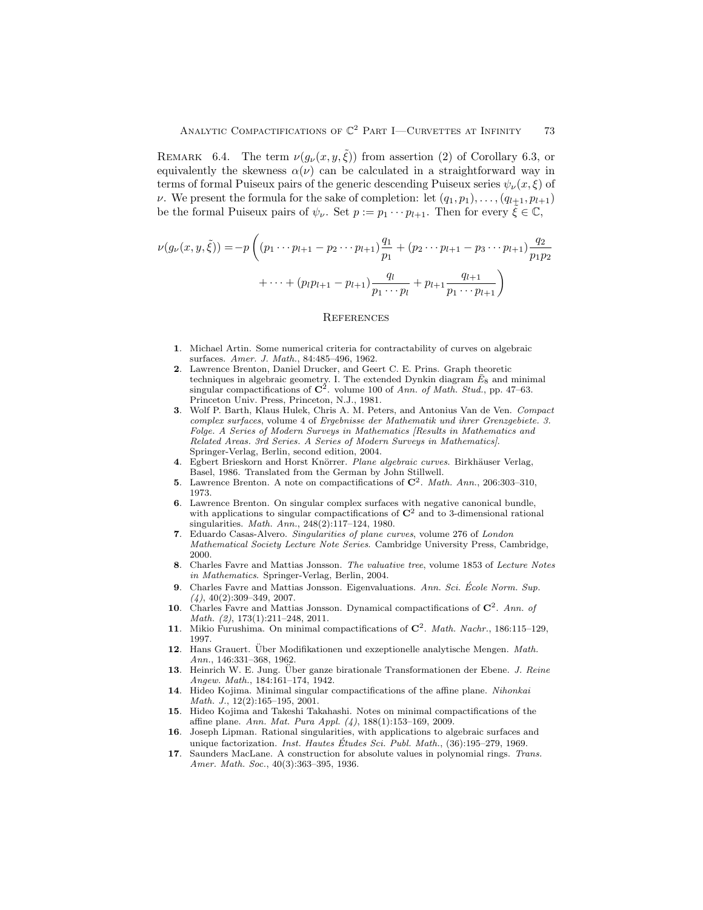Remark 6.4. The term $\nu(g_\nu(x, y, \tilde{\xi}))$ from assertion (2) of Corollary 6.3, or equivalently the skewness $\alpha(\nu)$ can be calculated in a straightforward way in terms of formal Puiseux pairs of the generic descending Puiseux series $\psi_\nu(x, \xi)$ of $\nu$. We present the formula for the sake of completion: let $(q_1, p_1), \ldots, (q_{l+1}, p_{l+1})$ be the formal Puiseux pairs of $\psi_\nu$. Set $p := p_1 \cdots p_{l+1}$. Then for every $\tilde{\xi} \in \mathbb{C}$,

$$\nu(g_\nu(x, y, \tilde{\xi})) = -p \left( (p_1 \cdots p_{l+1} - p_2 \cdots p_{l+1}) \frac{q_1}{p_1} + (p_2 \cdots p_{l+1} - p_3 \cdots p_{l+1}) \frac{q_2}{p_1 p_2} + \cdots + (p_l p_{l+1} - p_{l+1}) \frac{q_l}{p_1 \cdots p_l} + p_{l+1} \frac{q_{l+1}}{p_1 \cdots p_{l+1}} \right)$$

## References

1. Michael Artin. Some numerical criteria for contractability of curves on algebraic surfaces. *Amer. J. Math.*, 84:485–496, 1962.
2. Lawrence Brenton, Daniel Drucker, and Geert C. E. Prins. Graph theoretic techniques in algebraic geometry. I. The extended Dynkin diagram $\bar{E}_8$ and minimal singular compactifications of $\mathbf{C}^2$. volume 100 of *Ann. of Math. Stud.*, pp. 47–63. Princeton Univ. Press, Princeton, N.J., 1981.
3. Wolf P. Barth, Klaus Hulek, Chris A. M. Peters, and Antonius Van de Ven. *Compact complex surfaces*, volume 4 of *Ergebnisse der Mathematik und ihrer Grenzgebiete. 3. Folge. A Series of Modern Surveys in Mathematics [Results in Mathematics and Related Areas. 3rd Series. A Series of Modern Surveys in Mathematics]*. Springer-Verlag, Berlin, second edition, 2004.
4. Egbert Brieskorn and Horst Knörrer. *Plane algebraic curves*. Birkhäuser Verlag, Basel, 1986. Translated from the German by John Stillwell.
5. Lawrence Brenton. A note on compactifications of $\mathbf{C}^2$. *Math. Ann.*, 206:303–310, 1973.
6. Lawrence Brenton. On singular complex surfaces with negative canonical bundle, with applications to singular compactifications of $\mathbf{C}^2$ and to 3-dimensional rational singularities. *Math. Ann.*, 248(2):117–124, 1980.
7. Eduardo Casas-Alvero. *Singularities of plane curves*, volume 276 of *London Mathematical Society Lecture Note Series*. Cambridge University Press, Cambridge, 2000.
8. Charles Favre and Mattias Jonsson. *The valuative tree*, volume 1853 of *Lecture Notes in Mathematics*. Springer-Verlag, Berlin, 2004.
9. Charles Favre and Mattias Jonsson. Eigenvaluations. *Ann. Sci. École Norm. Sup. (4)*, 40(2):309–349, 2007.
10. Charles Favre and Mattias Jonsson. Dynamical compactifications of $\mathbf{C}^2$. *Ann. of Math. (2)*, 173(1):211–248, 2011.
11. Mikio Furushima. On minimal compactifications of $\mathbf{C}^2$. *Math. Nachr.*, 186:115–129, 1997.
12. Hans Grauert. Über Modifikationen und exzeptionelle analytische Mengen. *Math. Ann.*, 146:331–368, 1962.
13. Heinrich W. E. Jung. Über ganze birationale Transformationen der Ebene. *J. Reine Angew. Math.*, 184:161–174, 1942.
14. Hideo Kojima. Minimal singular compactifications of the affine plane. *Nihonkai Math. J.*, 12(2):165–195, 2001.
15. Hideo Kojima and Takeshi Takahashi. Notes on minimal compactifications of the affine plane. *Ann. Mat. Pura Appl. (4)*, 188(1):153–169, 2009.
16. Joseph Lipman. Rational singularities, with applications to algebraic surfaces and unique factorization. *Inst. Hautes Études Sci. Publ. Math.*, (36):195–279, 1969.
17. Saunders MacLane. A construction for absolute values in polynomial rings. *Trans. Amer. Math. Soc.*, 40(3):363–395, 1936.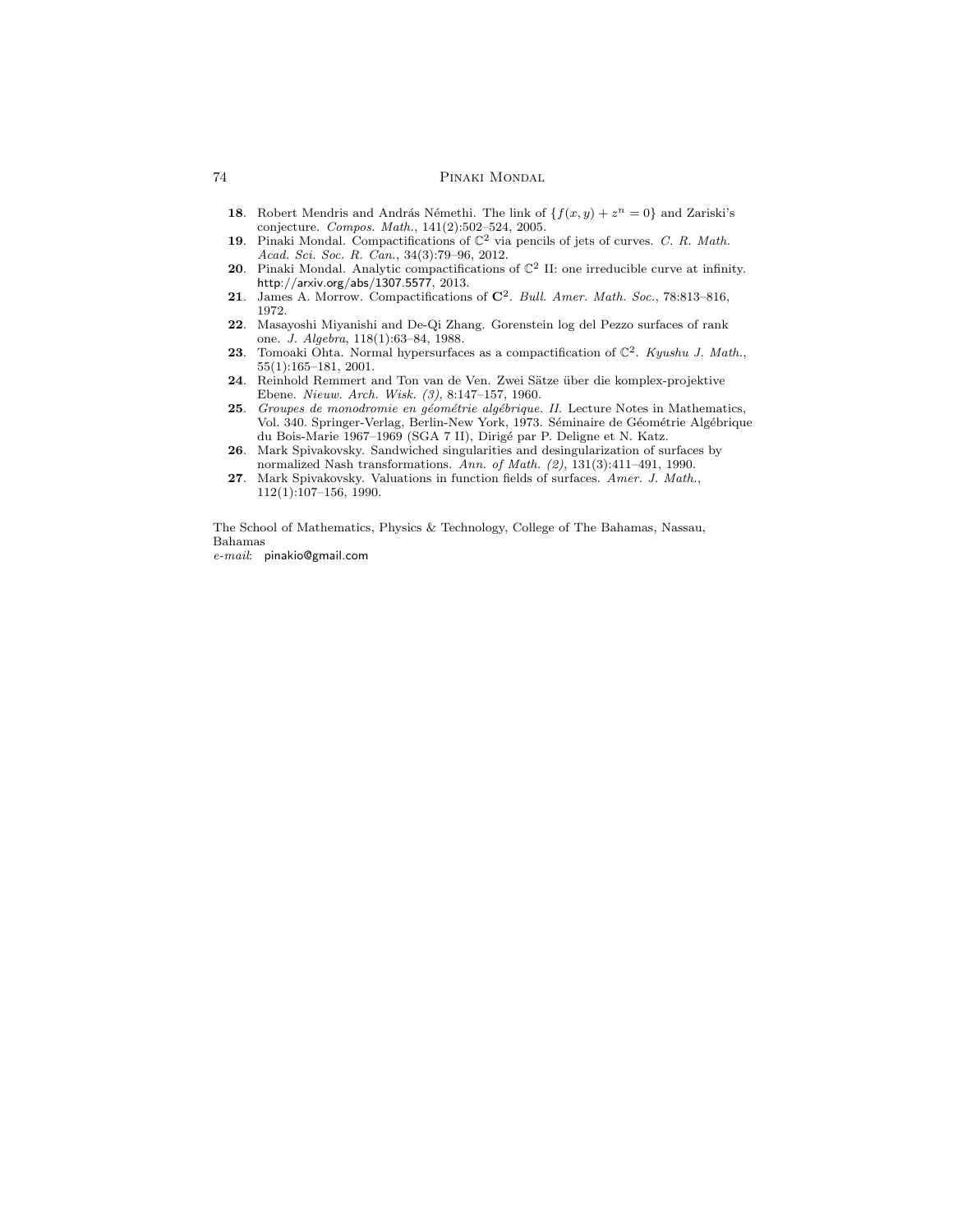**18**. Robert Mendris and András Némethi. The link of $\{f(x, y) + z^n = 0\}$ and Zariski's conjecture. *Compos. Math.*, 141(2):502–524, 2005.

**19**. Pinaki Mondal. Compactifications of $\mathbb{C}^2$ via pencils of jets of curves. *C. R. Math. Acad. Sci. Soc. R. Can.*, 34(3):79–96, 2012.

**20**. Pinaki Mondal. Analytic compactifications of $\mathbb{C}^2$ II: one irreducible curve at infinity. http://arxiv.org/abs/1307.5577, 2013.

**21**. James A. Morrow. Compactifications of $\mathbf{C}^2$. *Bull. Amer. Math. Soc.*, 78:813–816, 1972.

**22**. Masayoshi Miyanishi and De-Qi Zhang. Gorenstein log del Pezzo surfaces of rank one. *J. Algebra*, 118(1):63–84, 1988.

**23**. Tomoaki Ohta. Normal hypersurfaces as a compactification of $\mathbb{C}^2$. *Kyushu J. Math.*, 55(1):165–181, 2001.

**24**. Reinhold Remmert and Ton van de Ven. Zwei Sätze über die komplex-projektive Ebene. *Nieuw. Arch. Wisk. (3)*, 8:147–157, 1960.

**25**. *Groupes de monodromie en géométrie algébrique. II.* Lecture Notes in Mathematics, Vol. 340. Springer-Verlag, Berlin-New York, 1973. Séminaire de Géométrie Algébrique du Bois-Marie 1967–1969 (SGA 7 II), Dirigé par P. Deligne et N. Katz.

**26**. Mark Spivakovsky. Sandwiched singularities and desingularization of surfaces by normalized Nash transformations. *Ann. of Math. (2)*, 131(3):411–491, 1990.

**27**. Mark Spivakovsky. Valuations in function fields of surfaces. *Amer. J. Math.*, 112(1):107–156, 1990.

The School of Mathematics, Physics & Technology, College of The Bahamas, Nassau, Bahamas
*e-mail*: pinakio@gmail.com